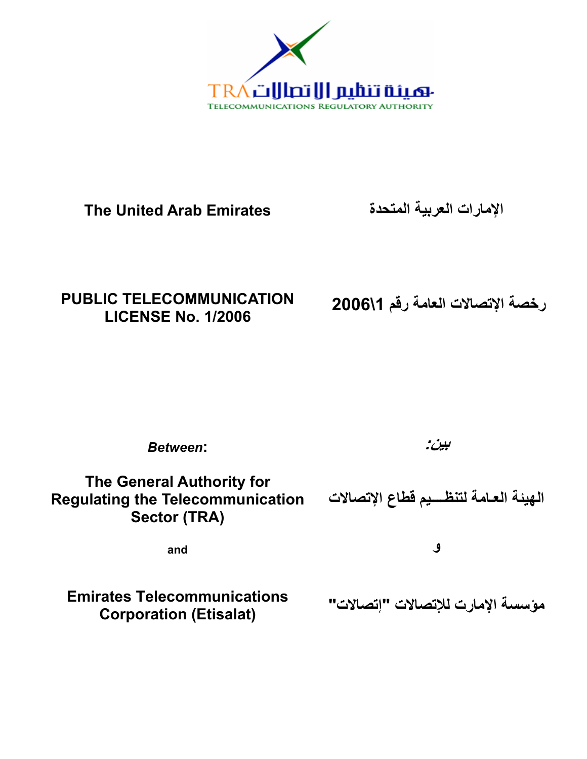هيئة تنظيم الاتصالات TRA

TELECOMMUNICATIONS REGULATORY AUTHORITY

**The United Arab Emirates**

**الإمارات العربية المتحدة**

**PUBLIC TELECOMMUNICATION LICENSE No. 1/2006**

**رخصة الإتصالات العامة رقم 2006\1**

***Between*:**

***بين:***

**The General Authority for Regulating the Telecommunication Sector (TRA)**

**الهيئة العامة لتنظيم قطاع الإتصالات**

**and**

**و**

**Emirates Telecommunications Corporation (Etisalat)**

**مؤسسة الإمارت للإتصالات "إتصالات"**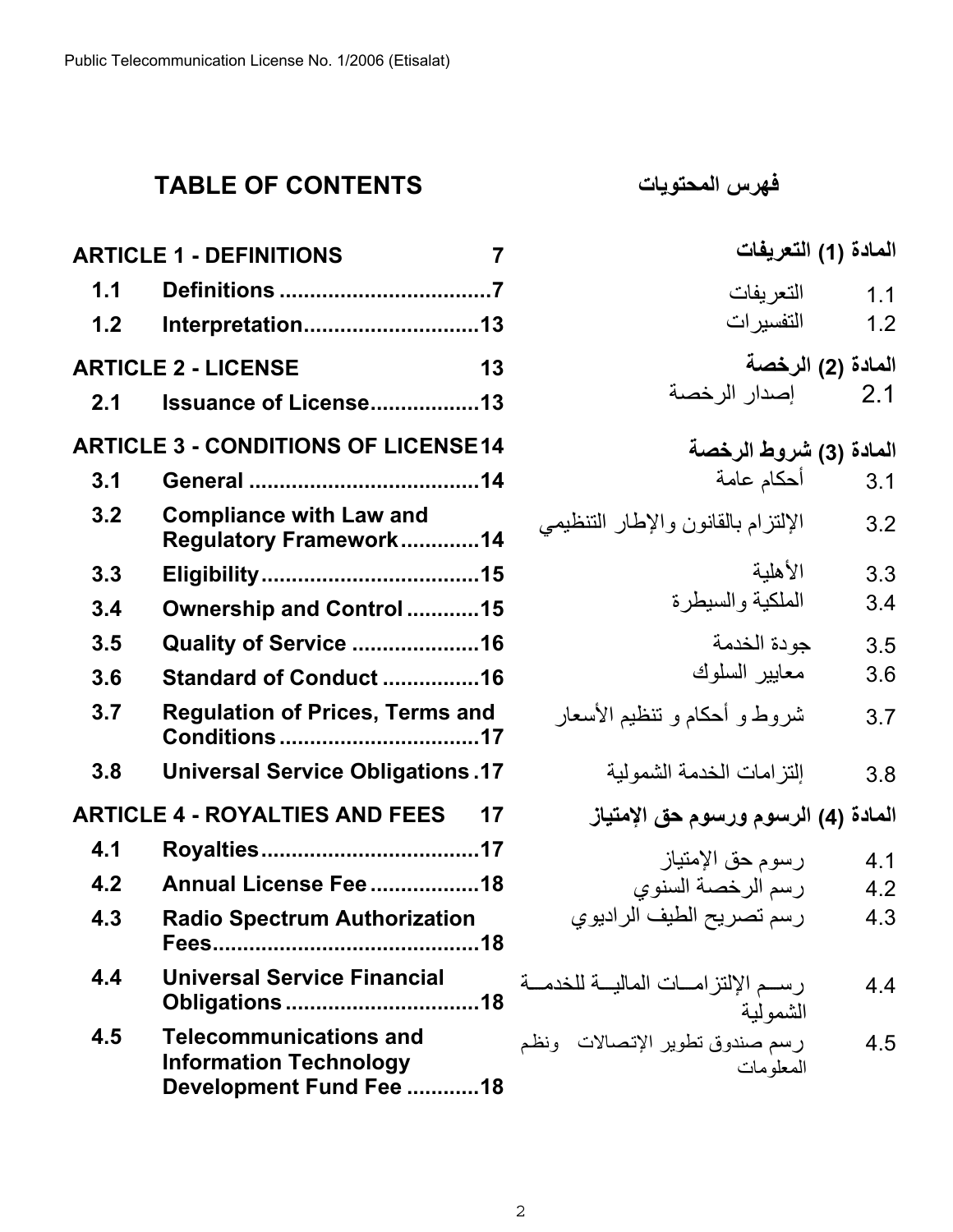## TABLE OF CONTENTS

## فهرس المحتويات

| | English | Page | | Arabic |
|---|---|---|---|---|
| **ARTICLE 1 - DEFINITIONS** | | **7** | | **المادة (1) التعريفات** |
| **1.1** | **Definitions** | **7** | 1.1 | التعريفات |
| **1.2** | **Interpretation** | **13** | 1.2 | التفسيرات |
| **ARTICLE 2 - LICENSE** | | **13** | | **المادة (2) الرخصة** |
| **2.1** | **Issuance of License** | **13** | 2.1 | إصدار الرخصة |
| **ARTICLE 3 - CONDITIONS OF LICENSE** | | **14** | | **المادة (3) شروط الرخصة** |
| **3.1** | **General** | **14** | 3.1 | أحكام عامة |
| **3.2** | **Compliance with Law and Regulatory Framework** | **14** | 3.2 | الإلتزام بالقانون والإطار التنظيمي |
| **3.3** | **Eligibility** | **15** | 3.3 | الأهلية |
| **3.4** | **Ownership and Control** | **15** | 3.4 | الملكية والسيطرة |
| **3.5** | **Quality of Service** | **16** | 3.5 | جودة الخدمة |
| **3.6** | **Standard of Conduct** | **16** | 3.6 | معايير السلوك |
| **3.7** | **Regulation of Prices, Terms and Conditions** | **17** | 3.7 | شروط و أحكام و تنظيم الأسعار |
| **3.8** | **Universal Service Obligations** | **17** | 3.8 | إلتزامات الخدمة الشمولية |
| **ARTICLE 4 - ROYALTIES AND FEES** | | **17** | | **المادة (4) الرسوم ورسوم حق الإمتياز** |
| **4.1** | **Royalties** | **17** | 4.1 | رسوم حق الإمتياز |
| **4.2** | **Annual License Fee** | **18** | 4.2 | رسم الرخصة السنوي |
| **4.3** | **Radio Spectrum Authorization Fees** | **18** | 4.3 | رسم تصريح الطيف الراديوي |
| **4.4** | **Universal Service Financial Obligations** | **18** | 4.4 | رسم الإلتزامات المالية للخدمة الشمولية |
| **4.5** | **Telecommunications and Information Technology Development Fund Fee** | **18** | 4.5 | رسم صندوق تطوير الإتصالات ونظم المعلومات |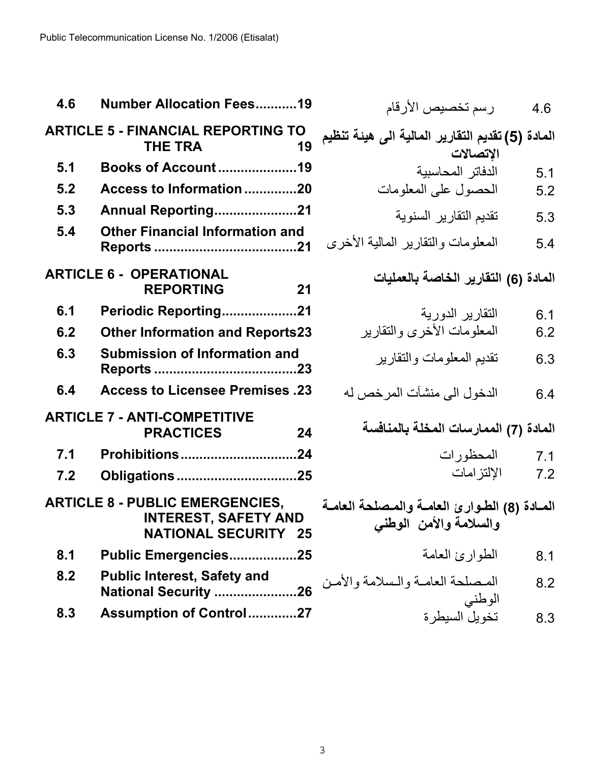| | English | Arabic | |
|---|---|---|---|
| 4.6 | Number Allocation Fees...........19 | رسم تخصيص الأرقام | 4.6 |
| | **ARTICLE 5 - FINANCIAL REPORTING TO THE TRA 19** | **المادة (5) تقديم التقارير المالية الى هيئة تنظيم الإتصالات** | |
| 5.1 | Books of Account .....................19 | الدفاتر المحاسبية | 5.1 |
| 5.2 | Access to Information ..............20 | الحصول على المعلومات | 5.2 |
| 5.3 | Annual Reporting......................21 | تقديم التقارير السنوية | 5.3 |
| 5.4 | Other Financial Information and Reports ......................................21 | المعلومات والتقارير المالية الأخرى | 5.4 |
| | **ARTICLE 6 - OPERATIONAL REPORTING 21** | **المادة (6) التقارير الخاصة بالعمليات** | |
| 6.1 | Periodic Reporting....................21 | التقارير الدورية | 6.1 |
| 6.2 | Other Information and Reports23 | المعلومات الأخرى والتقارير | 6.2 |
| 6.3 | Submission of Information and Reports ......................................23 | تقديم المعلومات والتقارير | 6.3 |
| 6.4 | Access to Licensee Premises .23 | الدخول الى منشآت المرخص له | 6.4 |
| | **ARTICLE 7 - ANTI-COMPETITIVE PRACTICES 24** | **المادة (7) الممارسات المخلة بالمنافسة** | |
| 7.1 | Prohibitions...............................24 | المحظورات | 7.1 |
| 7.2 | Obligations ................................25 | الإلتزامات | 7.2 |
| | **ARTICLE 8 - PUBLIC EMERGENCIES, INTEREST, SAFETY AND NATIONAL SECURITY 25** | **المادة (8) الطوارئ العامة والمصلحة العامة والسلامة والأمن الوطني** | |
| 8.1 | Public Emergencies..................25 | الطوارئ العامة | 8.1 |
| 8.2 | Public Interest, Safety and National Security ......................26 | المصلحة العامة والسلامة والأمن الوطني | 8.2 |
| 8.3 | Assumption of Control.............27 | تخويل السيطرة | 8.3 |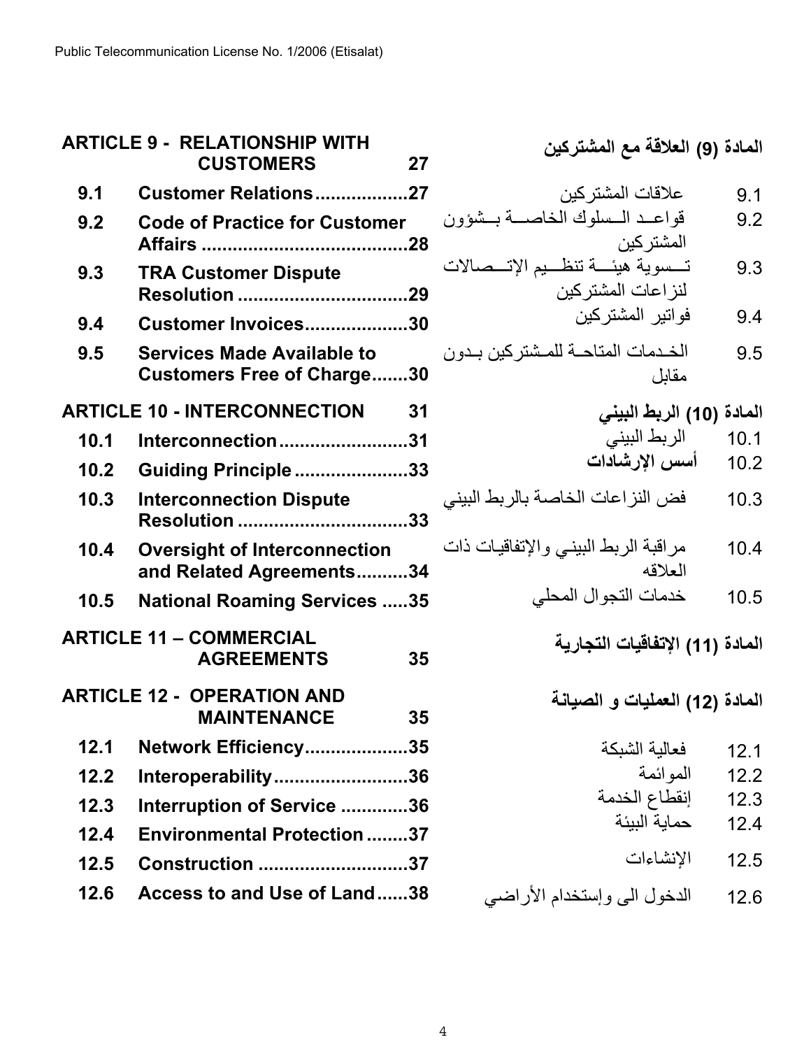| | | | | |
|---|---|---|---|---|
| **ARTICLE 9 - RELATIONSHIP WITH CUSTOMERS** | | **27** | **المادة (9) العلاقة مع المشتركين** | |
| **9.1** | **Customer Relations** | **27** | علاقات المشتركين | 9.1 |
| **9.2** | **Code of Practice for Customer Affairs** | **28** | قواعد السلوك الخاصة بشؤون المشتركين | 9.2 |
| **9.3** | **TRA Customer Dispute Resolution** | **29** | تسوية هيئة تنظيم الإتصالات لنزاعات المشتركين | 9.3 |
| **9.4** | **Customer Invoices** | **30** | فواتير المشتركين | 9.4 |
| **9.5** | **Services Made Available to Customers Free of Charge** | **30** | الخدمات المتاحة للمشتركين بدون مقابل | 9.5 |
| **ARTICLE 10 - INTERCONNECTION** | | **31** | **المادة (10) الربط البيني** | |
| **10.1** | **Interconnection** | **31** | الربط البيني | 10.1 |
| **10.2** | **Guiding Principle** | **33** | **أسس الإرشادات** | 10.2 |
| **10.3** | **Interconnection Dispute Resolution** | **33** | فض النزاعات الخاصة بالربط البيني | 10.3 |
| **10.4** | **Oversight of Interconnection and Related Agreements** | **34** | مراقبة الربط البيني والإتفاقيات ذات العلاقه | 10.4 |
| **10.5** | **National Roaming Services** | **35** | خدمات التجوال المحلي | 10.5 |
| **ARTICLE 11 – COMMERCIAL AGREEMENTS** | | **35** | **المادة (11) الإتفاقيات التجارية** | |
| **ARTICLE 12 - OPERATION AND MAINTENANCE** | | **35** | **المادة (12) العمليات و الصيانة** | |
| **12.1** | **Network Efficiency** | **35** | فعالية الشبكة | 12.1 |
| **12.2** | **Interoperability** | **36** | الموائمة | 12.2 |
| **12.3** | **Interruption of Service** | **36** | إنقطاع الخدمة | 12.3 |
| **12.4** | **Environmental Protection** | **37** | حماية البيئة | 12.4 |
| **12.5** | **Construction** | **37** | الإنشاءات | 12.5 |
| **12.6** | **Access to and Use of Land** | **38** | الدخول الى وإستخدام الأراضي | 12.6 |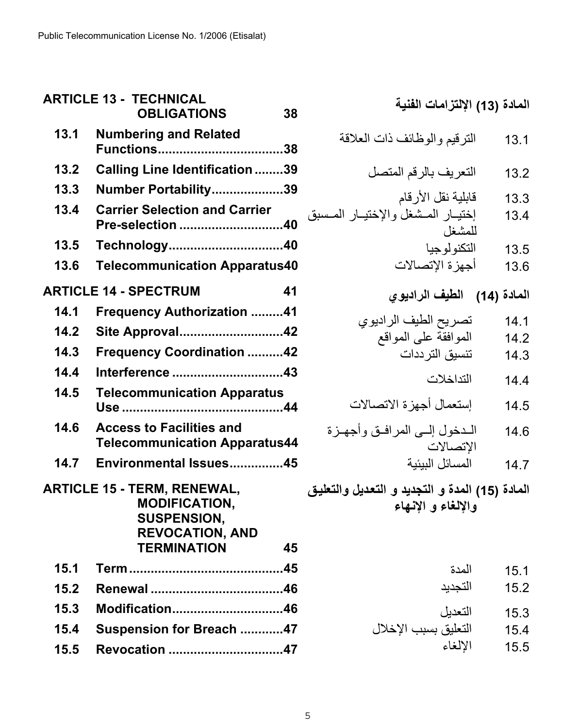| English | | Page | Arabic | |
|---|---|---|---|---|
| **ARTICLE 13 - TECHNICAL OBLIGATIONS** | | **38** | **المادة (13) الإلتزامات الفنية** | |
| **13.1** | **Numbering and Related Functions** | **38** | الترقيم والوظائف ذات العلاقة | 13.1 |
| **13.2** | **Calling Line Identification** | **39** | التعريف بالرقم المتصل | 13.2 |
| **13.3** | **Number Portability** | **39** | قابلية نقل الأرقام | 13.3 |
| **13.4** | **Carrier Selection and Carrier Pre-selection** | **40** | إختيار المشغل والإختيار المسبق للمشغل | 13.4 |
| **13.5** | **Technology** | **40** | التكنولوجيا | 13.5 |
| **13.6** | **Telecommunication Apparatus** | **40** | أجهزة الإتصالات | 13.6 |
| **ARTICLE 14 - SPECTRUM** | | **41** | **المادة (14) الطيف الراديوي** | |
| **14.1** | **Frequency Authorization** | **41** | تصريح الطيف الراديوي | 14.1 |
| **14.2** | **Site Approval** | **42** | الموافقة على المواقع | 14.2 |
| **14.3** | **Frequency Coordination** | **42** | تنسيق الترددات | 14.3 |
| **14.4** | **Interference** | **43** | التداخلات | 14.4 |
| **14.5** | **Telecommunication Apparatus Use** | **44** | إستعمال أجهزة الاتصالات | 14.5 |
| **14.6** | **Access to Facilities and Telecommunication Apparatus** | **44** | الدخول إلى المرافق وأجهزة الإتصالات | 14.6 |
| **14.7** | **Environmental Issues** | **45** | المسائل البيئية | 14.7 |
| **ARTICLE 15 - TERM, RENEWAL, MODIFICATION, SUSPENSION, REVOCATION, AND TERMINATION** | | **45** | **المادة (15) المدة و التجديد و التعديل والتعليق والإلغاء و الإنهاء** | |
| **15.1** | **Term** | **45** | المدة | 15.1 |
| **15.2** | **Renewal** | **46** | التجديد | 15.2 |
| **15.3** | **Modification** | **46** | التعديل | 15.3 |
| **15.4** | **Suspension for Breach** | **47** | التعليق بسبب الإخلال | 15.4 |
| **15.5** | **Revocation** | **47** | الإلغاء | 15.5 |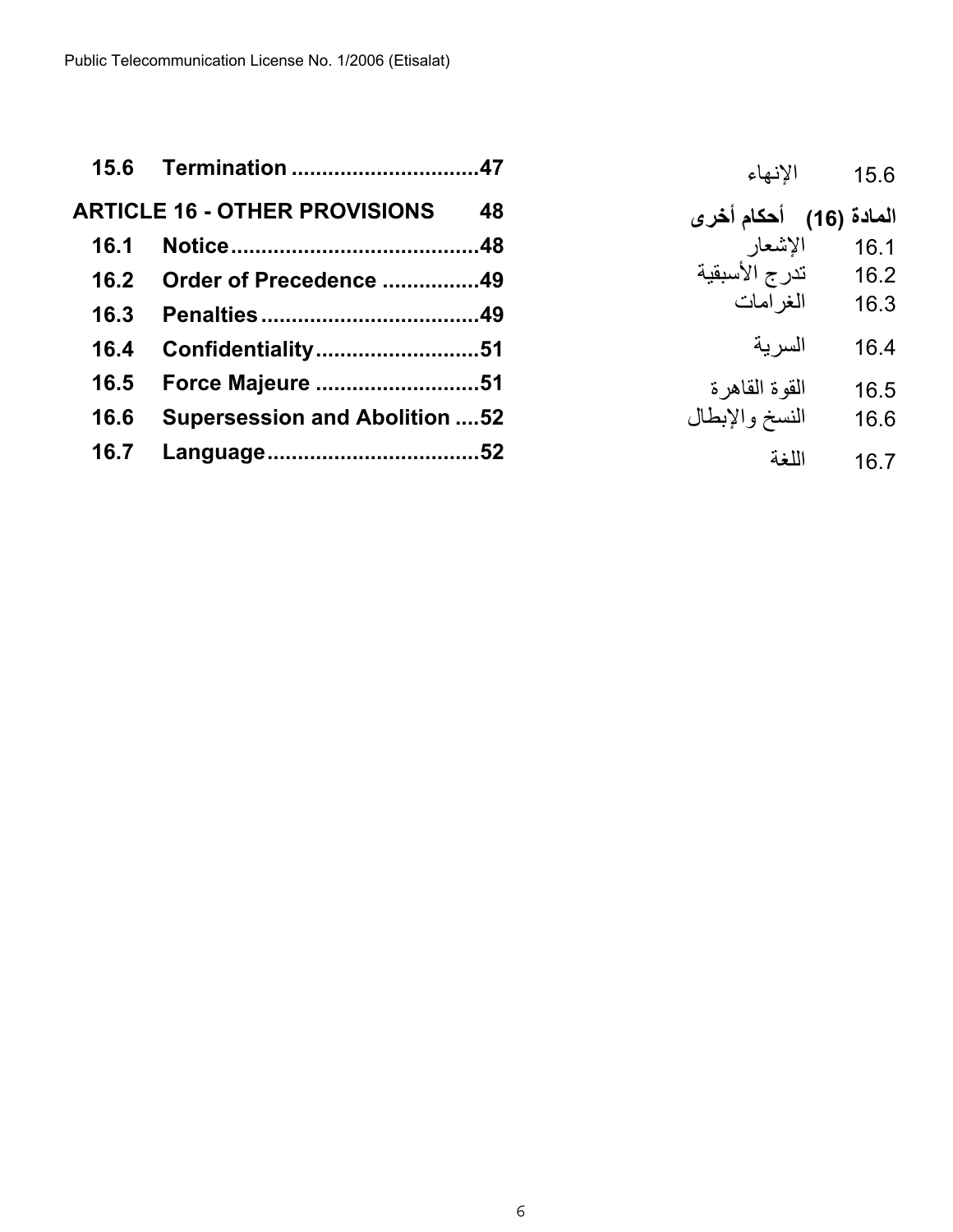| | | | |
|---|---|---|---|
| **15.6** | **Termination ...............................47** | الإنهاء | 15.6 |
| **ARTICLE 16 - OTHER PROVISIONS** | **48** | **المادة (16) أحكام أخرى** | |
| **16.1** | **Notice.........................................48** | الإشعار | 16.1 |
| **16.2** | **Order of Precedence ................49** | تدرج الأسبقية | 16.2 |
| **16.3** | **Penalties....................................49** | الغرامات | 16.3 |
| **16.4** | **Confidentiality...........................51** | السرية | 16.4 |
| **16.5** | **Force Majeure ...........................51** | القوة القاهرة | 16.5 |
| **16.6** | **Supersession and Abolition ....52** | النسخ والإبطال | 16.6 |
| **16.7** | **Language...................................52** | اللغة | 16.7 |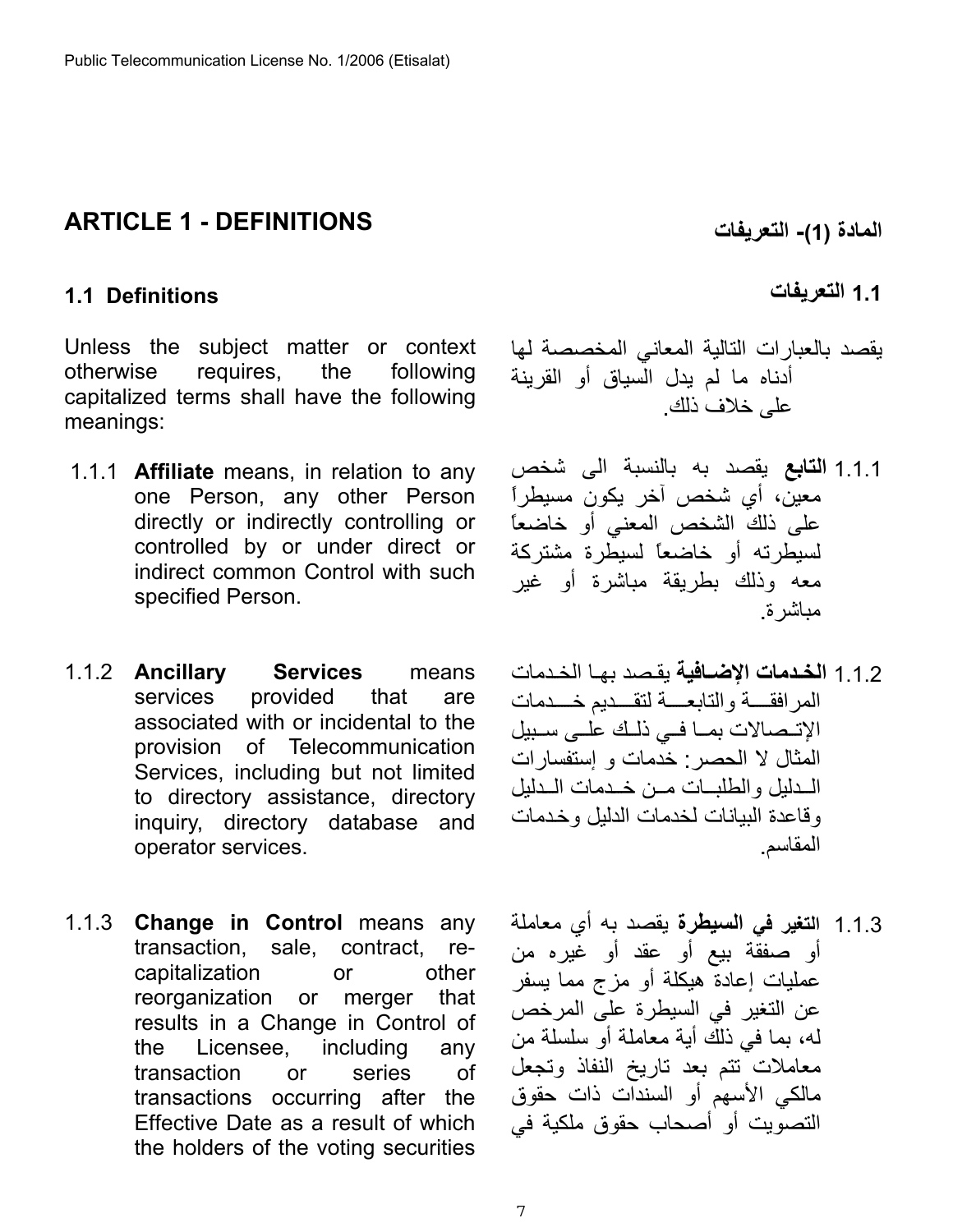## ARTICLE 1 - DEFINITIONS

## المادة (1)- التعريفات

### 1.1 Definitions

### 1.1 التعريفات

Unless the subject matter or context otherwise requires, the following capitalized terms shall have the following meanings:

يقصد بالعبارات التالية المعاني المخصصة لها أدناه ما لم يدل السياق أو القرينة على خلاف ذلك.

1.1.1 **Affiliate** means, in relation to any one Person, any other Person directly or indirectly controlling or controlled by or under direct or indirect common Control with such specified Person.

1.1.1 **التابع** يقصد به بالنسبة الى شخص معين، أي شخص آخر يكون مسيطراً على ذلك الشخص المعني أو خاضعاً لسيطرته أو خاضعاً لسيطرة مشتركة معه وذلك بطريقة مباشرة أو غير مباشرة.

1.1.2 **Ancillary Services** means services provided that are associated with or incidental to the provision of Telecommunication Services, including but not limited to directory assistance, directory inquiry, directory database and operator services.

1.1.2 **الخدمات الإضافية** يقصد بها الخدمات المرافقة والتابعة لتقديم خدمات الإتصالات بما في ذلك على سبيل المثال لا الحصر: خدمات و إستفسارات الدليل والطلبات من خدمات الدليل وقاعدة البيانات لخدمات الدليل وخدمات المقاسم.

1.1.3 **Change in Control** means any transaction, sale, contract, re-capitalization or other reorganization or merger that results in a Change in Control of the Licensee, including any transaction or series of transactions occurring after the Effective Date as a result of which the holders of the voting securities

1.1.3 **التغير في السيطرة** يقصد به أي معاملة أو صفقة بيع أو عقد أو غيره من عمليات إعادة هيكلة أو مزج مما يسفر عن التغير في السيطرة على المرخص له، بما في ذلك أية معاملة أو سلسلة من معاملات تتم بعد تاريخ النفاذ وتجعل مالكي الأسهم أو السندات ذات حقوق التصويت أو أصحاب حقوق ملكية في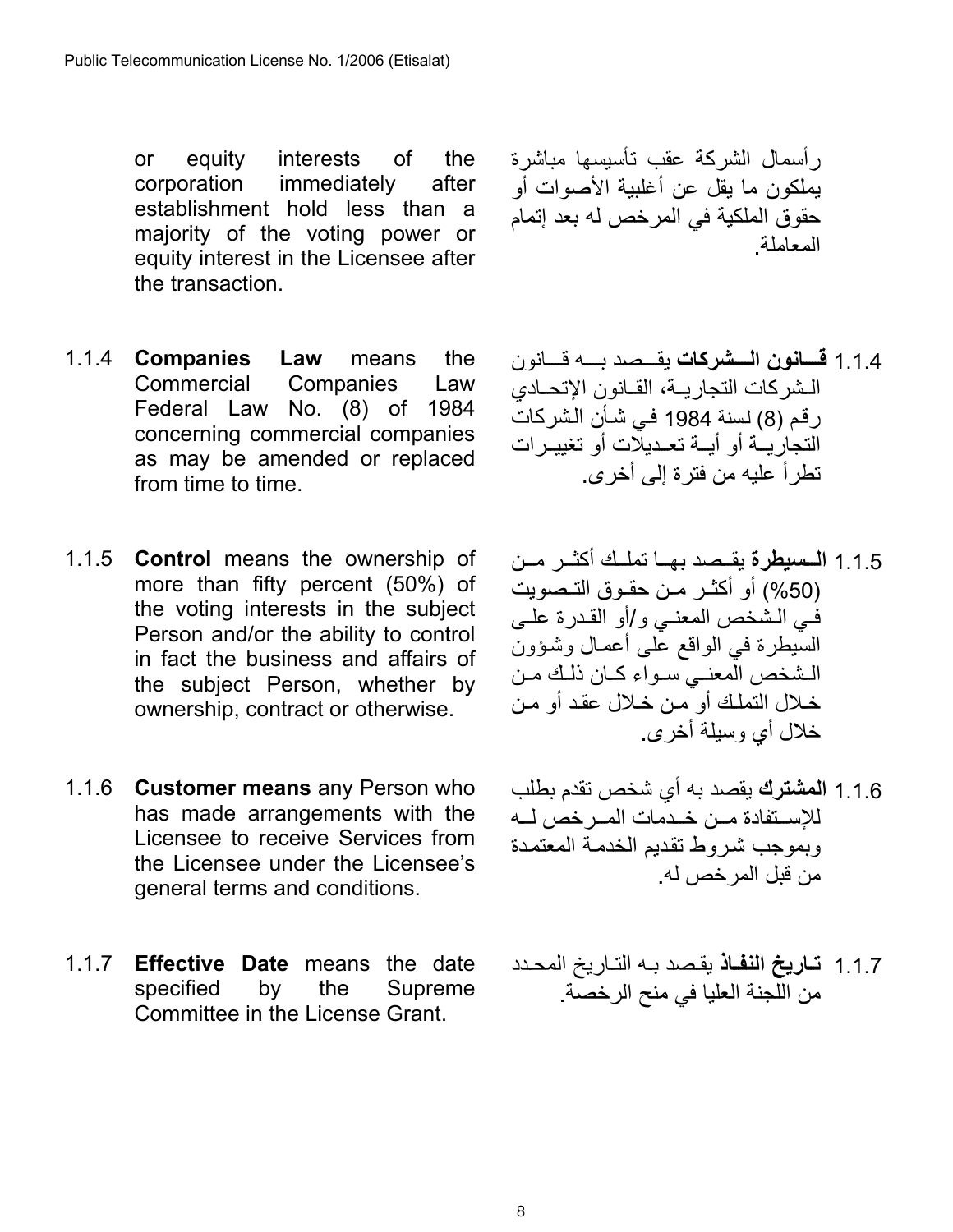or equity interests of the corporation immediately after establishment hold less than a majority of the voting power or equity interest in the Licensee after the transaction.

رأسمال الشركة عقب تأسيسها مباشرة يملكون ما يقل عن أغلبية الأصوات أو حقوق الملكية في المرخص له بعد إتمام المعاملة.

1.1.4 **Companies Law** means the Commercial Companies Law Federal Law No. (8) of 1984 concerning commercial companies as may be amended or replaced from time to time.

1.1.4 **قانون الشركات** يقصد به قانون الشركات التجارية، القانون الإتحادي رقم (8) لسنة 1984 في شأن الشركات التجارية أو أية تعديلات أو تغييرات تطرأ عليه من فترة إلى أخرى.

1.1.5 **Control** means the ownership of more than fifty percent (50%) of the voting interests in the subject Person and/or the ability to control in fact the business and affairs of the subject Person, whether by ownership, contract or otherwise.

1.1.5 **السيطرة** يقصد بها تملك أكثر من (50%) أو أكثر من حقوق التصويت في الشخص المعني و/أو القدرة على السيطرة في الواقع على أعمال وشؤون الشخص المعني سواء كان ذلك من خلال التملك أو من خلال عقد أو من خلال أي وسيلة أخرى.

1.1.6 **Customer means** any Person who has made arrangements with the Licensee to receive Services from the Licensee under the Licensee's general terms and conditions.

1.1.6 **المشترك** يقصد به أي شخص تقدم بطلب للإستفادة من خدمات المرخص له وبموجب شروط تقديم الخدمة المعتمدة من قبل المرخص له.

1.1.7 **Effective Date** means the date specified by the Supreme Committee in the License Grant.

1.1.7 **تاريخ النفاذ** يقصد به التاريخ المحدد من اللجنة العليا في منح الرخصة.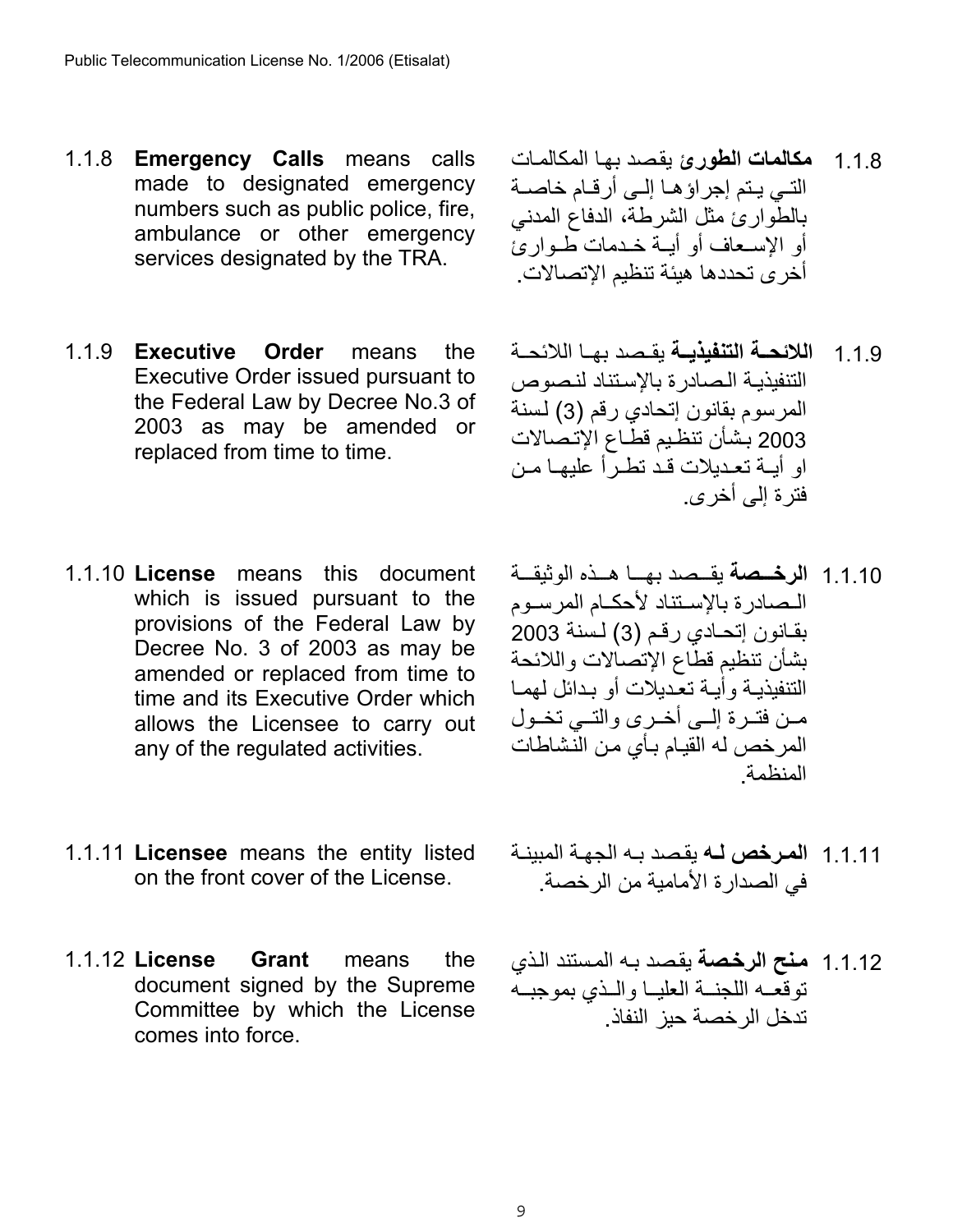1.1.8 **Emergency Calls** means calls made to designated emergency numbers such as public police, fire, ambulance or other emergency services designated by the TRA.

1.1.8 **مكالمات الطورئ** يقصد بها المكالمات التي يتم إجراؤها إلى أرقام خاصة بالطوارئ مثل الشرطة، الدفاع المدني أو الإسعاف أو أية خدمات طوارئ أخرى تحددها هيئة تنظيم الإتصالات.

1.1.9 **Executive Order** means the Executive Order issued pursuant to the Federal Law by Decree No.3 of 2003 as may be amended or replaced from time to time.

1.1.9 **اللائحة التنفيذية** يقصد بها اللائحة التنفيذية الصادرة بالإستناد لنصوص المرسوم بقانون إتحادي رقم (3) لسنة 2003 بشأن تنظيم قطاع الإتصالات او أية تعديلات قد تطرأ عليها من فترة إلى أخرى.

1.1.10 **License** means this document which is issued pursuant to the provisions of the Federal Law by Decree No. 3 of 2003 as may be amended or replaced from time to time and its Executive Order which allows the Licensee to carry out any of the regulated activities.

1.1.10 **الرخصة** يقصد بها هذه الوثيقة الصادرة بالإستناد لأحكام المرسوم بقانون إتحادي رقم (3) لسنة 2003 بشأن تنظيم قطاع الإتصالات واللائحة التنفيذية وأية تعديلات أو بدائل لهما من فترة إلى أخرى والتي تخول المرخص له القيام بأي من النشاطات المنظمة.

1.1.11 **Licensee** means the entity listed on the front cover of the License.

1.1.11 **المرخص له** يقصد به الجهة المبينة في الصدارة الأمامية من الرخصة.

1.1.12 **License Grant** means the document signed by the Supreme Committee by which the License comes into force.

1.1.12 **منح الرخصة** يقصد به المستند الذي توقعه اللجنة العليا والذي بموجبه تدخل الرخصة حيز النفاذ.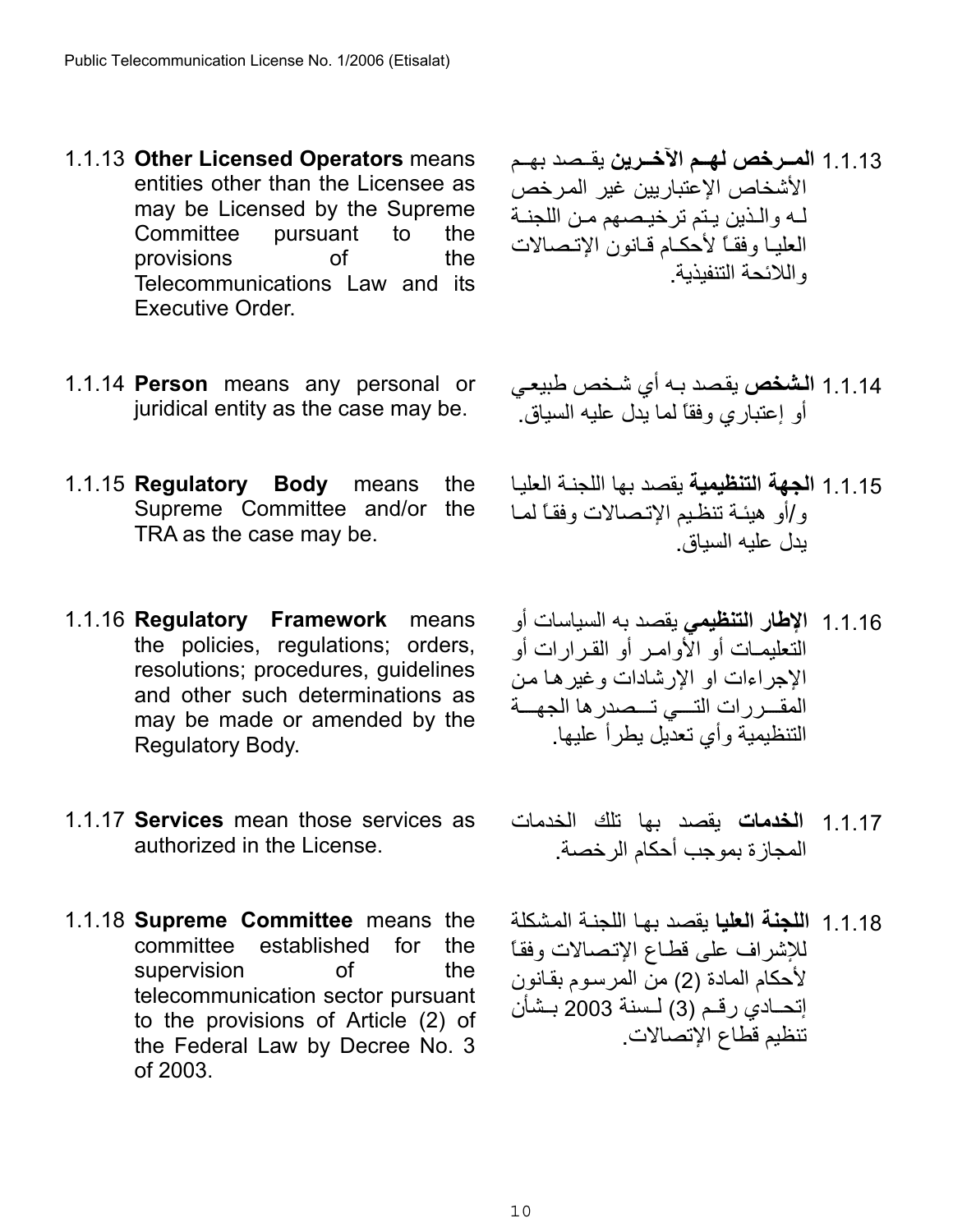1.1.13 **Other Licensed Operators** means entities other than the Licensee as may be Licensed by the Supreme Committee pursuant to the provisions of the Telecommunications Law and its Executive Order.

1.1.13 **المرخص لهم الآخرين** يقصد بهم الأشخاص الإعتباريين غير المرخص له والذين يتم ترخيصهم من اللجنة العليا وفقاً لأحكام قانون الإتصالات واللائحة التنفيذية.

1.1.14 **Person** means any personal or juridical entity as the case may be.

1.1.14 **الشخص** يقصد به أي شخص طبيعي أو إعتباري وفقاً لما يدل عليه السياق.

1.1.15 **Regulatory Body** means the Supreme Committee and/or the TRA as the case may be.

1.1.15 **الجهة التنظيمية** يقصد بها اللجنة العليا و/أو هيئة تنظيم الإتصالات وفقاً لما يدل عليه السياق.

1.1.16 **Regulatory Framework** means the policies, regulations; orders, resolutions; procedures, guidelines and other such determinations as may be made or amended by the Regulatory Body.

1.1.16 **الإطار التنظيمي** يقصد به السياسات أو التعليمات أو الأوامر أو القرارات أو الإجراءات او الإرشادات وغيرها من المقررات التي تصدرها الجهة التنظيمية وأي تعديل يطرأ عليها.

1.1.17 **Services** mean those services as authorized in the License.

1.1.17 **الخدمات** يقصد بها تلك الخدمات المجازة بموجب أحكام الرخصة.

1.1.18 **Supreme Committee** means the committee established for the supervision of the telecommunication sector pursuant to the provisions of Article (2) of the Federal Law by Decree No. 3 of 2003.

1.1.18 **اللجنة العليا** يقصد بها اللجنة المشكلة للإشراف على قطاع الإتصالات وفقاً لأحكام المادة (2) من المرسوم بقانون إتحادي رقم (3) لسنة 2003 بشأن تنظيم قطاع الإتصالات.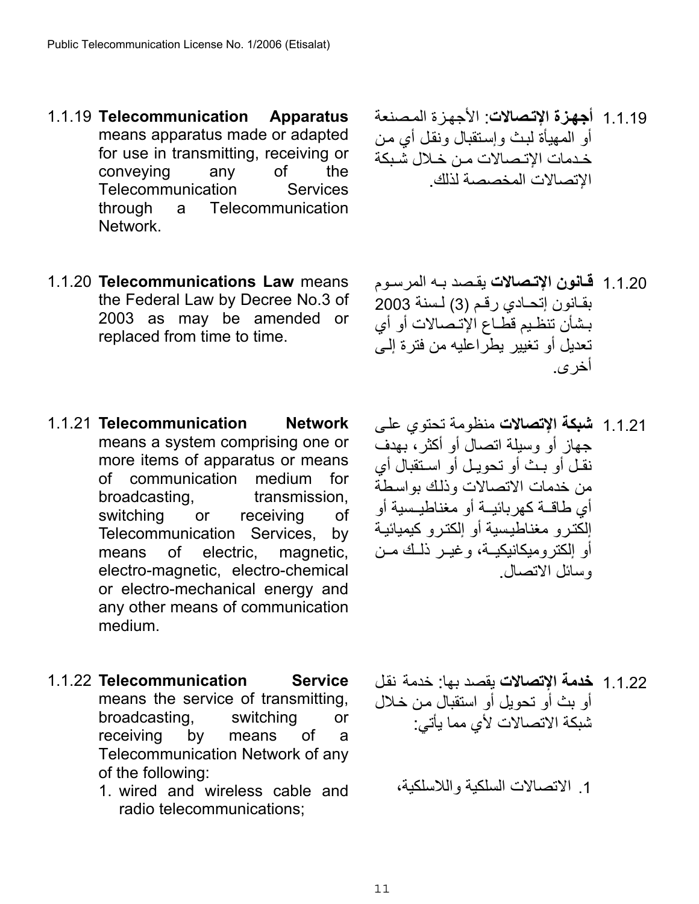1.1.19 **Telecommunication Apparatus** means apparatus made or adapted for use in transmitting, receiving or conveying any of the Telecommunication Services through a Telecommunication Network.

1.1.19 **أجهزة الإتصالات**: الأجهزة المصنعة أو المهيأة لبث وإستقبال ونقل أي من خدمات الإتصالات من خلال شبكة الإتصالات المخصصة لذلك.

1.1.20 **Telecommunications Law** means the Federal Law by Decree No.3 of 2003 as may be amended or replaced from time to time.

1.1.20 **قانون الإتصالات** يقصد به المرسوم بقانون إتحادي رقم (3) لسنة 2003 بشأن تنظيم قطاع الإتصالات أو أي تعديل أو تغيير يطراعليه من فترة إلى أخرى.

1.1.21 **Telecommunication Network** means a system comprising one or more items of apparatus or means of communication medium for broadcasting, transmission, switching or receiving of Telecommunication Services, by means of electric, magnetic, electro-magnetic, electro-chemical or electro-mechanical energy and any other means of communication medium.

1.1.21 **شبكة الإتصالات** منظومة تحتوي على جهاز أو وسيلة اتصال أو أكثر، بهدف نقل أو بث أو تحويل أو استقبال أي من خدمات الاتصالات وذلك بواسطة أي طاقة كهربائية أو مغناطيسية أو إلكترو مغناطيسية أو إلكترو كيميائية أو إلكتروميكانيكية، وغير ذلك من وسائل الاتصال.

1.1.22 **Telecommunication Service** means the service of transmitting, broadcasting, switching or receiving by means of a Telecommunication Network of any of the following:

1. wired and wireless cable and radio telecommunications;

1.1.22 **خدمة الإتصالات** يقصد بها: خدمة نقل أو بث أو تحويل أو استقبال من خلال شبكة الاتصالات لأي مما يأتي:

1. الاتصالات السلكية واللاسلكية،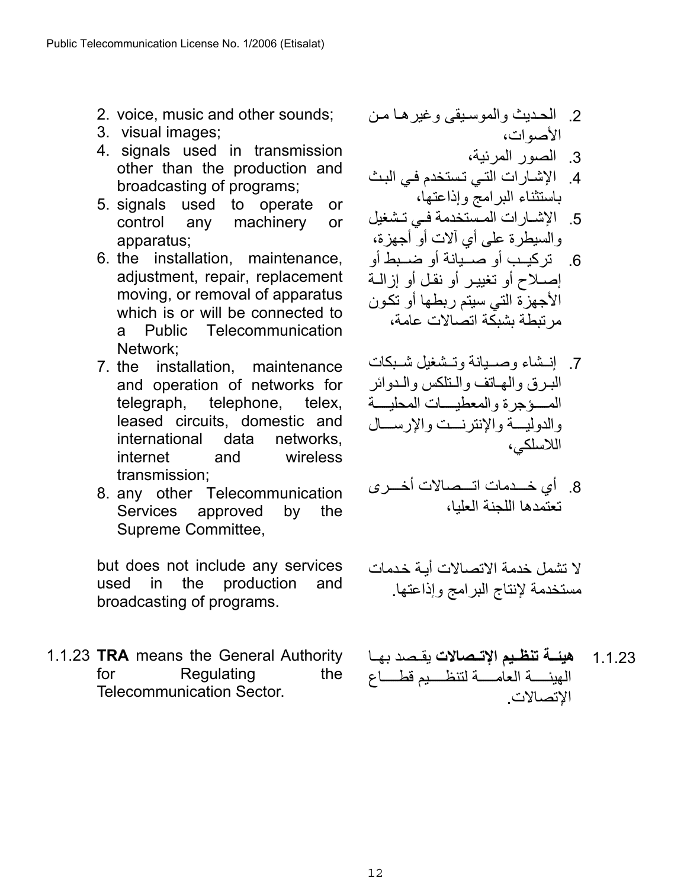2. voice, music and other sounds;
3. visual images;
4. signals used in transmission other than the production and broadcasting of programs;
5. signals used to operate or control any machinery or apparatus;
6. the installation, maintenance, adjustment, repair, replacement moving, or removal of apparatus which is or will be connected to a Public Telecommunication Network;
7. the installation, maintenance and operation of networks for telegraph, telephone, telex, leased circuits, domestic and international data networks, internet and wireless transmission;
8. any other Telecommunication Services approved by the Supreme Committee,

but does not include any services used in the production and broadcasting of programs.

2. الحديث والموسيقى وغيرها من الأصوات،
3. الصور المرئية،
4. الإشارات التي تستخدم في البث باستثناء البرامج وإذاعتها،
5. الإشارات المستخدمة في تشغيل والسيطرة على أي آلات أو أجهزة،
6. تركيب أو صيانة أو ضبط أو إصلاح أو تغيير أو نقل أو إزالة الأجهزة التي سيتم ربطها أو تكون مرتبطة بشبكة اتصالات عامة،
7. إنشاء وصيانة وتشغيل شبكات البرق والهاتف والتلكس والدوائر المؤجرة والمعطيات المحلية والدولية والإنترنت والإرسال اللاسلكي،
8. أي خدمات اتصالات أخرى تعتمدها اللجنة العليا،

لا تشمل خدمة الاتصالات أية خدمات مستخدمة لإنتاج البرامج وإذاعتها.

1.1.23 **TRA** means the General Authority for Regulating the Telecommunication Sector.

1.1.23 **هيئة تنظيم الإتصالات** يقصد بها الهيئة العامة لتنظيم قطاع الإتصالات.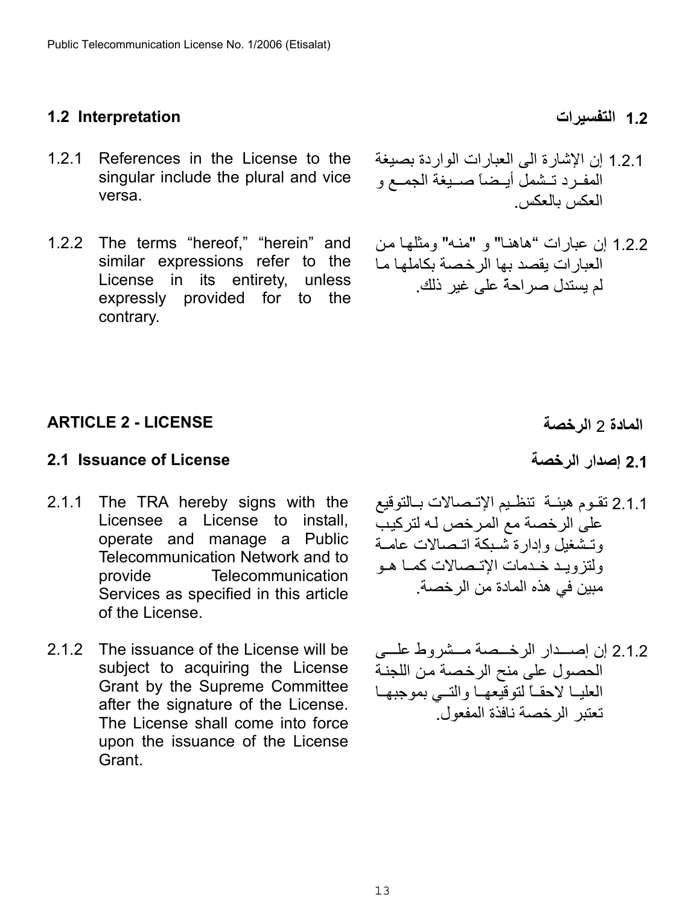## 1.2 Interpretation

1.2.1 References in the License to the singular include the plural and vice versa.

1.2.2 The terms “hereof,” “herein” and similar expressions refer to the License in its entirety, unless expressly provided for to the contrary.

## 1.2 التفسيرات

1.2.1 إن الإشارة الى العبارات الواردة بصيغة المفـرد تـشمل أيـضاً صـيغة الجمـع و العكس بالعكس.

1.2.2 إن عبارات "هاهنا" و "منه" ومثلها من العبارات يقصد بها الرخصة بكاملها ما لم يستدل صراحة على غير ذلك.

# ARTICLE 2 - LICENSE

## 2.1 Issuance of License

2.1.1 The TRA hereby signs with the Licensee a License to install, operate and manage a Public Telecommunication Network and to provide Telecommunication Services as specified in this article of the License.

2.1.2 The issuance of the License will be subject to acquiring the License Grant by the Supreme Committee after the signature of the License. The License shall come into force upon the issuance of the License Grant.

# المادة 2 الرخصة

## 2.1 إصدار الرخصة

2.1.1 تقـوم هيئـة تنظـيم الإتـصالات بـالتوقيع على الرخصة مع المرخص لـه لتركيب وتـشغيل وإدارة شـبكة اتـصالات عامـة ولتزويـد خـدمات الإتـصالات كمـا هـو مبين في هذه المادة من الرخصة.

2.1.2 إن إصـدار الرخـصة مـشروط علـى الحصول على منح الرخصة من اللجنة العليـا لاحقـاً لتوقيعهـا والتـي بموجبهـا تعتبر الرخصة نافذة المفعول.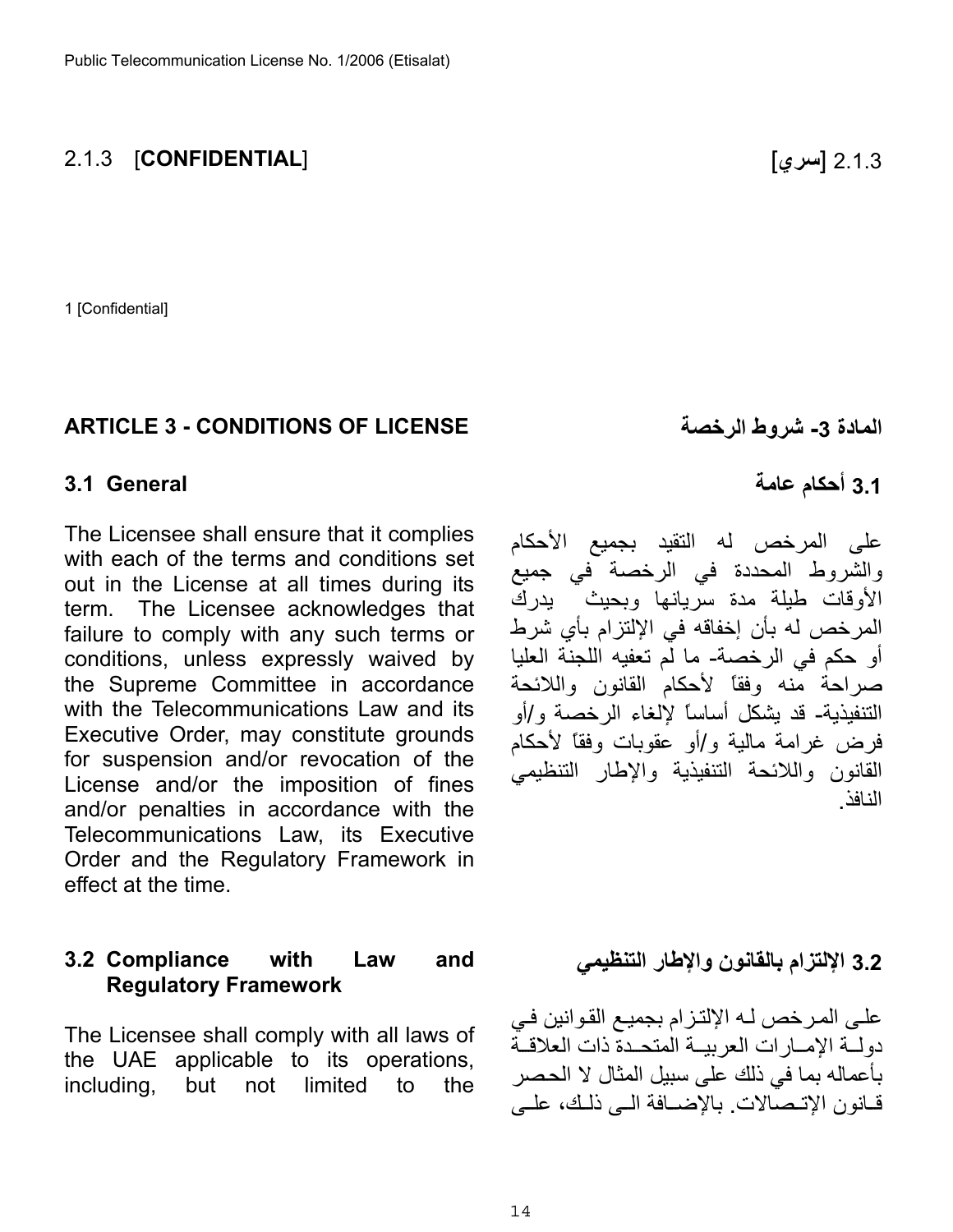2.1.3 [**CONFIDENTIAL**]

2.1.3 **[سري]**

1 [Confidential]

## ARTICLE 3 - CONDITIONS OF LICENSE

## المادة 3- شروط الرخصة

### 3.1 General

The Licensee shall ensure that it complies with each of the terms and conditions set out in the License at all times during its term. The Licensee acknowledges that failure to comply with any such terms or conditions, unless expressly waived by the Supreme Committee in accordance with the Telecommunications Law and its Executive Order, may constitute grounds for suspension and/or revocation of the License and/or the imposition of fines and/or penalties in accordance with the Telecommunications Law, its Executive Order and the Regulatory Framework in effect at the time.

### 3.1 أحكام عامة

على المرخص له التقيد بجميع الأحكام والشروط المحددة في الرخصة في جميع الأوقات طيلة مدة سريانها وبحيث يدرك المرخص له بأن إخفاقه في الإلتزام بأي شرط أو حكم في الرخصة- ما لم تعفيه اللجنة العليا صراحة منه وفقاً لأحكام القانون واللائحة التنفيذية- قد يشكل أساساً لإلغاء الرخصة و/أو فرض غرامة مالية و/أو عقوبات وفقاً لأحكام القانون واللائحة التنفيذية والإطار التنظيمي النافذ.

### 3.2 Compliance with Law and Regulatory Framework

The Licensee shall comply with all laws of the UAE applicable to its operations, including, but not limited to the

### 3.2 الإلتزام بالقانون والإطار التنظيمي

على المرخص له الإلتزام بجميع القوانين في دولة الإمارات العربية المتحدة ذات العلاقة بأعماله بما في ذلك على سبيل المثال لا الحصر قانون الإتصالات. بالإضافة الى ذلك، على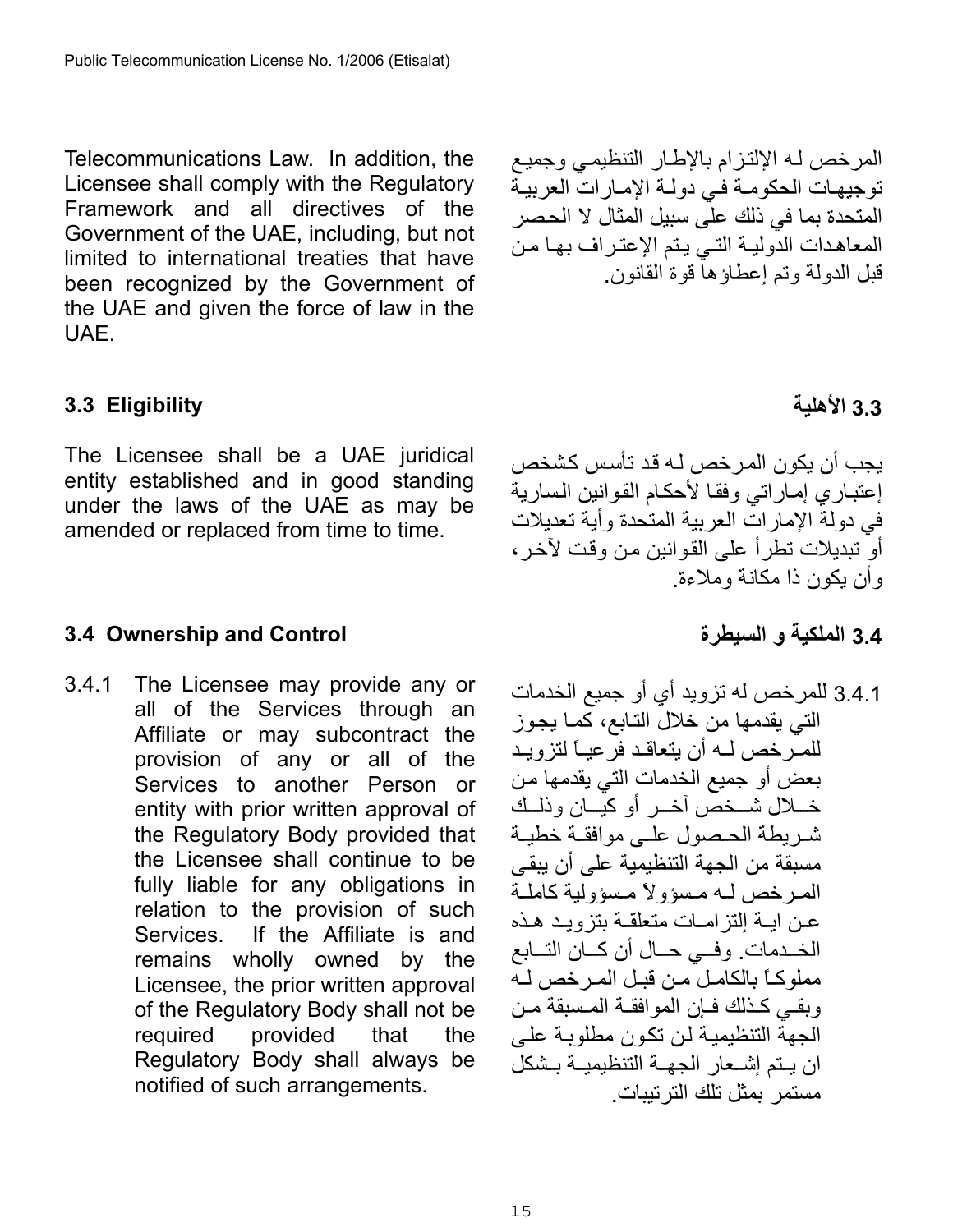Telecommunications Law. In addition, the Licensee shall comply with the Regulatory Framework and all directives of the Government of the UAE, including, but not limited to international treaties that have been recognized by the Government of the UAE and given the force of law in the UAE.

المرخص لـه الإلتزام بالإطار التنظيمي وجميع توجيهات الحكومة في دولة الإمارات العربية المتحدة بما في ذلك على سبيل المثال لا الحصر المعاهدات الدولية التي يتم الإعتراف بها من قبل الدولة وتم إعطاؤها قوة القانون.

### 3.3 Eligibility

The Licensee shall be a UAE juridical entity established and in good standing under the laws of the UAE as may be amended or replaced from time to time.

### 3.3 الأهلية

يجب أن يكون المرخص له قد تأسس كشخص إعتباري إماراتي وفقا لأحكام القوانين السارية في دولة الإمارات العربية المتحدة وأية تعديلات أو تبديلات تطرأ على القوانين من وقت لآخر، وأن يكون ذا مكانة وملاءة.

### 3.4 Ownership and Control

3.4.1 The Licensee may provide any or all of the Services through an Affiliate or may subcontract the provision of any or all of the Services to another Person or entity with prior written approval of the Regulatory Body provided that the Licensee shall continue to be fully liable for any obligations in relation to the provision of such Services. If the Affiliate is and remains wholly owned by the Licensee, the prior written approval of the Regulatory Body shall not be required provided that the Regulatory Body shall always be notified of such arrangements.

### 3.4 الملكية و السيطرة

3.4.1 للمرخص له تزويد أي أو جميع الخدمات التي يقدمها من خلال التابع، كما يجوز للمرخص له أن يتعاقد فرعياً لتزويد بعض أو جميع الخدمات التي يقدمها من خلال شخص آخر أو كيان وذلك شريطة الحصول على موافقة خطية مسبقة من الجهة التنظيمية على أن يبقى المرخص له مسؤولاً مسؤولية كاملة عن اية إلتزامات متعلقة بتزويد هذه الخدمات. وفي حال أن كان التابع مملوكاً بالكامل من قبل المرخص له وبقي كذلك فإن الموافقة المسبقة من الجهة التنظيمية لن تكون مطلوبة على ان يتم إشعار الجهة التنظيمية بشكل مستمر بمثل تلك الترتيبات.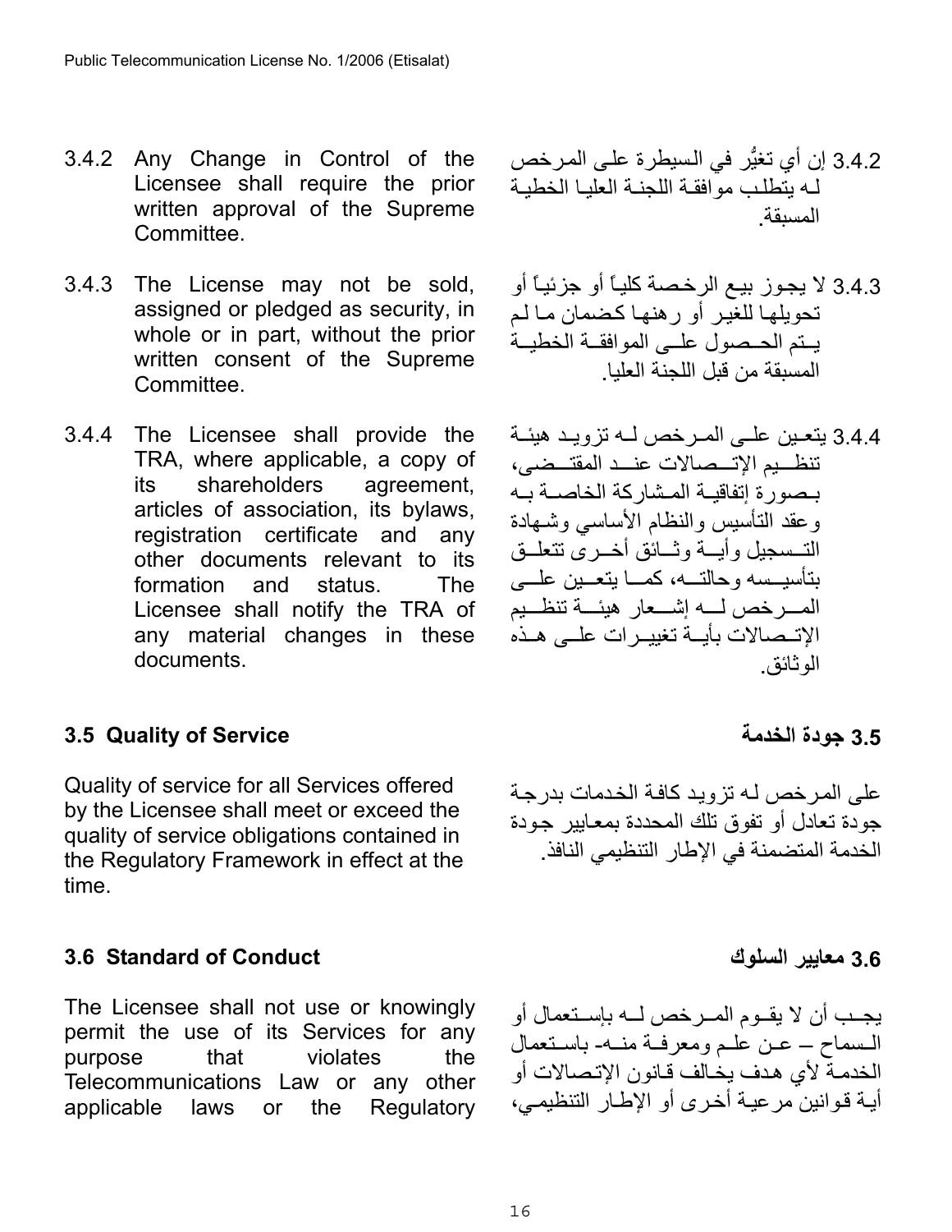3.4.2 Any Change in Control of the Licensee shall require the prior written approval of the Supreme Committee.

3.4.2 إن أي تغيُّر في السيطرة على المرخص لـه يتطلب موافقة اللجنة العليا الخطية المسبقة.

3.4.3 The License may not be sold, assigned or pledged as security, in whole or in part, without the prior written consent of the Supreme Committee.

3.4.3 لا يجوز بيع الرخصة كلياً أو جزئياً أو تحويلها للغير أو رهنها كضمان ما لم يتم الحصول على الموافقة الخطية المسبقة من قبل اللجنة العليا.

3.4.4 The Licensee shall provide the TRA, where applicable, a copy of its shareholders agreement, articles of association, its bylaws, registration certificate and any other documents relevant to its formation and status. The Licensee shall notify the TRA of any material changes in these documents.

3.4.4 يتعين على المرخص لـه تزويد هيئة تنظيم الإتصالات عند المقتضى، بصورة إتفاقية المشاركة الخاصة بـه وعقد التأسيس والنظام الأساسي وشهادة التسجيل وأية وثائق أخرى تتعلق بتأسيسه وحالته، كما يتعين على المرخص لـه إشعار هيئة تنظيم الإتصالات بأية تغييرات على هذه الوثائق.

### 3.5 Quality of Service

Quality of service for all Services offered by the Licensee shall meet or exceed the quality of service obligations contained in the Regulatory Framework in effect at the time.

### 3.5 جودة الخدمة

على المرخص لـه تزويد كافة الخدمات بدرجة جودة تعادل أو تفوق تلك المحددة بمعايير جودة الخدمة المتضمنة في الإطار التنظيمي النافذ.

### 3.6 Standard of Conduct

The Licensee shall not use or knowingly permit the use of its Services for any purpose that violates the Telecommunications Law or any other applicable laws or the Regulatory

### 3.6 معايير السلوك

يجب أن لا يقوم المرخص لـه بإستعمال أو السماح – عن علم ومعرفة منه- باستعمال الخدمة لأي هدف يخالف قانون الإتصالات أو أية قوانين مرعية أخرى أو الإطار التنظيمي،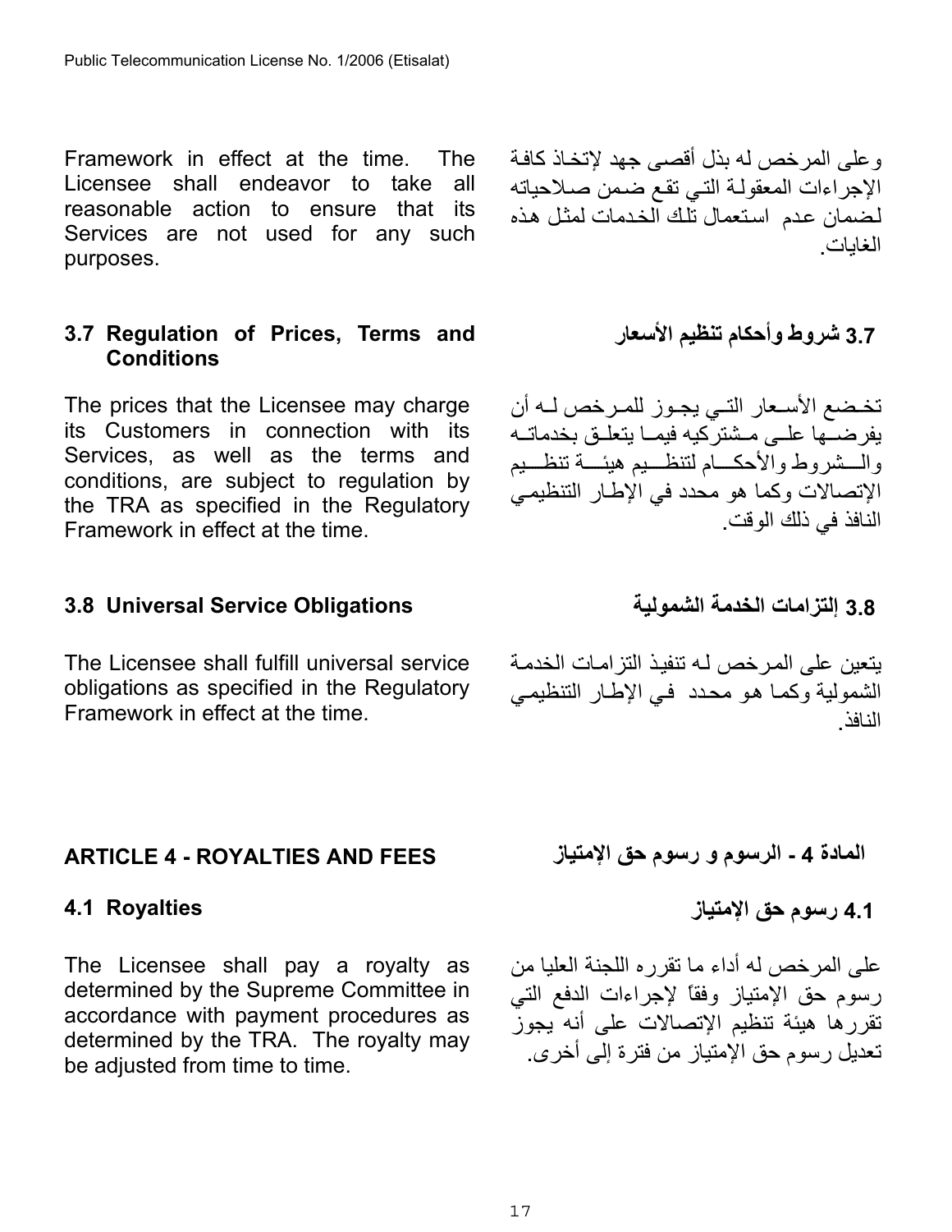Framework in effect at the time. The Licensee shall endeavor to take all reasonable action to ensure that its Services are not used for any such purposes.

وعلى المرخص له بذل أقصى جهد لإتخاذ كافة الإجراءات المعقولة التي تقع ضمن صلاحياته لضمان عدم استعمال تلك الخدمات لمثل هذه الغايات.

### 3.7 Regulation of Prices, Terms and Conditions

### 3.7 شروط وأحكام تنظيم الأسعار

The prices that the Licensee may charge its Customers in connection with its Services, as well as the terms and conditions, are subject to regulation by the TRA as specified in the Regulatory Framework in effect at the time.

تخضع الأسعار التي يجوز للمرخص له أن يفرضها على مشتركيه فيما يتعلق بخدماته والشروط والأحكام لتنظيم هيئة تنظيم الإتصالات وكما هو محدد في الإطار التنظيمي النافذ في ذلك الوقت.

### 3.8 Universal Service Obligations

### 3.8 إلتزامات الخدمة الشمولية

The Licensee shall fulfill universal service obligations as specified in the Regulatory Framework in effect at the time.

يتعين على المرخص له تنفيذ التزامات الخدمة الشمولية وكما هو محدد في الإطار التنظيمي النافذ.

## ARTICLE 4 - ROYALTIES AND FEES

## المادة 4 - الرسوم و رسوم حق الإمتياز

### 4.1 Royalties

### 4.1 رسوم حق الإمتياز

The Licensee shall pay a royalty as determined by the Supreme Committee in accordance with payment procedures as determined by the TRA. The royalty may be adjusted from time to time.

على المرخص له أداء ما تقرره اللجنة العليا من رسوم حق الإمتياز وفقاً لإجراءات الدفع التي تقررها هيئة تنظيم الإتصالات على أنه يجوز تعديل رسوم حق الإمتياز من فترة إلى أخرى.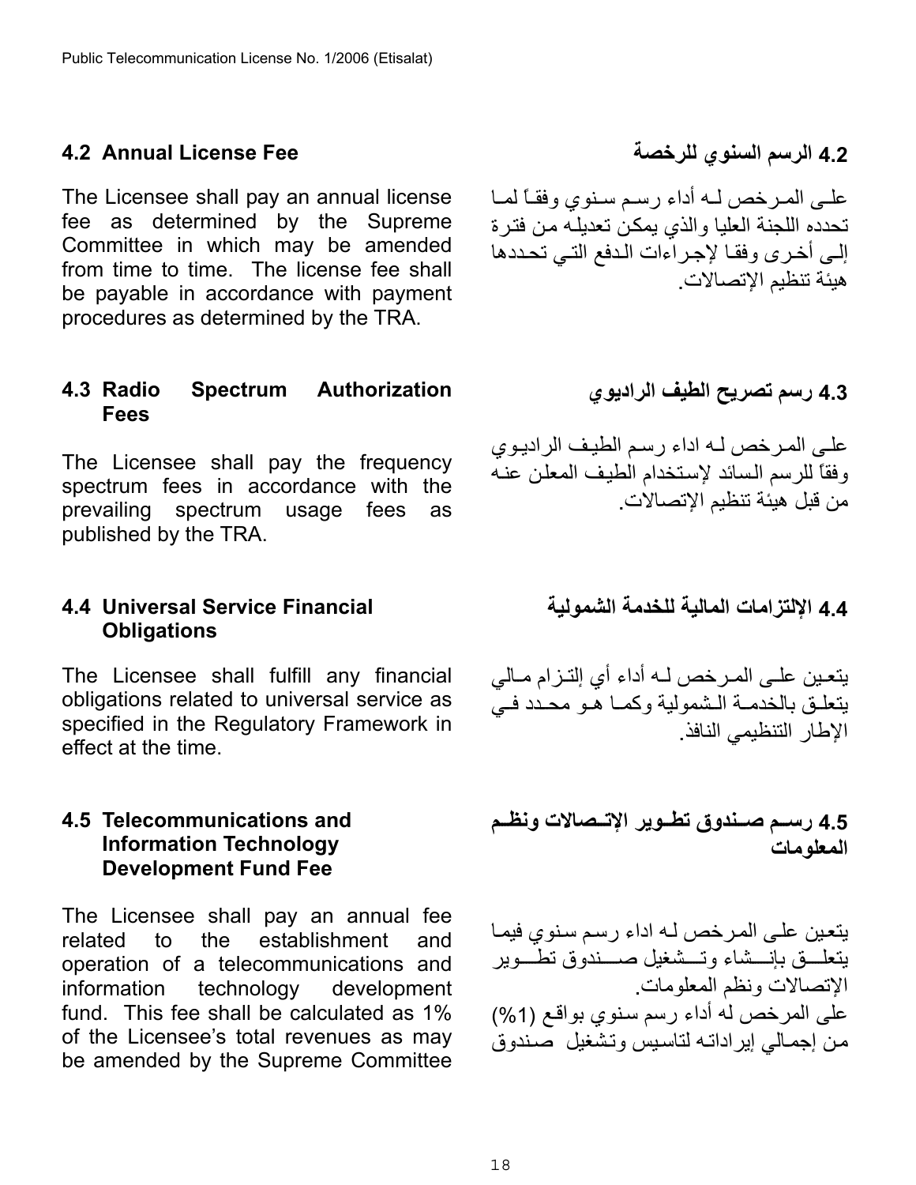### 4.2 Annual License Fee

The Licensee shall pay an annual license fee as determined by the Supreme Committee in which may be amended from time to time. The license fee shall be payable in accordance with payment procedures as determined by the TRA.

### 4.2 الرسم السنوي للرخصة

على المرخص له أداء رسم سنوي وفقاً لما تحدده اللجنة العليا والذي يمكن تعديله من فترة إلى أخرى وفقا لإجراءات الدفع التي تحددها هيئة تنظيم الإتصالات.

### 4.3 Radio Spectrum Authorization Fees

The Licensee shall pay the frequency spectrum fees in accordance with the prevailing spectrum usage fees as published by the TRA.

### 4.3 رسم تصريح الطيف الراديوي

على المرخص له اداء رسم الطيف الراديوي وفقاً للرسم السائد لإستخدام الطيف المعلن عنه من قبل هيئة تنظيم الإتصالات.

### 4.4 Universal Service Financial Obligations

The Licensee shall fulfill any financial obligations related to universal service as specified in the Regulatory Framework in effect at the time.

### 4.4 الإلتزامات المالية للخدمة الشمولية

يتعين على المرخص له أداء أي إلتزام مالي يتعلق بالخدمة الشمولية وكما هو محدد في الإطار التنظيمي النافذ.

### 4.5 Telecommunications and Information Technology Development Fund Fee

The Licensee shall pay an annual fee related to the establishment and operation of a telecommunications and information technology development fund. This fee shall be calculated as 1% of the Licensee's total revenues as may be amended by the Supreme Committee

### 4.5 رسم صندوق تطوير الإتصالات ونظم المعلومات

يتعين على المرخص له اداء رسم سنوي فيما يتعلق بإنشاء وتشغيل صندوق تطوير الإتصالات ونظم المعلومات.
على المرخص له أداء رسم سنوي بواقع (1%) من إجمالي إيراداته لتاسيس وتشغيل صندوق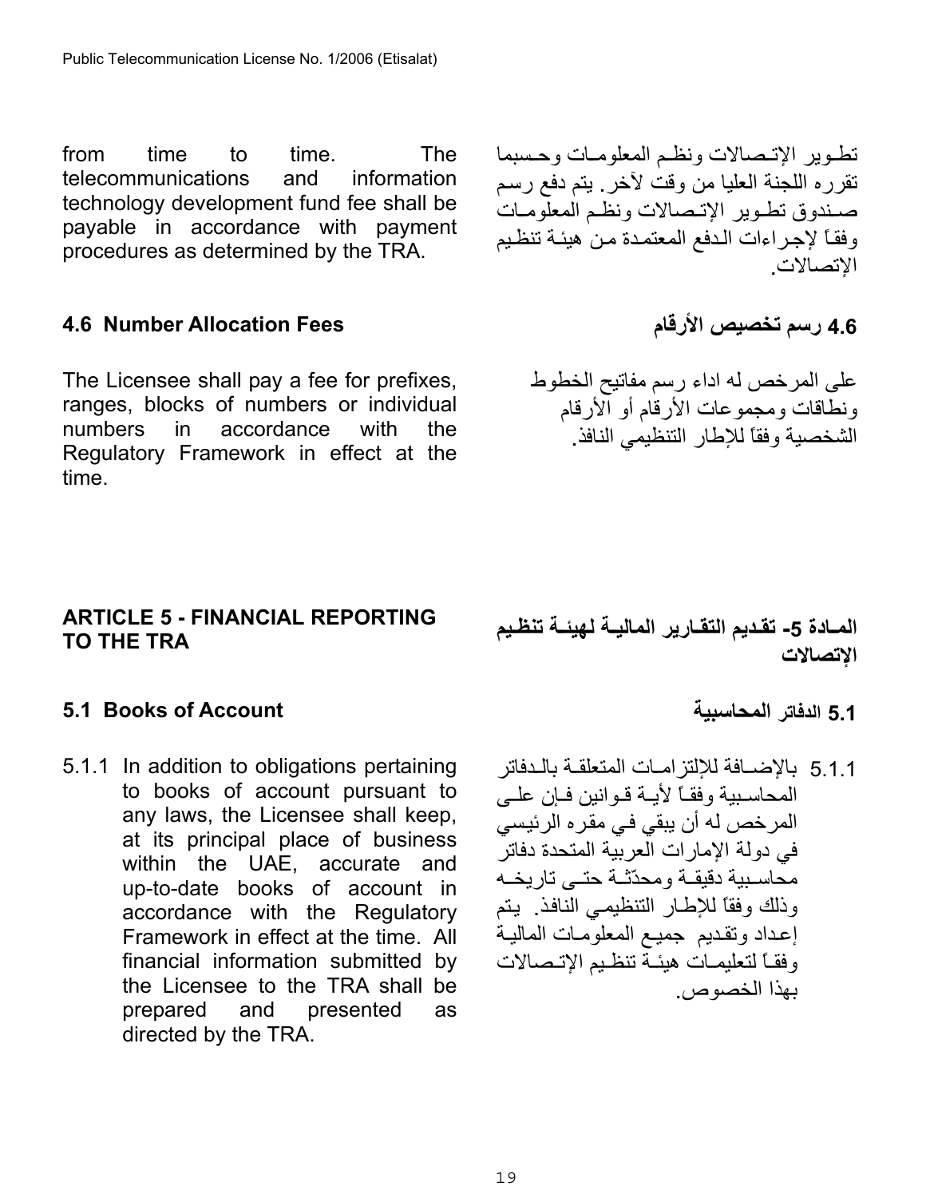from time to time. The telecommunications and information technology development fund fee shall be payable in accordance with payment procedures as determined by the TRA.

تطوير الإتصالات ونظم المعلومات وحسبما تقرره اللجنة العليا من وقت لآخر. يتم دفع رسم صندوق تطوير الإتصالات ونظم المعلومات وفقاً لإجراءات الدفع المعتمدة من هيئة تنظيم الإتصالات.

### 4.6 Number Allocation Fees

The Licensee shall pay a fee for prefixes, ranges, blocks of numbers or individual numbers in accordance with the Regulatory Framework in effect at the time.

### 4.6 رسم تخصيص الأرقام

على المرخص له اداء رسم مفاتيح الخطوط ونطاقات ومجموعات الأرقام أو الأرقام الشخصية وفقاً للإطار التنظيمي النافذ.

## ARTICLE 5 - FINANCIAL REPORTING TO THE TRA

## المادة 5- تقديم التقارير المالية لهيئة تنظيم الإتصالات

### 5.1 Books of Account

5.1.1 In addition to obligations pertaining to books of account pursuant to any laws, the Licensee shall keep, at its principal place of business within the UAE, accurate and up-to-date books of account in accordance with the Regulatory Framework in effect at the time. All financial information submitted by the Licensee to the TRA shall be prepared and presented as directed by the TRA.

### 5.1 الدفاتر المحاسبية

5.1.1 بالإضافة للإلتزامات المتعلقة بالدفاتر المحاسبية وفقاً لأية قوانين فإن على المرخص له أن يبقي في مقره الرئيسي في دولة الإمارات العربية المتحدة دفاتر محاسبية دقيقة ومحدّثة حتى تاريخه وذلك وفقاً للإطار التنظيمي النافذ. يتم إعداد وتقديم جميع المعلومات المالية وفقاً لتعليمات هيئة تنظيم الإتصالات بهذا الخصوص.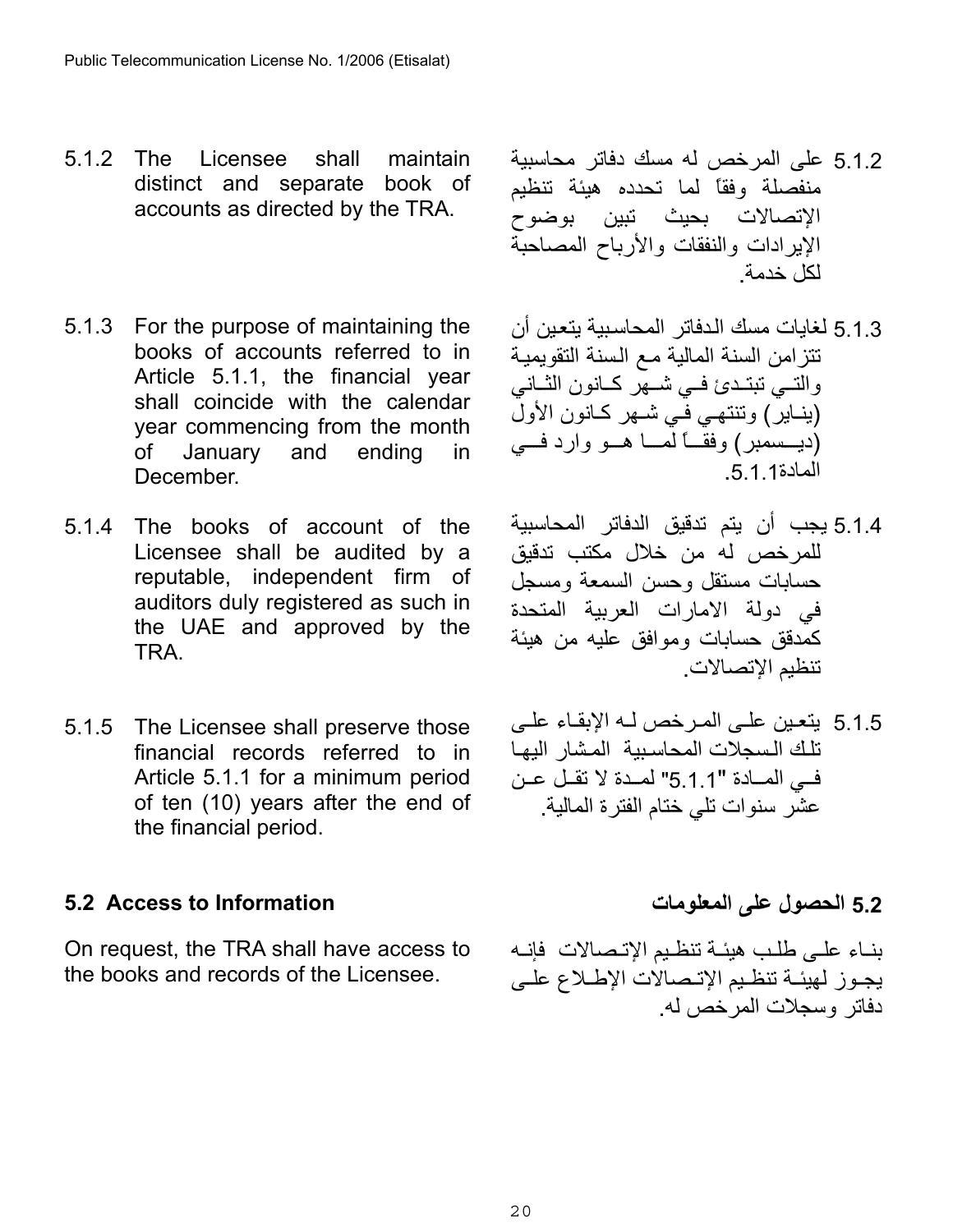5.1.2 The Licensee shall maintain distinct and separate book of accounts as directed by the TRA.

5.1.2 على المرخص له مسك دفاتر محاسبية منفصلة وفقاً لما تحدده هيئة تنظيم الإتصالات بحيث تبين بوضوح الإيرادات والنفقات والأرباح المصاحبة لكل خدمة.

5.1.3 For the purpose of maintaining the books of accounts referred to in Article 5.1.1, the financial year shall coincide with the calendar year commencing from the month of January and ending in December.

5.1.3 لغايات مسك الدفاتر المحاسبية يتعين أن تتزامن السنة المالية مع السنة التقويمية والتي تبتدئ في شهر كانون الثاني (يناير) وتنتهي في شهر كانون الأول (ديسمبر) وفقاً لما هو وارد في المادة5.1.1.

5.1.4 The books of account of the Licensee shall be audited by a reputable, independent firm of auditors duly registered as such in the UAE and approved by the TRA.

5.1.4 يجب أن يتم تدقيق الدفاتر المحاسبية للمرخص له من خلال مكتب تدقيق حسابات مستقل وحسن السمعة ومسجل في دولة الامارات العربية المتحدة كمدقق حسابات وموافق عليه من هيئة تنظيم الإتصالات.

5.1.5 The Licensee shall preserve those financial records referred to in Article 5.1.1 for a minimum period of ten (10) years after the end of the financial period.

5.1.5 يتعين على المرخص له الإبقاء على تلك السجلات المحاسبية المشار اليها في المادة "5.1.1" لمدة لا تقل عن عشر سنوات تلي ختام الفترة المالية.

## 5.2 Access to Information

On request, the TRA shall have access to the books and records of the Licensee.

## 5.2 الحصول على المعلومات

بناء على طلب هيئة تنظيم الإتصالات فإنه يجوز لهيئة تنظيم الإتصالات الإطلاع على دفاتر وسجلات المرخص له.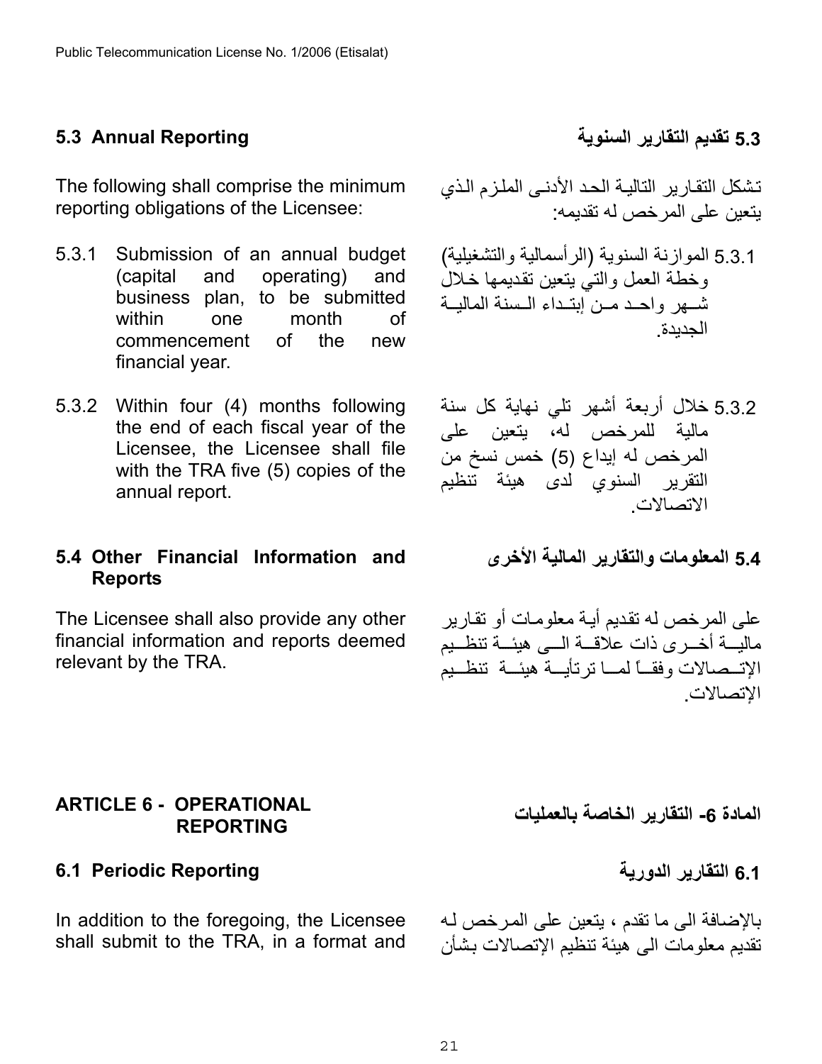## 5.3 Annual Reporting

## 5.3 تقديم التقارير السنوية

The following shall comprise the minimum reporting obligations of the Licensee:

تشكل التقارير التالية الحد الأدنى الملزم الذي يتعين على المرخص له تقديمه:

5.3.1 Submission of an annual budget (capital and operating) and business plan, to be submitted within one month of commencement of the new financial year.

5.3.1 الموازنة السنوية (الرأسمالية والتشغيلية) وخطة العمل والتي يتعين تقديمها خلال شهر واحد من إبتداء السنة المالية الجديدة.

5.3.2 Within four (4) months following the end of each fiscal year of the Licensee, the Licensee shall file with the TRA five (5) copies of the annual report.

5.3.2 خلال أربعة أشهر تلي نهاية كل سنة مالية للمرخص له، يتعين على المرخص له إيداع (5) خمس نسخ من التقرير السنوي لدى هيئة تنظيم الاتصالات.

## 5.4 Other Financial Information and Reports

## 5.4 المعلومات والتقارير المالية الأخرى

The Licensee shall also provide any other financial information and reports deemed relevant by the TRA.

على المرخص له تقديم أية معلومات أو تقارير مالية أخرى ذات علاقة الى هيئة تنظيم الإتصالات وفقاً لما ترتأية هيئة تنظيم الإتصالات.

# ARTICLE 6 - OPERATIONAL REPORTING

# المادة 6- التقارير الخاصة بالعمليات

## 6.1 Periodic Reporting

## 6.1 التقارير الدورية

In addition to the foregoing, the Licensee shall submit to the TRA, in a format and

بالإضافة الى ما تقدم ، يتعين على المرخص له تقديم معلومات الى هيئة تنظيم الإتصالات بشأن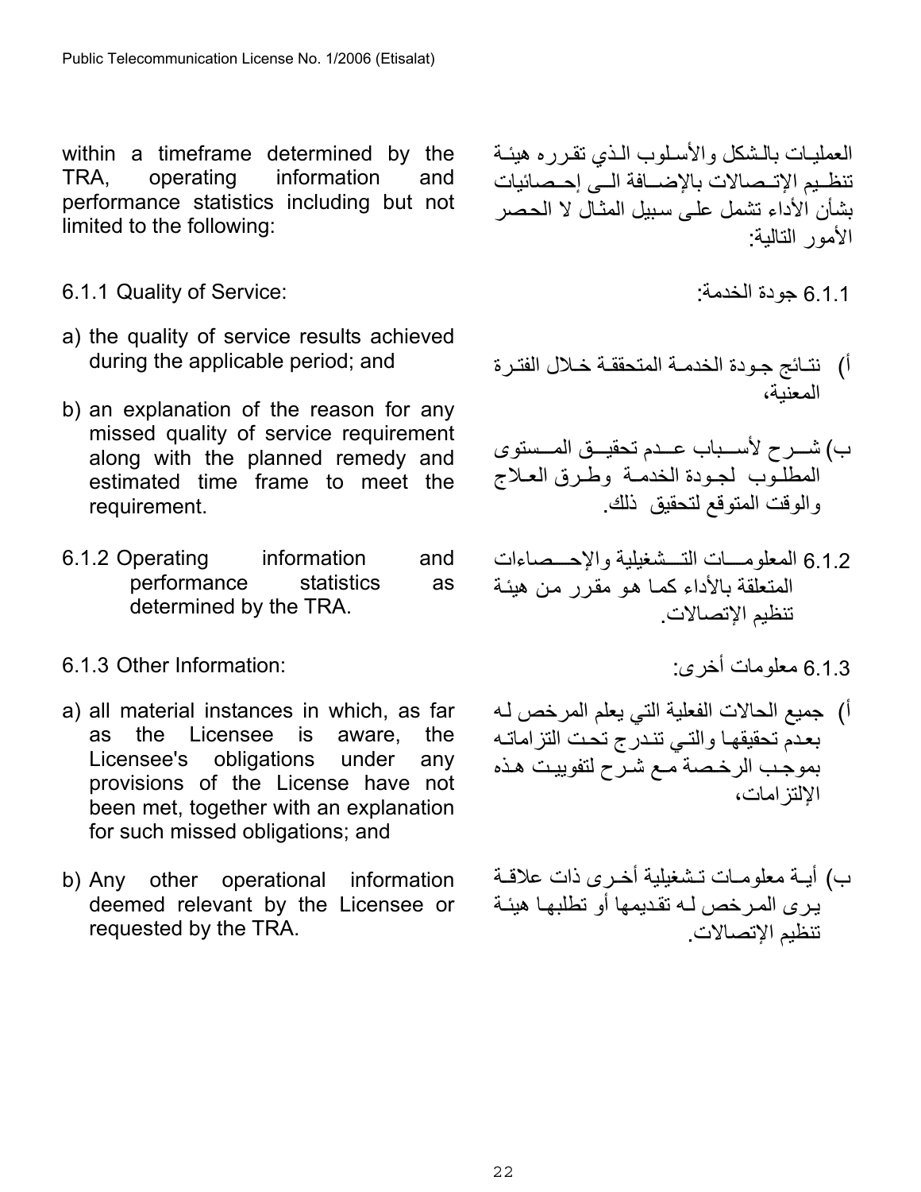within a timeframe determined by the TRA, operating information and performance statistics including but not limited to the following:

العمليات بالشكل والأسلوب الذي تقرره هيئة تنظيم الإتصالات بالإضافة الى إحصائيات بشأن الأداء تشمل على سبيل المثال لا الحصر الأمور التالية:

6.1.1 Quality of Service:

6.1.1 جودة الخدمة:

a) the quality of service results achieved during the applicable period; and

b) an explanation of the reason for any missed quality of service requirement along with the planned remedy and estimated time frame to meet the requirement.

أ) نتائج جودة الخدمة المتحققة خلال الفترة المعنية،

ب) شرح لأسباب عدم تحقيق المستوى المطلوب لجودة الخدمة وطرق العلاج والوقت المتوقع لتحقيق ذلك.

6.1.2 Operating information and performance statistics as determined by the TRA.

6.1.2 المعلومات التشغيلية والإحصاءات المتعلقة بالأداء كما هو مقرر من هيئة تنظيم الإتصالات.

6.1.3 Other Information:

6.1.3 معلومات أخرى:

a) all material instances in which, as far as the Licensee is aware, the Licensee's obligations under any provisions of the License have not been met, together with an explanation for such missed obligations; and

b) Any other operational information deemed relevant by the Licensee or requested by the TRA.

أ) جميع الحالات الفعلية التي يعلم المرخص له بعدم تحقيقها والتي تندرج تحت التزاماته بموجب الرخصة مع شرح لتفوييت هذه الإلتزامات،

ب) أية معلومات تشغيلية أخرى ذات علاقة يرى المرخص له تقديمها أو تطلبها هيئة تنظيم الإتصالات.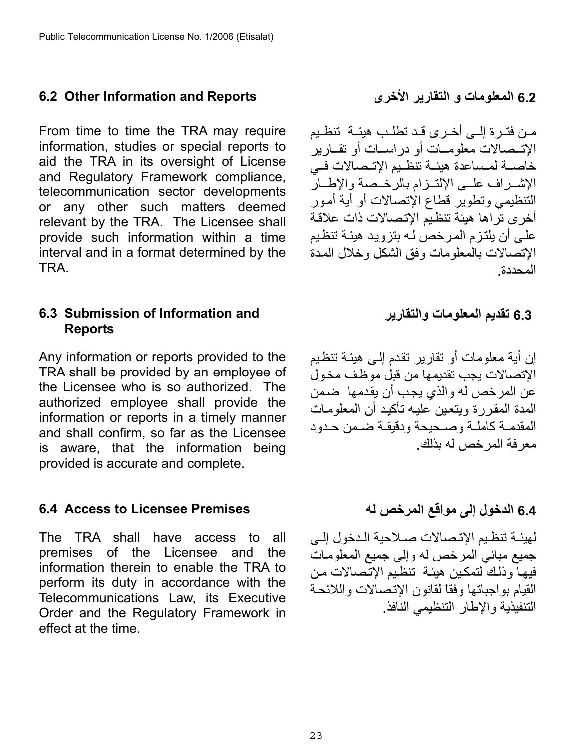### 6.2 Other Information and Reports

From time to time the TRA may require information, studies or special reports to aid the TRA in its oversight of License and Regulatory Framework compliance, telecommunication sector developments or any other such matters deemed relevant by the TRA. The Licensee shall provide such information within a time interval and in a format determined by the TRA.

### 6.2 المعلومات و التقارير الأخرى

من فترة إلى أخرى قد تطلب هيئة تنظيم الإتصالات معلومات أو دراسات أو تقارير خاصة لمساعدة هيئة تنظيم الإتصالات في الإشراف على الإلتزام بالرخصة والإطار التنظيمي وتطوير قطاع الإتصالات أو أية أمور أخرى تراها هيئة تنظيم الإتصالات ذات علاقة على أن يلتزم المرخص له بتزويد هيئة تنظيم الإتصالات بالمعلومات وفق الشكل وخلال المدة المحددة.

### 6.3 Submission of Information and Reports

Any information or reports provided to the TRA shall be provided by an employee of the Licensee who is so authorized. The authorized employee shall provide the information or reports in a timely manner and shall confirm, so far as the Licensee is aware, that the information being provided is accurate and complete.

### 6.3 تقديم المعلومات والتقارير

إن أية معلومات أو تقارير تقدم إلى هيئة تنظيم الإتصالات يجب تقديمها من قبل موظف مخول عن المرخص له والذي يجب أن يقدمها ضمن المدة المقررة ويتعين عليه تأكيد أن المعلومات المقدمة كاملة وصحيحة ودقيقة ضمن حدود معرفة المرخص له بذلك.

### 6.4 Access to Licensee Premises

The TRA shall have access to all premises of the Licensee and the information therein to enable the TRA to perform its duty in accordance with the Telecommunications Law, its Executive Order and the Regulatory Framework in effect at the time.

### 6.4 الدخول إلى مواقع المرخص له

لهيئة تنظيم الإتصالات صلاحية الدخول إلى جميع مباني المرخص له وإلى جميع المعلومات فيها وذلك لتمكين هيئة تنظيم الإتصالات من القيام بواجباتها وفقاً لقانون الإتصالات واللائحة التنفيذية والإطار التنظيمي النافذ.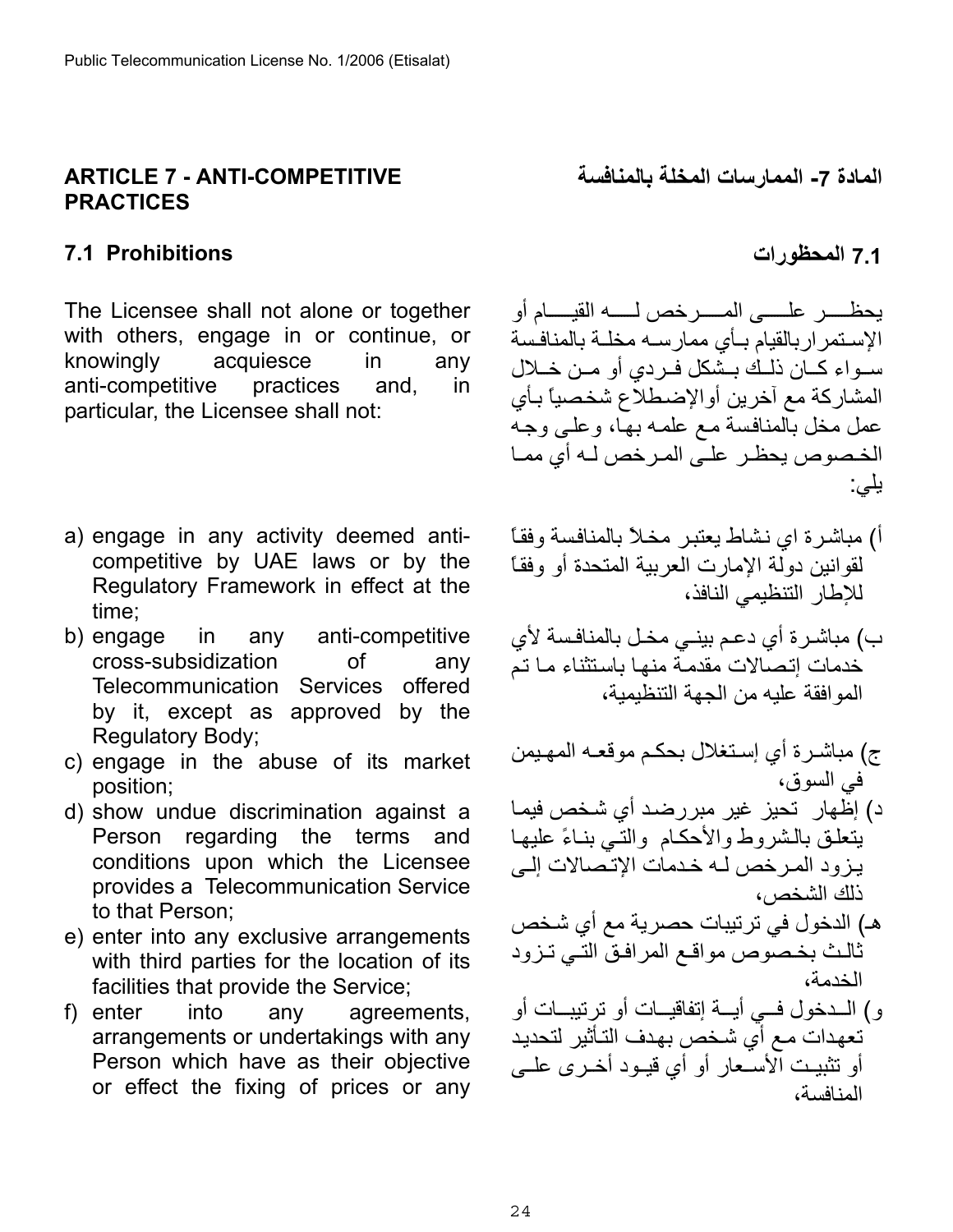## ARTICLE 7 - ANTI-COMPETITIVE PRACTICES

## المادة 7- الممارسات المخلة بالمنافسة

### 7.1 Prohibitions

### 7.1 المحظورات

The Licensee shall not alone or together with others, engage in or continue, or knowingly acquiesce in any anti-competitive practices and, in particular, the Licensee shall not:

يحظـــر علـــى المـــرخص لـــه القيـــام أو الإستمراربالقيام بـأي ممارسـه مخلـة بالمنافسة سـواء كـان ذلـك بـشكل فـردي أو مـن خـلال المشاركة مع آخرين أوالإضطلاع شخصياً بـأي عمل مخل بالمنافسة مع علمه بها، وعلى وجه الخصوص يحظر على المرخص لـه أي ممـا يلي:

a) engage in any activity deemed anti-competitive by UAE laws or by the Regulatory Framework in effect at the time;
b) engage in any anti-competitive cross-subsidization of any Telecommunication Services offered by it, except as approved by the Regulatory Body;
c) engage in the abuse of its market position;
d) show undue discrimination against a Person regarding the terms and conditions upon which the Licensee provides a Telecommunication Service to that Person;
e) enter into any exclusive arrangements with third parties for the location of its facilities that provide the Service;
f) enter into any agreements, arrangements or undertakings with any Person which have as their objective or effect the fixing of prices or any

أ) مباشرة اي نشاط يعتبر مخلاً بالمنافسة وفقاً لقوانين دولة الإمارت العربية المتحدة أو وفقاً للإطار التنظيمي النافذ،

ب) مباشـرة أي دعـم بينـي مخـل بالمنافسة لأي خدمات إتصالات مقدمة منها باستثناء ما تم الموافقة عليه من الجهة التنظيمية،

ج) مباشـرة أي إسـتغلال بحكـم موقعـه المهيمن في السوق،

د) إظهار تحيز غير مبررضد أي شخص فيما يتعلق بالشروط والأحكام والتي بناءً عليها يـزود المـرخص لـه خدمات الإتـصالات إلـى ذلك الشخص،

هـ) الدخول في ترتيبات حصرية مع أي شخص ثالـث بخـصوص مواقـع المرافـق التـي تـزود الخدمة،

و) الـدخول فـي أيـة إتفاقيـات أو ترتيبـات أو تعهدات مع أي شخص بهدف التـأثير لتحديد أو تثبيـت الأسـعار أو أي قيـود أخـرى علـى المنافسة،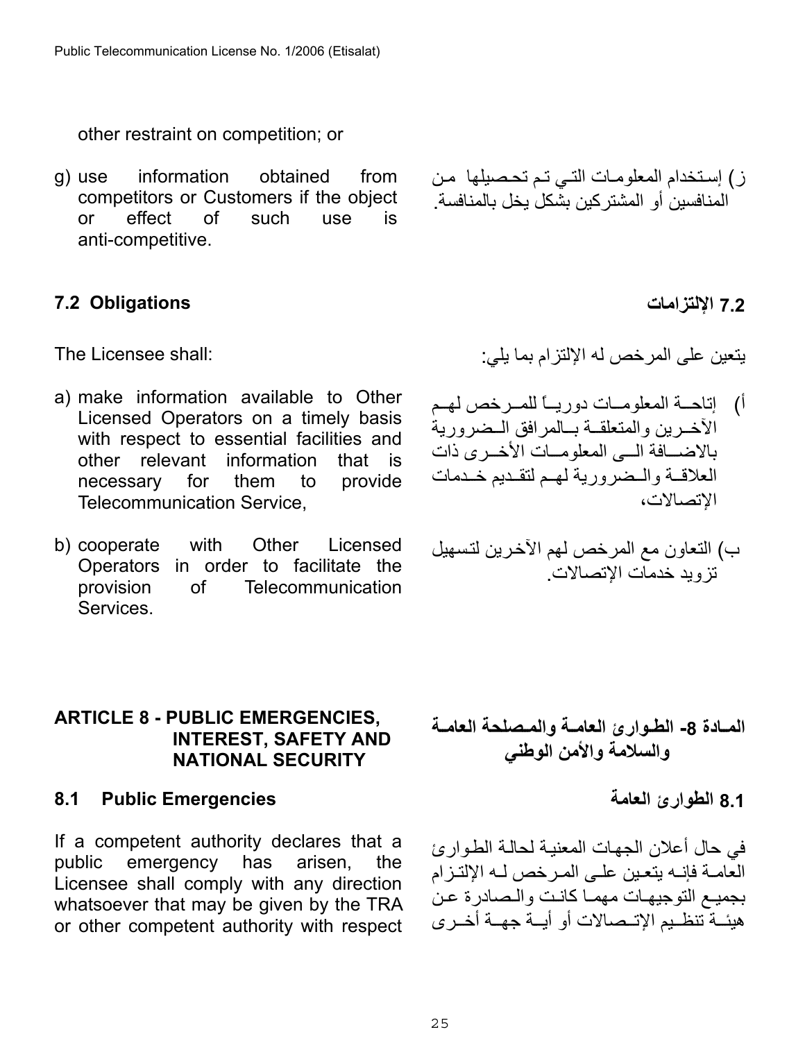other restraint on competition; or

g) use information obtained from competitors or Customers if the object or effect of such use is anti-competitive.

ز) إستخدام المعلومات التي تم تحصيلها من المنافسين أو المشتركين بشكل يخل بالمنافسة.

### 7.2 Obligations

### 7.2 الإلتزامات

The Licensee shall:

يتعين على المرخص له الإلتزام بما يلي:

a) make information available to Other Licensed Operators on a timely basis with respect to essential facilities and other relevant information that is necessary for them to provide Telecommunication Service,

أ) إتاحة المعلومات دورياً للمرخص لهم الآخرين والمتعلقة بالمرافق الضرورية بالاضافة الى المعلومات الأخرى ذات العلاقة والضرورية لهم لتقديم خدمات الإتصالات،

b) cooperate with Other Licensed Operators in order to facilitate the provision of Telecommunication Services.

ب) التعاون مع المرخص لهم الآخرين لتسهيل تزويد خدمات الإتصالات.

## ARTICLE 8 - PUBLIC EMERGENCIES, INTEREST, SAFETY AND NATIONAL SECURITY

## المادة 8- الطوارئ العامة والمصلحة العامة والسلامة والأمن الوطني

### 8.1 Public Emergencies

### 8.1 الطوارئ العامة

If a competent authority declares that a public emergency has arisen, the Licensee shall comply with any direction whatsoever that may be given by the TRA or other competent authority with respect

في حال أعلان الجهات المعنية لحالة الطوارئ العامة فإنه يتعين على المرخص له الإلتزام بجميع التوجيهات مهما كانت والصادرة عن هيئة تنظيم الإتصالات أو أية جهة أخرى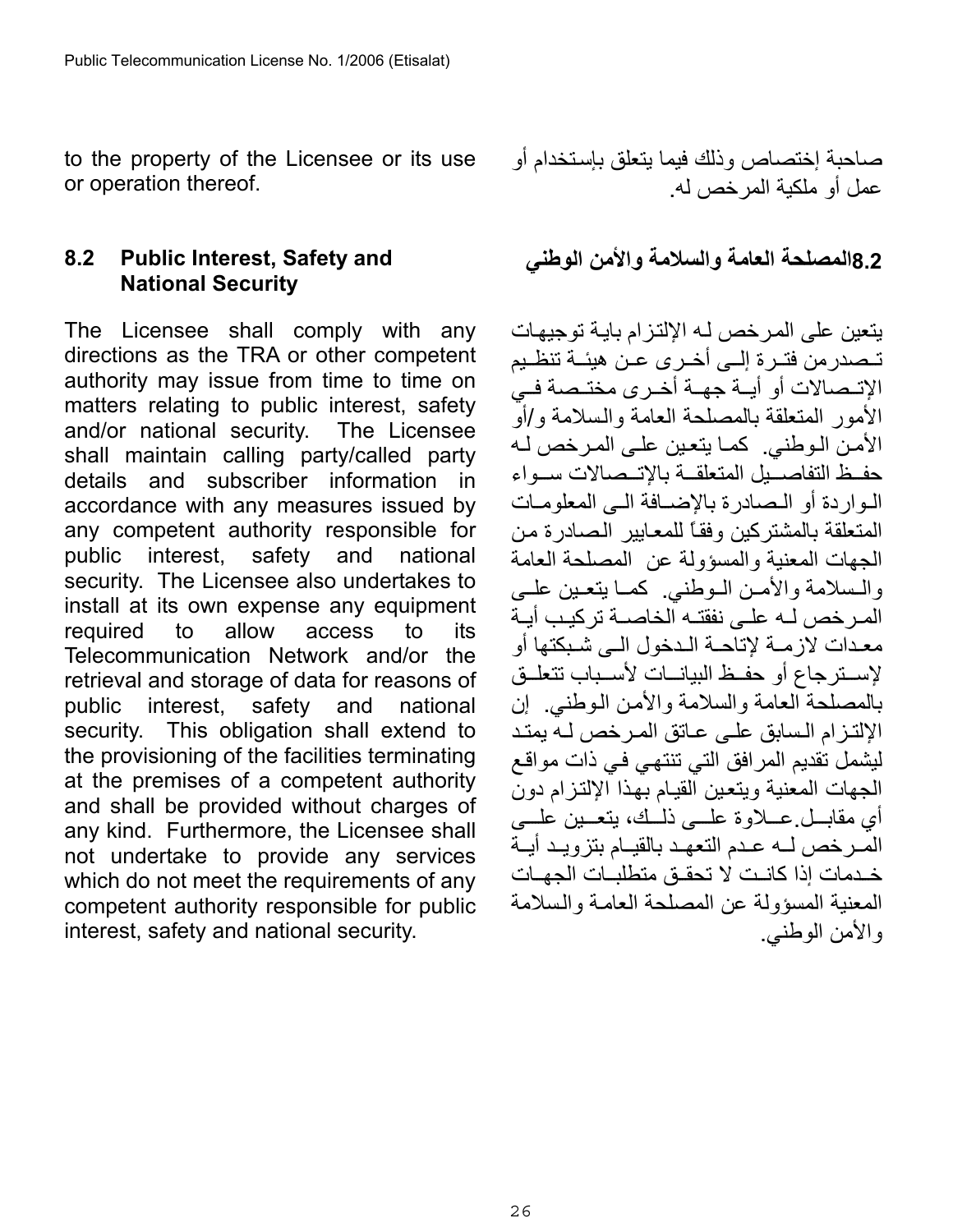to the property of the Licensee or its use or operation thereof.

صاحبة إختصاص وذلك فيما يتعلق بإستخدام أو عمل أو ملكية المرخص له.

### 8.2 Public Interest, Safety and National Security

The Licensee shall comply with any directions as the TRA or other competent authority may issue from time to time on matters relating to public interest, safety and/or national security. The Licensee shall maintain calling party/called party details and subscriber information in accordance with any measures issued by any competent authority responsible for public interest, safety and national security. The Licensee also undertakes to install at its own expense any equipment required to allow access to its Telecommunication Network and/or the retrieval and storage of data for reasons of public interest, safety and national security. This obligation shall extend to the provisioning of the facilities terminating at the premises of a competent authority and shall be provided without charges of any kind. Furthermore, the Licensee shall not undertake to provide any services which do not meet the requirements of any competent authority responsible for public interest, safety and national security.

### 8.2 المصلحة العامة والسلامة والأمن الوطني

يتعين على المرخص له الإلتزام باية توجيهات تصدرمن فترة إلى أخرى عن هيئة تنظيم الإتصالات أو أية جهة أخرى مختصة في الأمور المتعلقة بالمصلحة العامة والسلامة و/أو الأمن الوطني. كما يتعين على المرخص له حفظ التفاصيل المتعلقة بالإتصالات سواء الواردة أو الصادرة بالإضافة الى المعلومات المتعلقة بالمشتركين وفقاً للمعايير الصادرة من الجهات المعنية والمسؤولة عن المصلحة العامة والسلامة والأمن الوطني. كما يتعين على المرخص له على نفقته الخاصة تركيب أية معدات لازمة لإتاحة الدخول الى شبكتها أو لإسترجاع أو حفظ البيانات لأسباب تتعلق بالمصلحة العامة والسلامة والأمن الوطني. إن الإلتزام السابق على عاتق المرخص له يمتد ليشمل تقديم المرافق التي تنتهي في ذات مواقع الجهات المعنية ويتعين القيام بهذا الإلتزام دون أي مقابل.علاوة على ذلك، يتعين على المرخص له عدم التعهد بالقيام بتزويد أية خدمات إذا كانت لا تحقق متطلبات الجهات المعنية المسؤولة عن المصلحة العامة والسلامة والأمن الوطني.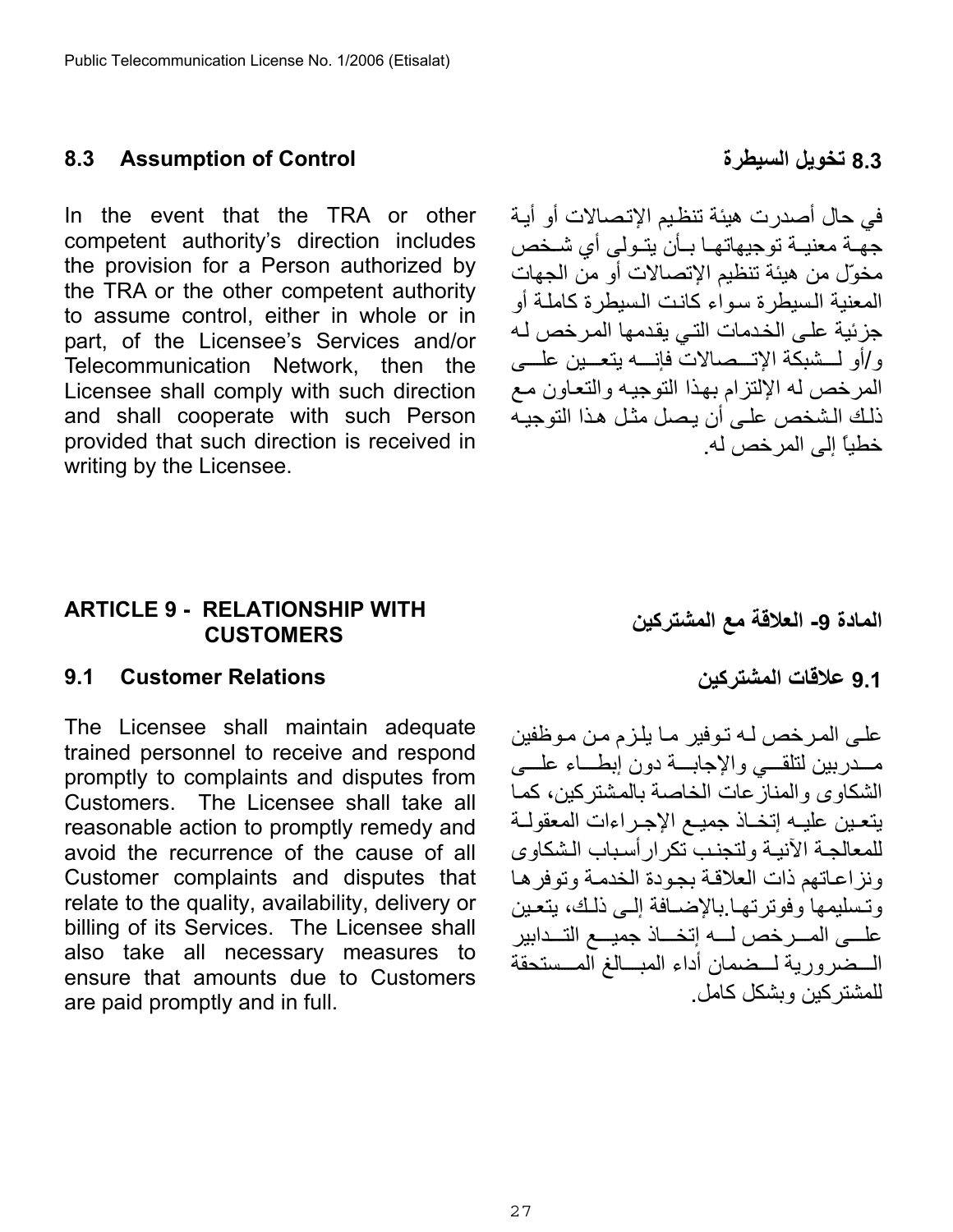### 8.3 Assumption of Control

In the event that the TRA or other competent authority's direction includes the provision for a Person authorized by the TRA or the other competent authority to assume control, either in whole or in part, of the Licensee's Services and/or Telecommunication Network, then the Licensee shall comply with such direction and shall cooperate with such Person provided that such direction is received in writing by the Licensee.

### 8.3 تخويل السيطرة

في حال أصدرت هيئة تنظيم الإتصالات أو أية جهة معنية توجيهاتها بأن يتولى أي شخص مخوّل من هيئة تنظيم الإتصالات أو من الجهات المعنية السيطرة سواء كانت السيطرة كاملة أو جزئية على الخدمات التي يقدمها المرخص له و/أو لشبكة الإتصالات فإنه يتعين على المرخص له الإلتزام بهذا التوجيه والتعاون مع ذلك الشخص على أن يصل مثل هذا التوجيه خطياً إلى المرخص له.

## ARTICLE 9 - RELATIONSHIP WITH CUSTOMERS

### 9.1 Customer Relations

The Licensee shall maintain adequate trained personnel to receive and respond promptly to complaints and disputes from Customers. The Licensee shall take all reasonable action to promptly remedy and avoid the recurrence of the cause of all Customer complaints and disputes that relate to the quality, availability, delivery or billing of its Services. The Licensee shall also take all necessary measures to ensure that amounts due to Customers are paid promptly and in full.

## المادة 9- العلاقة مع المشتركين

### 9.1 علاقات المشتركين

على المرخص له توفير ما يلزم من موظفين مدربين لتلقي والإجابة دون إبطاء على الشكاوى والمنازعات الخاصة بالمشتركين، كما يتعين عليه إتخاذ جميع الإجراءات المعقولة للمعالجة الآنية ولتجنب تكرار أسباب الشكاوى ونزاعاتهم ذات العلاقة بجودة الخدمة وتوفرها وتسليمها وفوترتها.بالإضافة إلى ذلك، يتعين على المرخص له إتخاذ جميع التدابير الضرورية لضمان أداء المبالغ المستحقة للمشتركين وبشكل كامل.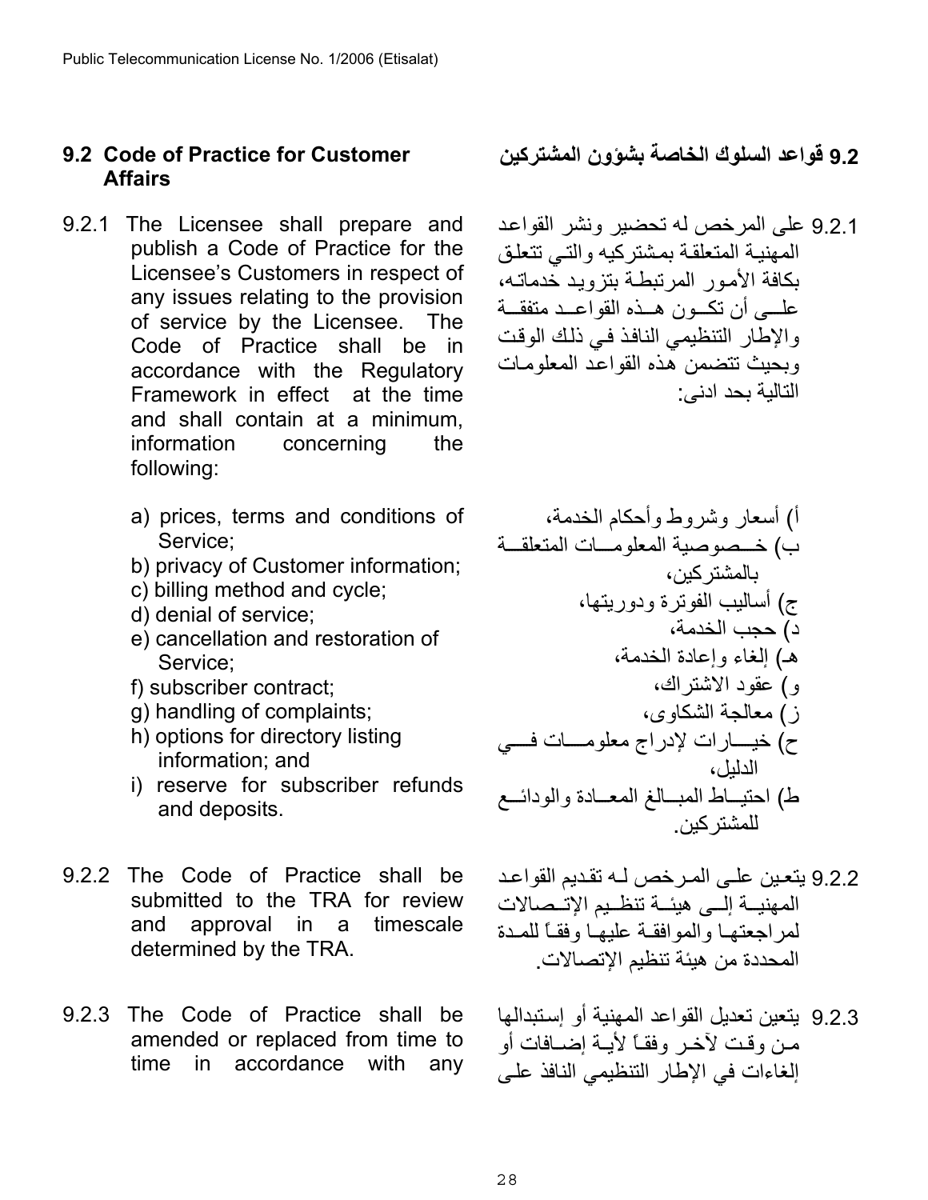## 9.2 Code of Practice for Customer Affairs

## 9.2 قواعد السلوك الخاصة بشؤون المشتركين

9.2.1 The Licensee shall prepare and publish a Code of Practice for the Licensee's Customers in respect of any issues relating to the provision of service by the Licensee. The Code of Practice shall be in accordance with the Regulatory Framework in effect at the time and shall contain at a minimum, information concerning the following:

a) prices, terms and conditions of Service;
b) privacy of Customer information;
c) billing method and cycle;
d) denial of service;
e) cancellation and restoration of Service;
f) subscriber contract;
g) handling of complaints;
h) options for directory listing information; and
i) reserve for subscriber refunds and deposits.

9.2.1 على المرخص له تحضير ونشر القواعد المهنية المتعلقة بمشتركيه والتي تتعلق بكافة الأمور المرتبطة بتزويد خدماته، على أن تكون هذه القواعد متفقة والإطار التنظيمي النافذ في ذلك الوقت وبحيث تتضمن هذه القواعد المعلومات التالية بحد ادنى:

أ) أسعار وشروط وأحكام الخدمة،
ب) خصوصية المعلومات المتعلقة بالمشتركين،
ج) أساليب الفوترة ودوريتها،
د) حجب الخدمة،
هـ) إلغاء وإعادة الخدمة،
و) عقود الاشتراك،
ز) معالجة الشكاوى،
ح) خيارات لإدراج معلومات في الدليل،
ط) احتياط المبالغ المعادة والودائع للمشتركين.

9.2.2 The Code of Practice shall be submitted to the TRA for review and approval in a timescale determined by the TRA.

9.2.2 يتعين على المرخص له تقديم القواعد المهنية إلى هيئة تنظيم الإتصالات لمراجعتها والموافقة عليها وفقاً للمدة المحددة من هيئة تنظيم الإتصالات.

9.2.3 The Code of Practice shall be amended or replaced from time to time in accordance with any

9.2.3 يتعين تعديل القواعد المهنية أو إستبدالها من وقت لآخر وفقاً لأية إضافات أو إلغاءات في الإطار التنظيمي النافذ على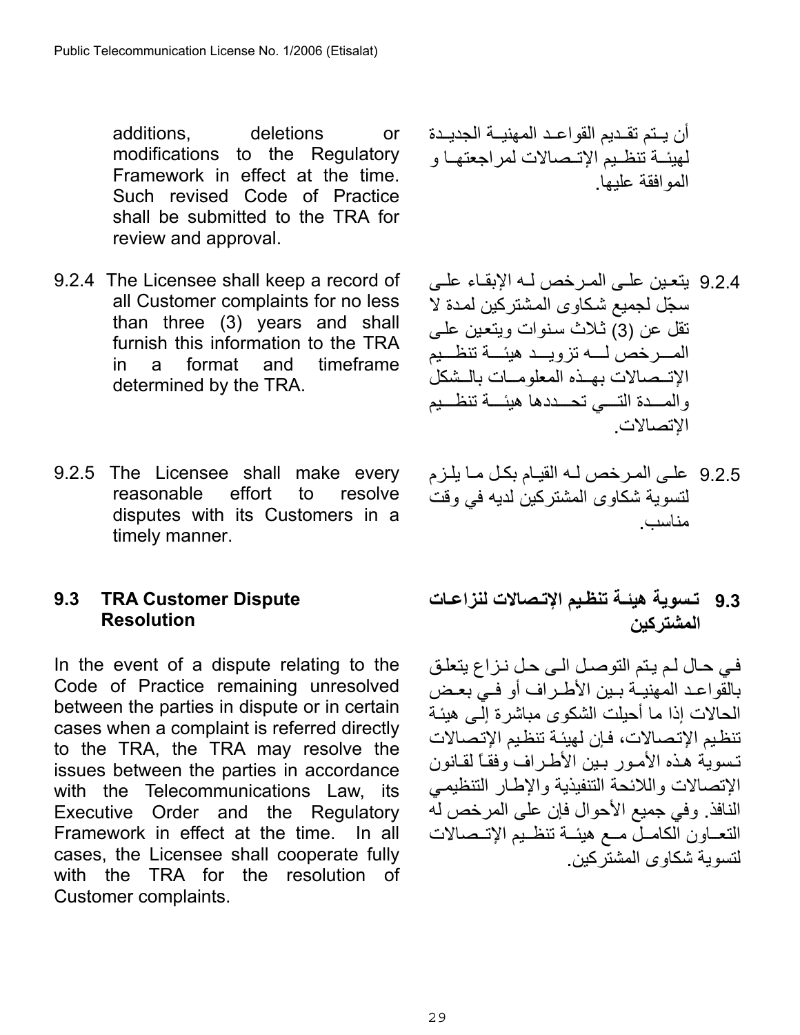additions, deletions or modifications to the Regulatory Framework in effect at the time. Such revised Code of Practice shall be submitted to the TRA for review and approval.

أن يـتم تقـديم القواعـد المهنيــة الجديـدة لهيئــة تنظـيم الإتـصالات لمراجعتهـا و الموافقة عليها.

9.2.4 The Licensee shall keep a record of all Customer complaints for no less than three (3) years and shall furnish this information to the TRA in a format and timeframe determined by the TRA.

9.2.4 يتعين علـى المـرخص لـه الإبقـاء علـى سجّل لجميع شكاوى المشتركين لمدة لا تقل عن (3) ثلاث سنوات ويتعين علـى المـــرخص لـــه تزويـــد هيئـــة تنظـــيم الإتـصالات بهـذه المعلومــات بالــشكل والمـــدة التـــي تحـــددها هيئـــة تنظـــيم الإتصالات.

9.2.5 The Licensee shall make every reasonable effort to resolve disputes with its Customers in a timely manner.

9.2.5 علـى المـرخص لـه القيـام بكـل مـا يلـزم لتسوية شكاوى المشتركين لديه في وقت مناسب.

### 9.3 TRA Customer Dispute Resolution

### 9.3 تـسوية هيئــة تنظـيم الإتـصالات لنزاعـات المشتركين

In the event of a dispute relating to the Code of Practice remaining unresolved between the parties in dispute or in certain cases when a complaint is referred directly to the TRA, the TRA may resolve the issues between the parties in accordance with the Telecommunications Law, its Executive Order and the Regulatory Framework in effect at the time. In all cases, the Licensee shall cooperate fully with the TRA for the resolution of Customer complaints.

فـي حـال لـم يـتم التوصـل الـى حـل نـزاع يتعلـق بالقواعـد المهنيــة بـين الأطـراف أو فــي بعـض الحالات إذا ما أحيلت الشكوى مباشرة إلـى هيئـة تنظيم الإتصالات، فـإن لهيئـة تنظيم الإتصالات تـسوية هـذه الأمـور بـين الأطـراف وفقـاً لقـانون الإتصالات واللائحة التنفيذية والإطـار التنظيمـي النافذ. وفي جميع الأحوال فإن على المرخص له التعــاون الكامــل مــع هيئــة تنظـيم الإتــصالات لتسوية شكاوى المشتركين.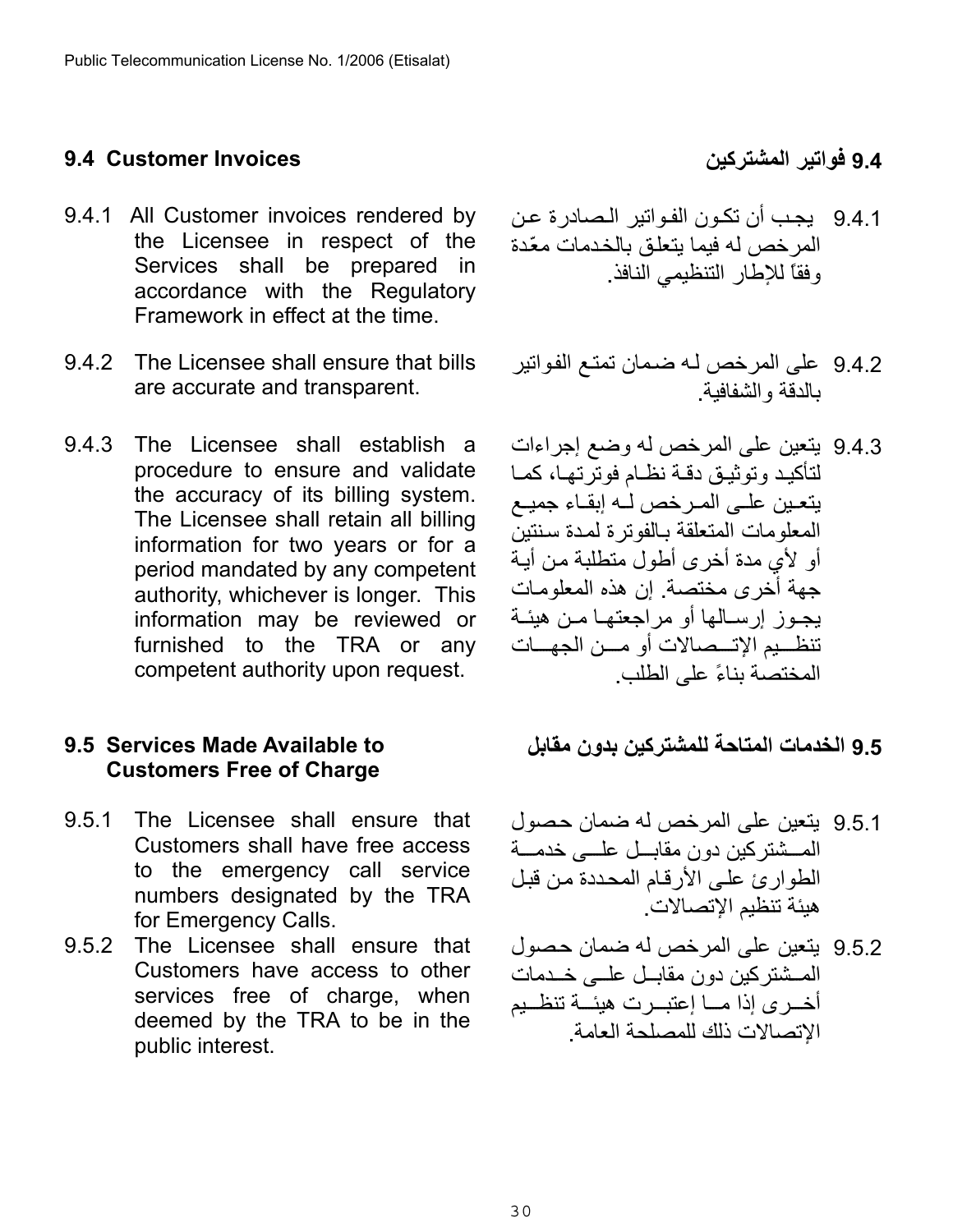## 9.4 Customer Invoices

## 9.4 فواتير المشتركين

9.4.1 All Customer invoices rendered by the Licensee in respect of the Services shall be prepared in accordance with the Regulatory Framework in effect at the time.

9.4.1 يجب أن تكون الفواتير الصادرة عن المرخص له فيما يتعلق بالخدمات معّدة وفقاً للإطار التنظيمي النافذ.

9.4.2 The Licensee shall ensure that bills are accurate and transparent.

9.4.2 على المرخص له ضمان تمتع الفواتير بالدقة والشفافية.

9.4.3 The Licensee shall establish a procedure to ensure and validate the accuracy of its billing system. The Licensee shall retain all billing information for two years or for a period mandated by any competent authority, whichever is longer. This information may be reviewed or furnished to the TRA or any competent authority upon request.

9.4.3 يتعين على المرخص له وضع إجراءات لتأكيد وتوثيق دقة نظام فوترتها، كما يتعين على المرخص له إبقاء جميع المعلومات المتعلقة بالفوترة لمدة سنتين أو لأي مدة أخرى أطول متطلبة من أية جهة أخرى مختصة. إن هذه المعلومات يجوز إرسالها أو مراجعتها من هيئة تنظيم الإتصالات أو من الجهات المختصة بناءً على الطلب.

## 9.5 Services Made Available to Customers Free of Charge

## 9.5 الخدمات المتاحة للمشتركين بدون مقابل

9.5.1 The Licensee shall ensure that Customers shall have free access to the emergency call service numbers designated by the TRA for Emergency Calls.

9.5.1 يتعين على المرخص له ضمان حصول المشتركين دون مقابل على خدمة الطوارئ على الأرقام المحددة من قبل هيئة تنظيم الإتصالات.

9.5.2 The Licensee shall ensure that Customers have access to other services free of charge, when deemed by the TRA to be in the public interest.

9.5.2 يتعين على المرخص له ضمان حصول المشتركين دون مقابل على خدمات أخرى إذا ما إعتبرت هيئة تنظيم الإتصالات ذلك للمصلحة العامة.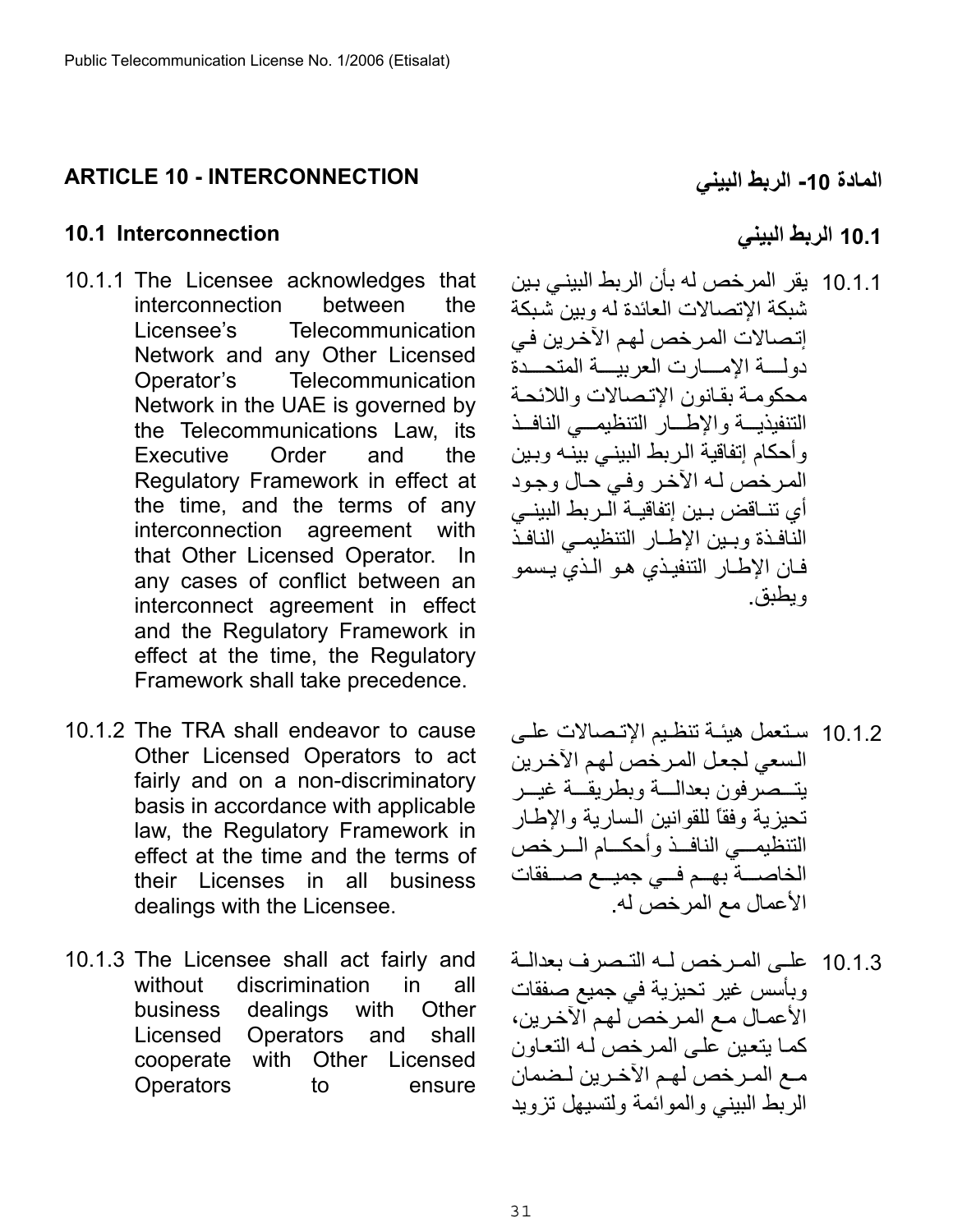## ARTICLE 10 - INTERCONNECTION

## المادة 10- الربط البيني

### 10.1 Interconnection

### 10.1 الربط البيني

10.1.1 The Licensee acknowledges that interconnection between the Licensee's Telecommunication Network and any Other Licensed Operator's Telecommunication Network in the UAE is governed by the Telecommunications Law, its Executive Order and the Regulatory Framework in effect at the time, and the terms of any interconnection agreement with that Other Licensed Operator. In any cases of conflict between an interconnect agreement in effect and the Regulatory Framework in effect at the time, the Regulatory Framework shall take precedence.

10.1.1 يقر المرخص له بأن الربط البيني بين شبكة الإتصالات العائدة له وبين شبكة إتصالات المرخص لهم الآخرين في دولة الإمارت العربية المتحدة محكومة بقانون الإتصالات واللائحة التنفيذية والإطار التنظيمي النافذ وأحكام إتفاقية الربط البيني بينه وبين المرخص له الآخر وفي حال وجود أي تناقض بين إتفاقية الربط البيني النافذة وبين الإطار التنظيمي النافذ فان الإطار التنفيذي هو الذي يسمو ويطبق.

10.1.2 The TRA shall endeavor to cause Other Licensed Operators to act fairly and on a non-discriminatory basis in accordance with applicable law, the Regulatory Framework in effect at the time and the terms of their Licenses in all business dealings with the Licensee.

10.1.2 ستعمل هيئة تنظيم الإتصالات على السعي لجعل المرخص لهم الآخرين يتصرفون بعدالة وبطريقة غير تحيزية وفقاً للقوانين السارية والإطار التنظيمي النافذ وأحكام الرخص الخاصة بهم في جميع صفقات الأعمال مع المرخص له.

10.1.3 The Licensee shall act fairly and without discrimination in all business dealings with Other Licensed Operators and shall cooperate with Other Licensed Operators to ensure

10.1.3 على المرخص له التصرف بعدالة وبأسس غير تحيزية في جميع صفقات الأعمال مع المرخص لهم الآخرين، كما يتعين على المرخص له التعاون مع المرخص لهم الآخرين لضمان الربط البيني والموائمة ولتسيهل تزويد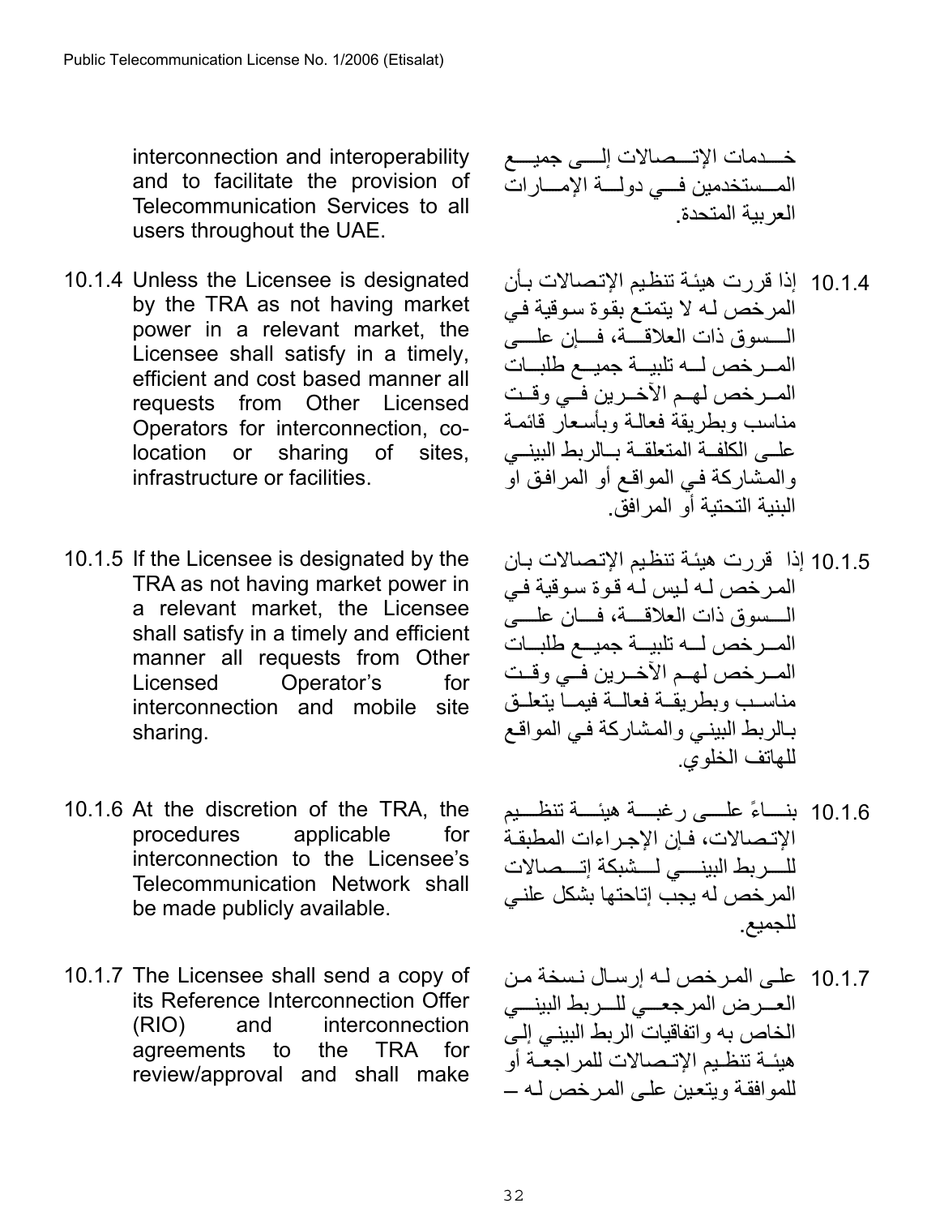interconnection and interoperability and to facilitate the provision of Telecommunication Services to all users throughout the UAE.

خدمات الإتصالات إلى جميع المستخدمين في دولة الإمارات العربية المتحدة.

10.1.4 Unless the Licensee is designated by the TRA as not having market power in a relevant market, the Licensee shall satisfy in a timely, efficient and cost based manner all requests from Other Licensed Operators for interconnection, co-location or sharing of sites, infrastructure or facilities.

10.1.4 إذا قررت هيئة تنظيم الإتصالات بأن المرخص له لا يتمتع بقوة سوقية في السوق ذات العلاقة، فإن على المرخص له تلبية جميع طلبات المرخص لهم الآخرين في وقت مناسب وبطريقة فعالة وبأسعار قائمة على الكلفة المتعلقة بالربط البيني والمشاركة في المواقع أو المرافق أو البنية التحتية أو المرافق.

10.1.5 If the Licensee is designated by the TRA as not having market power in a relevant market, the Licensee shall satisfy in a timely and efficient manner all requests from Other Licensed Operator's for interconnection and mobile site sharing.

10.1.5 إذا قررت هيئة تنظيم الإتصالات بان المرخص له ليس له قوة سوقية في السوق ذات العلاقة، فان على المرخص له تلبية جميع طلبات المرخص لهم الآخرين في وقت مناسب وبطريقة فعالة فيما يتعلق بالربط البيني والمشاركة في المواقع للهاتف الخلوي.

10.1.6 At the discretion of the TRA, the procedures applicable for interconnection to the Licensee's Telecommunication Network shall be made publicly available.

10.1.6 بناءً على رغبة هيئة تنظيم الإتصالات، فإن الإجراءات المطبقة للربط البيني لشبكة إتصالات المرخص له يجب إتاحتها بشكل علني للجميع.

10.1.7 The Licensee shall send a copy of its Reference Interconnection Offer (RIO) and interconnection agreements to the TRA for review/approval and shall make

10.1.7 على المرخص له إرسال نسخة من العرض المرجعي للربط البيني الخاص به واتفاقيات الربط البيني إلى هيئة تنظيم الإتصالات للمراجعة أو للموافقة ويتعين على المرخص له –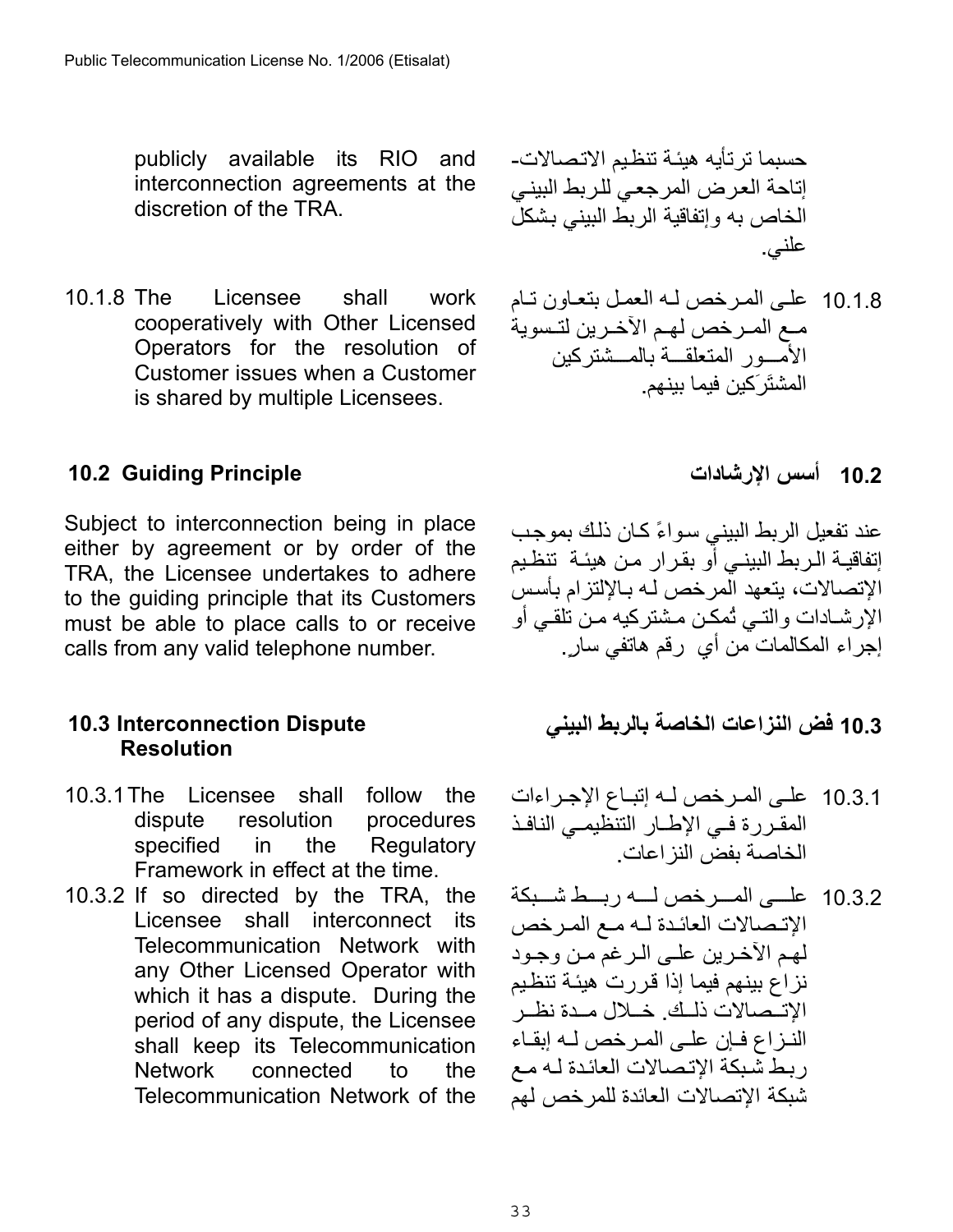publicly available its RIO and interconnection agreements at the discretion of the TRA.

حسبما ترتأيه هيئة تنظيم الاتصالات- إتاحة العرض المرجعي للربط البيني الخاص به وإتفاقية الربط البيني بشكل علني.

10.1.8 The Licensee shall work cooperatively with Other Licensed Operators for the resolution of Customer issues when a Customer is shared by multiple Licensees.

10.1.8 على المرخص له العمل بتعاون تام مع المرخص لهم الآخرين لتسوية الأمور المتعلقة بالمشتركين المشتَرَكين فيما بينهم.

## 10.2 Guiding Principle

## 10.2 أسس الإرشادات

Subject to interconnection being in place either by agreement or by order of the TRA, the Licensee undertakes to adhere to the guiding principle that its Customers must be able to place calls to or receive calls from any valid telephone number.

عند تفعيل الربط البيني سواءً كان ذلك بموجب إتفاقية الربط البيني أو بقرار من هيئة تنظيم الإتصالات، يتعهد المرخص له بالإلتزام بأسس الإرشادات والتي تُمكن مشتركيه من تلقي أو إجراء المكالمات من أي رقم هاتفي سارٍ.

## 10.3 Interconnection Dispute Resolution

## 10.3 فض النزاعات الخاصة بالربط البيني

10.3.1 The Licensee shall follow the dispute resolution procedures specified in the Regulatory Framework in effect at the time.

10.3.1 على المرخص له إتباع الإجراءات المقررة في الإطار التنظيمي النافذ الخاصة بفض النزاعات.

10.3.2 If so directed by the TRA, the Licensee shall interconnect its Telecommunication Network with any Other Licensed Operator with which it has a dispute. During the period of any dispute, the Licensee shall keep its Telecommunication Network connected to the Telecommunication Network of the

10.3.2 على المرخص له ربط شبكة الإتصالات العائدة له مع المرخص لهم الآخرين على الرغم من وجود نزاع بينهم فيما إذا قررت هيئة تنظيم الإتصالات ذلك. خلال مدة نظر النزاع فإن على المرخص له إبقاء ربط شبكة الإتصالات العائدة له مع شبكة الإتصالات العائدة للمرخص لهم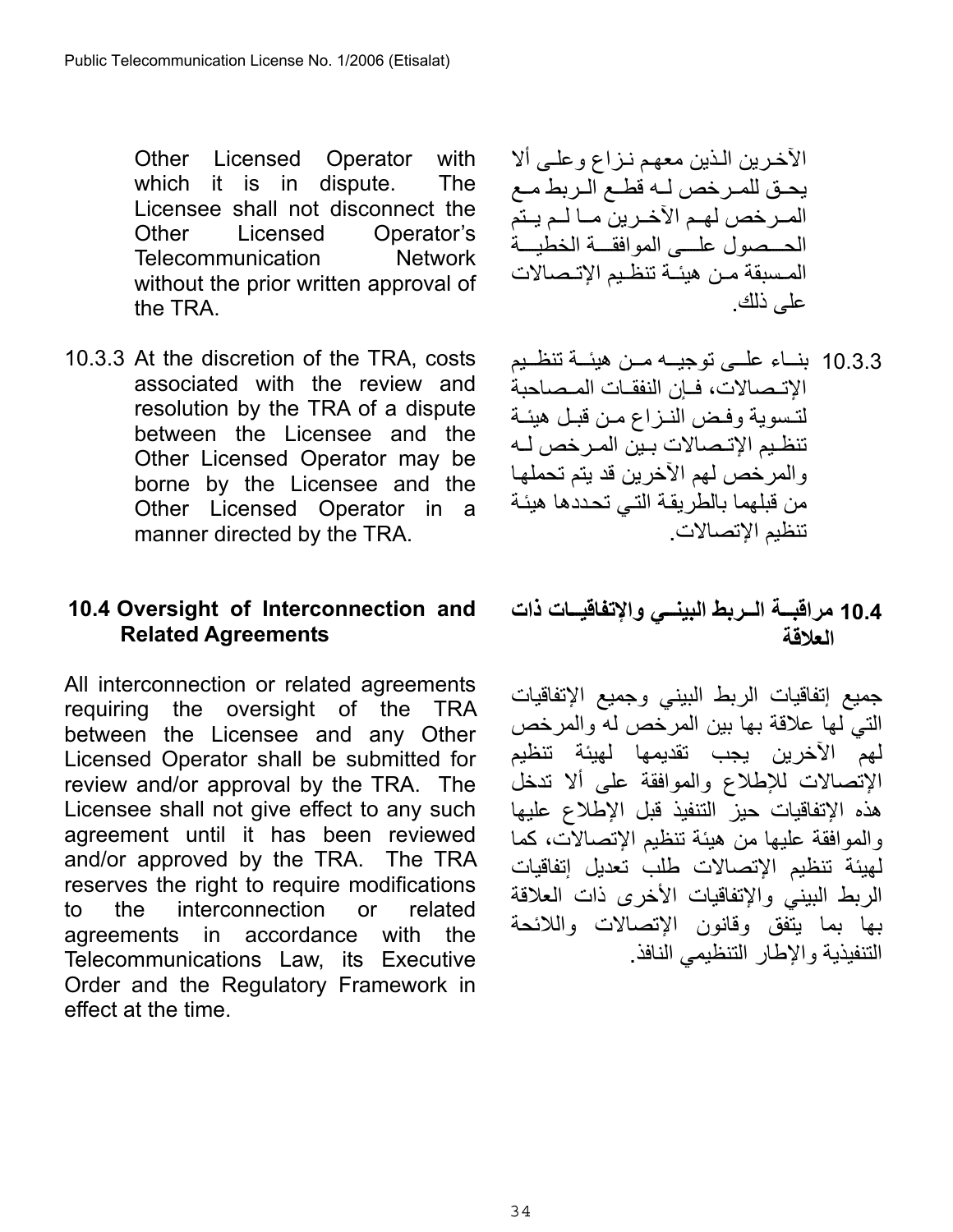Other Licensed Operator with which it is in dispute. The Licensee shall not disconnect the Other Licensed Operator's Telecommunication Network without the prior written approval of the TRA.

الآخرين الذين معهم نزاع وعلى ألا يحق للمرخص له قطع الربط مع المرخص لهم الآخرين ما لم يتم الحصول على الموافقة الخطية المسبقة من هيئة تنظيم الإتصالات على ذلك.

10.3.3 At the discretion of the TRA, costs associated with the review and resolution by the TRA of a dispute between the Licensee and the Other Licensed Operator may be borne by the Licensee and the Other Licensed Operator in a manner directed by the TRA.

10.3.3 بناء على توجيه من هيئة تنظيم الإتصالات، فإن النفقات المصاحبة لتسوية وفض النزاع من قبل هيئة تنظيم الإتصالات بين المرخص له والمرخص لهم الآخرين قد يتم تحملها من قبلهما بالطريقة التي تحددها هيئة تنظيم الإتصالات.

## 10.4 Oversight of Interconnection and Related Agreements

## 10.4 مراقبة الربط البيني والإتفاقيات ذات العلاقة

All interconnection or related agreements requiring the oversight of the TRA between the Licensee and any Other Licensed Operator shall be submitted for review and/or approval by the TRA. The Licensee shall not give effect to any such agreement until it has been reviewed and/or approved by the TRA. The TRA reserves the right to require modifications to the interconnection or related agreements in accordance with the Telecommunications Law, its Executive Order and the Regulatory Framework in effect at the time.

جميع إتفاقيات الربط البيني وجميع الإتفاقيات التي لها علاقة بها بين المرخص له والمرخص لهم الآخرين يجب تقديمها لهيئة تنظيم الإتصالات للإطلاع والموافقة على ألا تدخل هذه الإتفاقيات حيز التنفيذ قبل الإطلاع عليها والموافقة عليها من هيئة تنظيم الإتصالات، كما لهيئة تنظيم الإتصالات طلب تعديل إتفاقيات الربط البيني والإتفاقيات الأخرى ذات العلاقة بها بما يتفق وقانون الإتصالات واللائحة التنفيذية والإطار التنظيمي النافذ.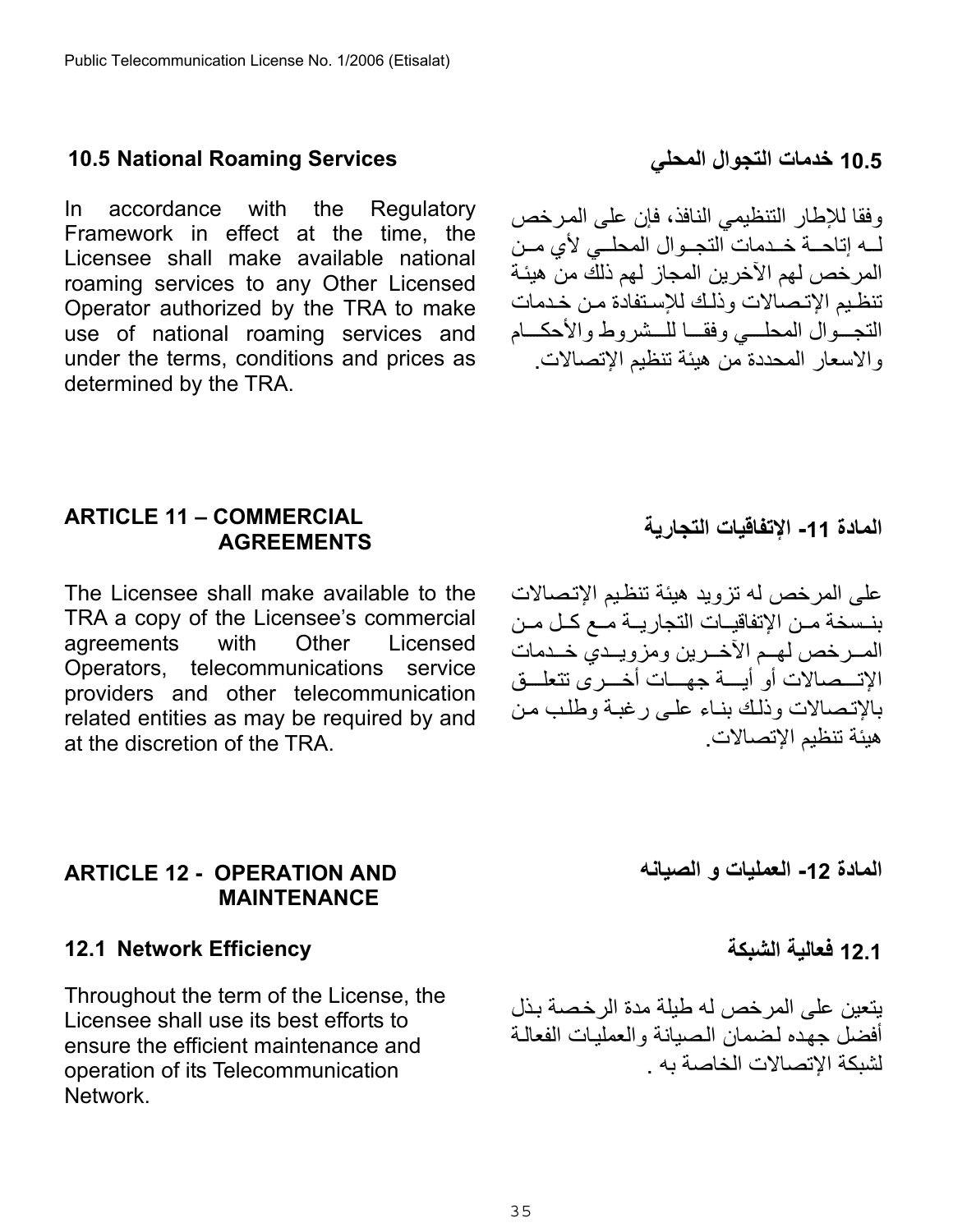### 10.5 National Roaming Services

In accordance with the Regulatory Framework in effect at the time, the Licensee shall make available national roaming services to any Other Licensed Operator authorized by the TRA to make use of national roaming services and under the terms, conditions and prices as determined by the TRA.

### 10.5 خدمات التجوال المحلي

وفقا للإطار التنظيمي النافذ، فإن على المرخص لـه إتاحـة خـدمات التجـوال المحلـي لأي مـن المرخص لهم الآخرين المجاز لهم ذلك من هيئة تنظيم الإتصالات وذلك للإستفادة من خدمات التجـوال المحلـي وفقـا للـشروط والأحكـام والاسعار المحددة من هيئة تنظيم الإتصالات.

## ARTICLE 11 – COMMERCIAL AGREEMENTS

The Licensee shall make available to the TRA a copy of the Licensee's commercial agreements with Other Licensed Operators, telecommunications service providers and other telecommunication related entities as may be required by and at the discretion of the TRA.

## المادة 11- الإتفاقيات التجارية

على المرخص له تزويد هيئة تنظيم الإتصالات بنـسخة مـن الإتفاقيـات التجاريـة مـع كـل مـن المـرخص لهـم الآخـرين ومزويـدي خـدمات الإتـصالات أو أيـة جهـات أخـرى تتعلـق بالإتصالات وذلك بناء على رغبة وطلب من هيئة تنظيم الإتصالات.

## ARTICLE 12 - OPERATION AND MAINTENANCE

### 12.1 Network Efficiency

Throughout the term of the License, the Licensee shall use its best efforts to ensure the efficient maintenance and operation of its Telecommunication Network.

## المادة 12- العمليات و الصيانه

### 12.1 فعالية الشبكة

يتعين على المرخص له طيلة مدة الرخصة بذل أفضل جهده لضمان الصيانة والعمليات الفعالة لشبكة الإتصالات الخاصة به .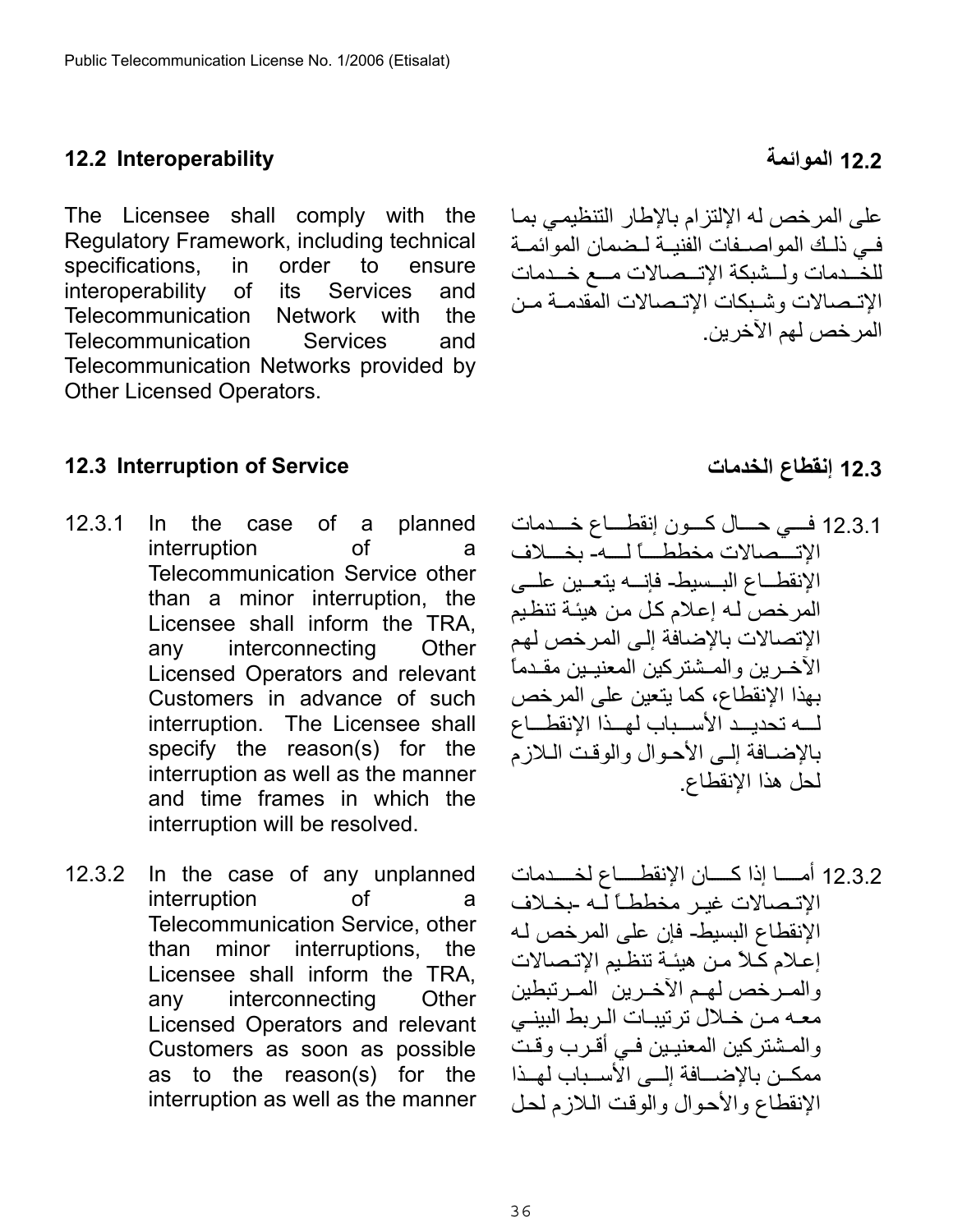## 12.2 Interoperability

The Licensee shall comply with the Regulatory Framework, including technical specifications, in order to ensure interoperability of its Services and Telecommunication Network with the Telecommunication Services and Telecommunication Networks provided by Other Licensed Operators.

## 12.2 الموائمة

على المرخص له الإلتزام بالإطار التنظيمي بما في ذلك المواصفات الفنية لضمان الموائمة للخدمات ولشبكة الإتصالات مع خدمات الإتصالات وشبكات الإتصالات المقدمة من المرخص لهم الآخرين.

## 12.3 Interruption of Service

12.3.1 In the case of a planned interruption of a Telecommunication Service other than a minor interruption, the Licensee shall inform the TRA, any interconnecting Other Licensed Operators and relevant Customers in advance of such interruption. The Licensee shall specify the reason(s) for the interruption as well as the manner and time frames in which the interruption will be resolved.

12.3.2 In the case of any unplanned interruption of a Telecommunication Service, other than minor interruptions, the Licensee shall inform the TRA, any interconnecting Other Licensed Operators and relevant Customers as soon as possible as to the reason(s) for the interruption as well as the manner

## 12.3 إنقطاع الخدمات

12.3.1 في حال كون إنقطاع خدمات الإتصالات مخططاً له- بخلاف الإنقطاع البسيط- فإنه يتعين على المرخص له إعلام كل من هيئة تنظيم الإتصالات بالإضافة إلى المرخص لهم الآخرين والمشتركين المعنيين مقدماً بهذا الإنقطاع، كما يتعين على المرخص له تحديد الأسباب لهذا الإنقطاع بالإضافة إلى الأحوال والوقت اللازم لحل هذا الإنقطاع.

12.3.2 أما إذا كان الإنقطاع لخدمات الإتصالات غير مخططاً له -بخلاف الإنقطاع البسيط- فإن على المرخص له إعلام كلاً من هيئة تنظيم الإتصالات والمرخص لهم الآخرين المرتبطين معه من خلال ترتيبات الربط البيني والمشتركين المعنيين في أقرب وقت ممكن بالإضافة إلى الأسباب لهذا الإنقطاع والأحوال والوقت اللازم لحل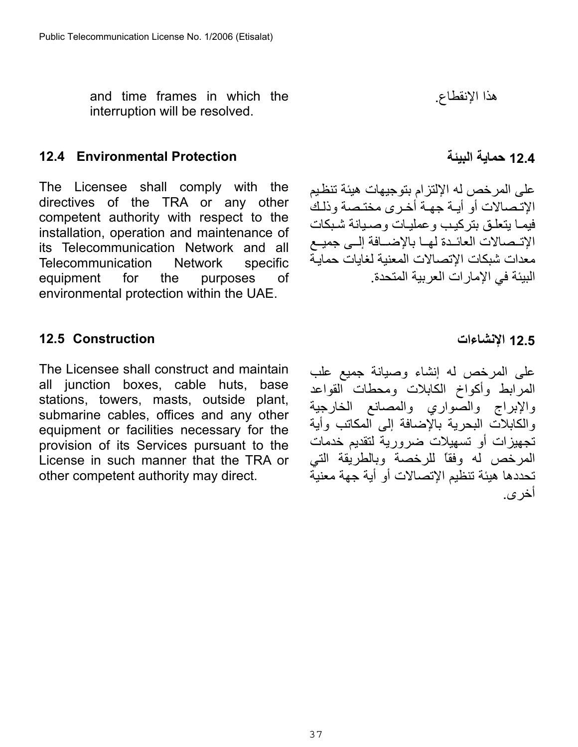and time frames in which the interruption will be resolved.

هذا الإنقطاع.

### 12.4 Environmental Protection

### 12.4 حماية البيئة

The Licensee shall comply with the directives of the TRA or any other competent authority with respect to the installation, operation and maintenance of its Telecommunication Network and all Telecommunication Network specific equipment for the purposes of environmental protection within the UAE.

على المرخص له الإلتزام بتوجيهات هيئة تنظيم الإتصالات أو أية جهة أخرى مختصة وذلك فيما يتعلق بتركيب وعمليات وصيانة شبكات الإتصالات العائدة لها بالإضافة إلى جميع معدات شبكات الإتصالات المعنية لغايات حماية البيئة في الإمارات العربية المتحدة.

### 12.5 Construction

### 12.5 الإنشاءات

The Licensee shall construct and maintain all junction boxes, cable huts, base stations, towers, masts, outside plant, submarine cables, offices and any other equipment or facilities necessary for the provision of its Services pursuant to the License in such manner that the TRA or other competent authority may direct.

على المرخص له إنشاء وصيانة جميع علب المرابط وأكواخ الكابلات ومحطات القواعد والإبراج والصواري والمصانع الخارجية والكابلات البحرية بالإضافة إلى المكاتب وأية تجهيزات أو تسهيلات ضرورية لتقديم خدمات المرخص له وفقاً للرخصة وبالطريقة التي تحددها هيئة تنظيم الإتصالات أو أية جهة معنية أخرى.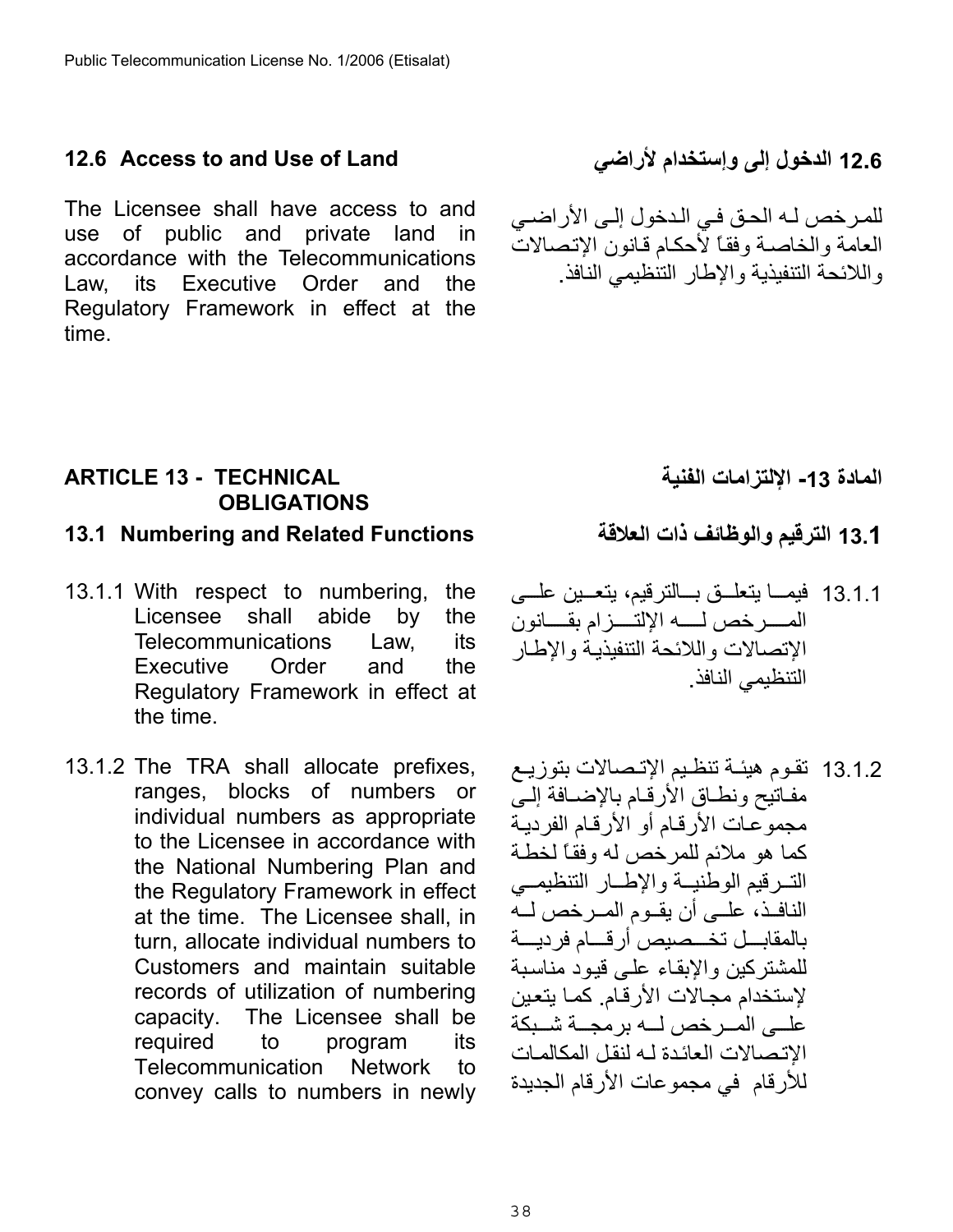### 12.6 Access to and Use of Land

The Licensee shall have access to and use of public and private land in accordance with the Telecommunications Law, its Executive Order and the Regulatory Framework in effect at the time.

### 12.6 الدخول إلى وإستخدام لأراضي

للمرخص له الحق في الدخول إلى الأراضي العامة والخاصة وفقاً لأحكام قانون الإتصالات واللائحة التنفيذية والإطار التنظيمي النافذ.

## ARTICLE 13 - TECHNICAL OBLIGATIONS

### 13.1 Numbering and Related Functions

13.1.1 With respect to numbering, the Licensee shall abide by the Telecommunications Law, its Executive Order and the Regulatory Framework in effect at the time.

13.1.2 The TRA shall allocate prefixes, ranges, blocks of numbers or individual numbers as appropriate to the Licensee in accordance with the National Numbering Plan and the Regulatory Framework in effect at the time. The Licensee shall, in turn, allocate individual numbers to Customers and maintain suitable records of utilization of numbering capacity. The Licensee shall be required to program its Telecommunication Network to convey calls to numbers in newly

## المادة 13- الإلتزامات الفنية

### 13.1 الترقيم والوظائف ذات العلاقة

13.1.1 فيما يتعلق بالترقيم، يتعين على المرخص له الإلتزام بقانون الإتصالات واللائحة التنفيذية والإطار التنظيمي النافذ.

13.1.2 تقوم هيئة تنظيم الإتصالات بتوزيع مفاتيح ونطاق الأرقام بالإضافة إلى مجموعات الأرقام أو الأرقام الفردية كما هو ملائم للمرخص له وفقاً لخطة الترقيم الوطنية والإطار التنظيمي النافذ، على أن يقوم المرخص له بالمقابل تخصيص أرقام فردية للمشتركين والإبقاء على قيود مناسبة لإستخدام مجالات الأرقام. كما يتعين على المرخص له برمجة شبكة الإتصالات العائدة له لنقل المكالمات للأرقام في مجموعات الأرقام الجديدة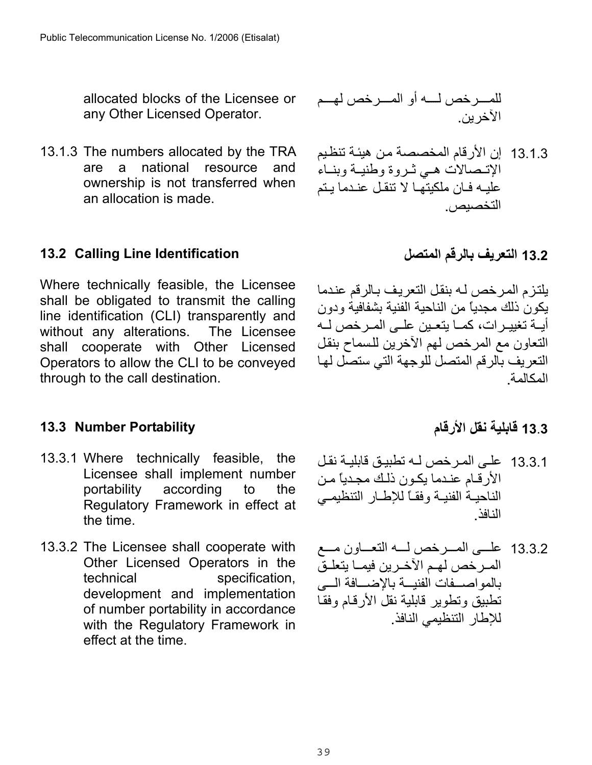allocated blocks of the Licensee or any Other Licensed Operator.

للمرخص له أو المرخص لهم الآخرين.

13.1.3 The numbers allocated by the TRA are a national resource and ownership is not transferred when an allocation is made.

13.1.3 إن الأرقام المخصصة من هيئة تنظيم الإتصالات هي ثروة وطنية وبناء عليه فان ملكيتها لا تنقل عندما يتم التخصيص.

### 13.2 Calling Line Identification

### 13.2 التعريف بالرقم المتصل

Where technically feasible, the Licensee shall be obligated to transmit the calling line identification (CLI) transparently and without any alterations. The Licensee shall cooperate with Other Licensed Operators to allow the CLI to be conveyed through to the call destination.

يلتزم المرخص له بنقل التعريف بالرقم عندما يكون ذلك مجدياً من الناحية الفنية بشفافية ودون أية تغييرات، كما يتعين على المرخص له التعاون مع المرخص لهم الآخرين للسماح بنقل التعريف بالرقم المتصل للوجهة التي ستصل لها المكالمة.

### 13.3 Number Portability

### 13.3 قابلية نقل الأرقام

13.3.1 Where technically feasible, the Licensee shall implement number portability according to the Regulatory Framework in effect at the time.

13.3.1 على المرخص له تطبيق قابلية نقل الأرقام عندما يكون ذلك مجدياً من الناحية الفنية وفقاً للإطار التنظيمي النافذ.

13.3.2 The Licensee shall cooperate with Other Licensed Operators in the technical specification, development and implementation of number portability in accordance with the Regulatory Framework in effect at the time.

13.3.2 على المرخص له التعاون مع المرخص لهم الآخرين فيما يتعلق بالمواصفات الفنية بالإضافة الى تطبيق وتطوير قابلية نقل الأرقام وفقاً للإطار التنظيمي النافذ.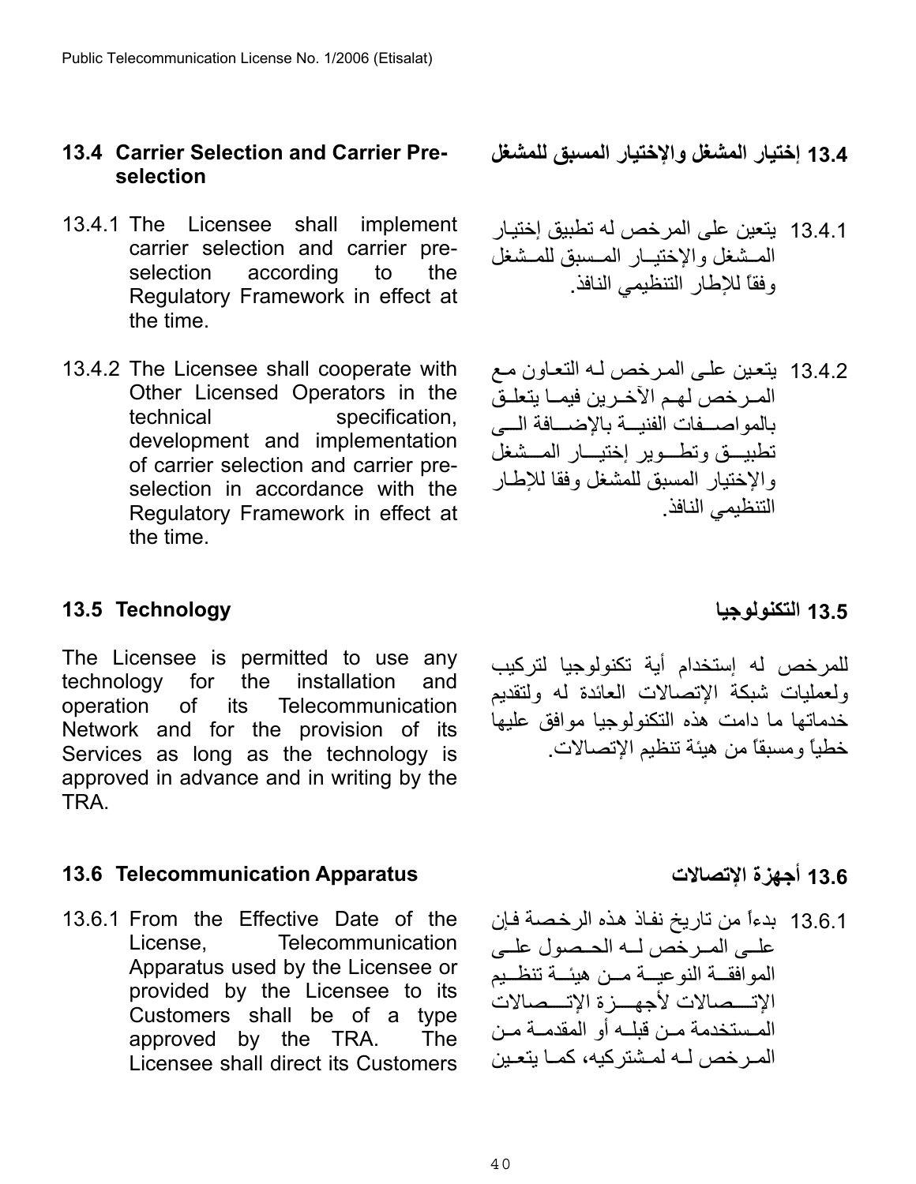### 13.4 Carrier Selection and Carrier Pre-selection

13.4.1 The Licensee shall implement carrier selection and carrier pre-selection according to the Regulatory Framework in effect at the time.

13.4.2 The Licensee shall cooperate with Other Licensed Operators in the technical specification, development and implementation of carrier selection and carrier pre-selection in accordance with the Regulatory Framework in effect at the time.

### 13.4 إختيار المشغل والإختيار المسبق للمشغل

13.4.1 يتعين على المرخص له تطبيق إختيار المشغل والإختيار المسبق للمشغل وفقاً للإطار التنظيمي النافذ.

13.4.2 يتعين على المرخص له التعاون مع المرخص لهم الآخرين فيما يتعلق بالمواصفات الفنية بالإضافة الى تطبيق وتطوير إختيار المشغل والإختيار المسبق للمشغل وفقا للإطار التنظيمي النافذ.

### 13.5 Technology

The Licensee is permitted to use any technology for the installation and operation of its Telecommunication Network and for the provision of its Services as long as the technology is approved in advance and in writing by the TRA.

### 13.5 التكنولوجيا

للمرخص له إستخدام أية تكنولوجيا لتركيب ولعمليات شبكة الإتصالات العائدة له ولتقديم خدماتها ما دامت هذه التكنولوجيا موافق عليها خطياً ومسبقاً من هيئة تنظيم الإتصالات.

### 13.6 Telecommunication Apparatus

13.6.1 From the Effective Date of the License, Telecommunication Apparatus used by the Licensee or provided by the Licensee to its Customers shall be of a type approved by the TRA. The Licensee shall direct its Customers

### 13.6 أجهزة الإتصالات

13.6.1 بدءاً من تاريخ نفاذ هذه الرخصة فإن على المرخص له الحصول على الموافقة النوعية من هيئة تنظيم الإتصالات لأجهزة الإتصالات المستخدمة من قبله أو المقدمة من المرخص له لمشتركيه، كما يتعين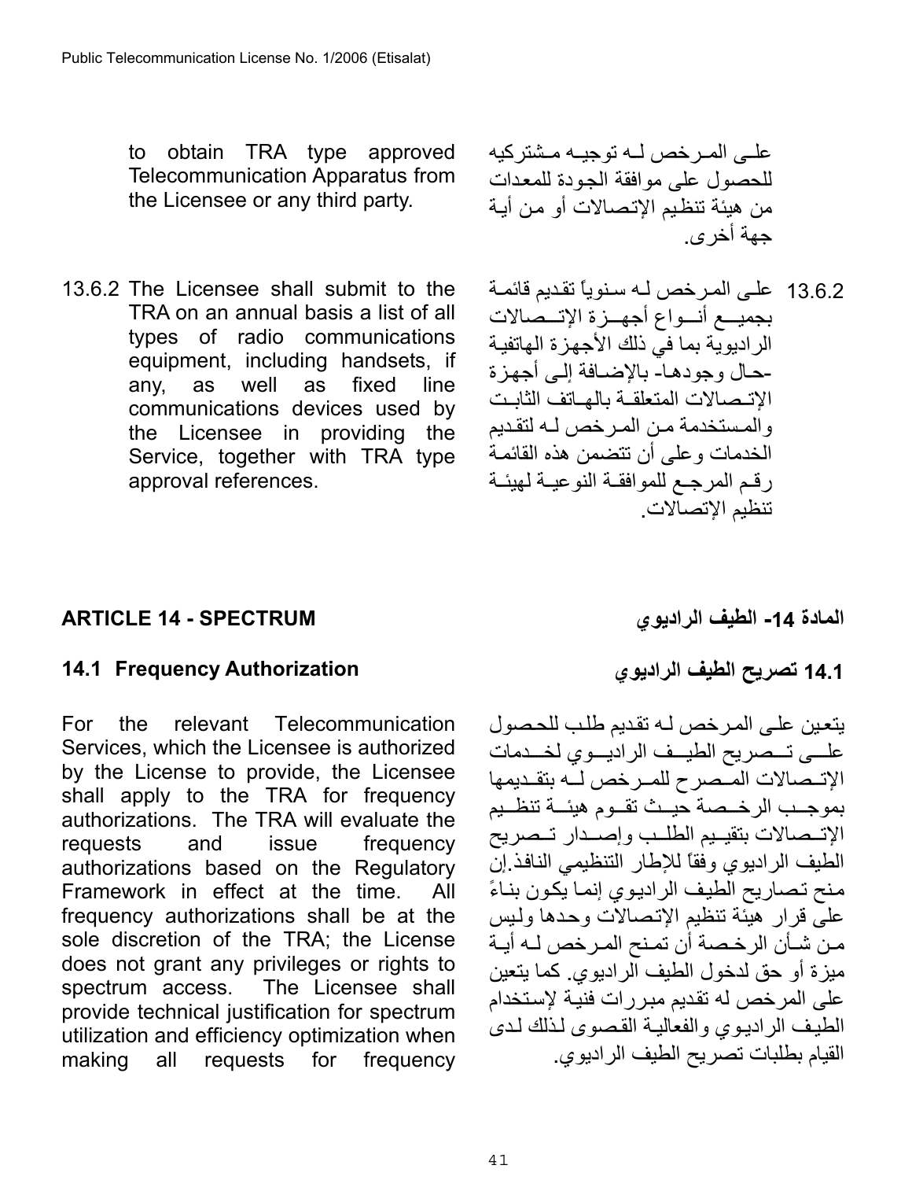to obtain TRA type approved Telecommunication Apparatus from the Licensee or any third party.

على المرخص له توجيه مشتركيه للحصول على موافقة الجودة للمعدات من هيئة تنظيم الإتصالات أو من أية جهة أخرى.

13.6.2 The Licensee shall submit to the TRA on an annual basis a list of all types of radio communications equipment, including handsets, if any, as well as fixed line communications devices used by the Licensee in providing the Service, together with TRA type approval references.

13.6.2 على المرخص له سنوياً تقديم قائمة بجميع أنواع أجهزة الإتصالات الراديوية بما في ذلك الأجهزة الهاتفية -حال وجودها- بالإضافة إلى أجهزة الإتصالات المتعلقة بالهاتف الثابت والمستخدمة من المرخص له لتقديم الخدمات وعلى أن تتضمن هذه القائمة رقم المرجع للموافقة النوعية لهيئة تنظيم الإتصالات.

## ARTICLE 14 - SPECTRUM

## المادة 14- الطيف الراديوي

### 14.1 Frequency Authorization

For the relevant Telecommunication Services, which the Licensee is authorized by the License to provide, the Licensee shall apply to the TRA for frequency authorizations. The TRA will evaluate the requests and issue frequency authorizations based on the Regulatory Framework in effect at the time. All frequency authorizations shall be at the sole discretion of the TRA; the License does not grant any privileges or rights to spectrum access. The Licensee shall provide technical justification for spectrum utilization and efficiency optimization when making all requests for frequency

### 14.1 تصريح الطيف الراديوي

يتعين على المرخص له تقديم طلب للحصول على تصريح الطيف الراديوي لخدمات الإتصالات المصرح للمرخص له بتقديمها بموجب الرخصة حيث تقوم هيئة تنظيم الإتصالات بتقييم الطلب وإصدار تصريح الطيف الراديوي وفقاً للإطار التنظيمي النافذ.إن منح تصاريح الطيف الراديوي إنما يكون بناءً على قرار هيئة تنظيم الإتصالات وحدها وليس من شأن الرخصة أن تمنح المرخص له أية ميزة أو حق لدخول الطيف الراديوي. كما يتعين على المرخص له تقديم مبررات فنية لإستخدام الطيف الراديوي والفعالية القصوى لذلك لدى القيام بطلبات تصريح الطيف الراديوي.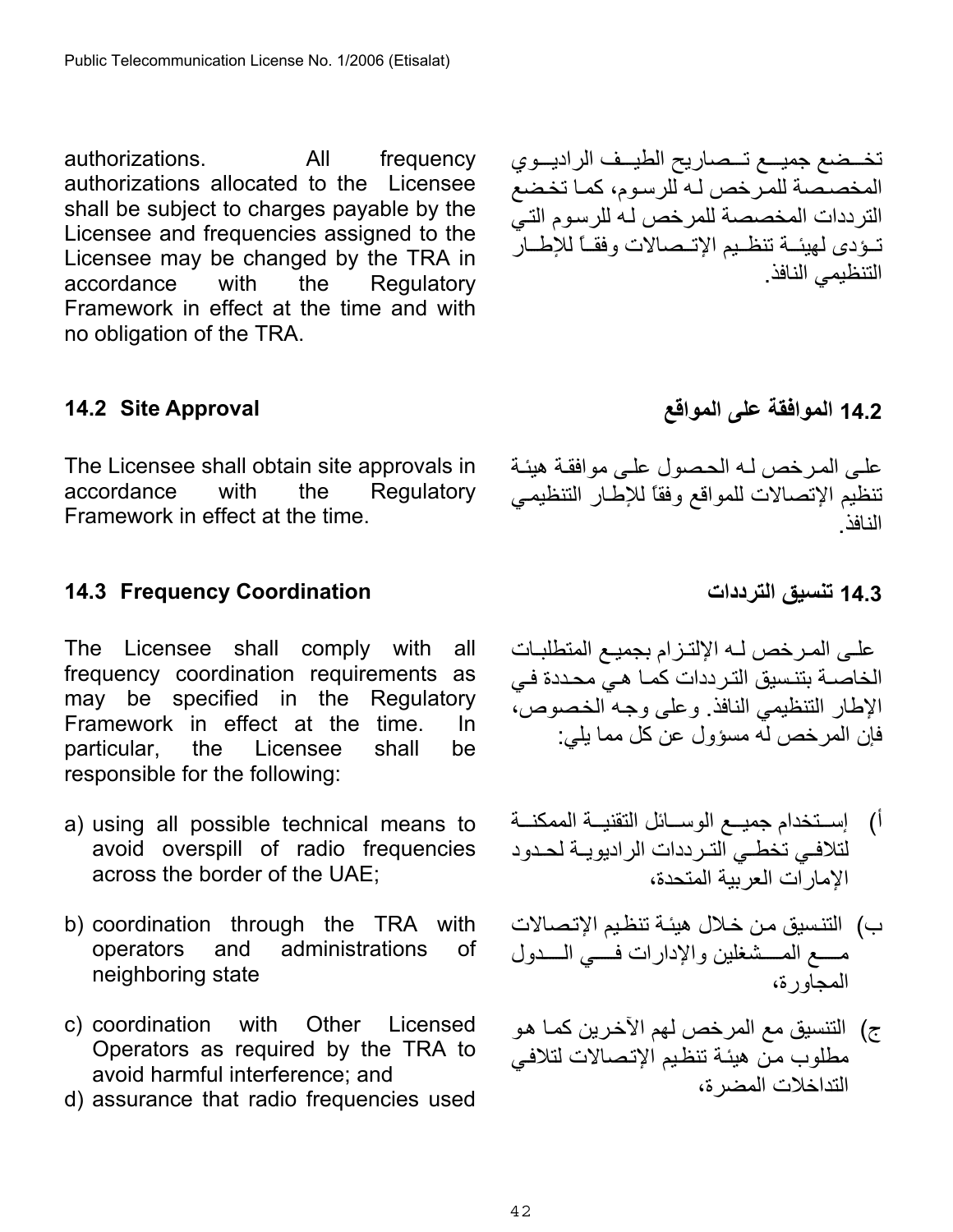authorizations. All frequency authorizations allocated to the Licensee shall be subject to charges payable by the Licensee and frequencies assigned to the Licensee may be changed by the TRA in accordance with the Regulatory Framework in effect at the time and with no obligation of the TRA.

تخضع جميع تصاريح الطيف الراديوي المخصصة للمرخص له للرسوم، كما تخضع الترددات المخصصة للمرخص له للرسوم التي تؤدى لهيئة تنظيم الإتصالات وفقاً للإطار التنظيمي النافذ.

### 14.2 Site Approval

### 14.2 الموافقة على المواقع

The Licensee shall obtain site approvals in accordance with the Regulatory Framework in effect at the time.

على المرخص له الحصول على موافقة هيئة تنظيم الإتصالات للمواقع وفقاً للإطار التنظيمي النافذ.

### 14.3 Frequency Coordination

### 14.3 تنسيق الترددات

The Licensee shall comply with all frequency coordination requirements as may be specified in the Regulatory Framework in effect at the time. In particular, the Licensee shall be responsible for the following:

a) using all possible technical means to avoid overspill of radio frequencies across the border of the UAE;

b) coordination through the TRA with operators and administrations of neighboring state

c) coordination with Other Licensed Operators as required by the TRA to avoid harmful interference; and

d) assurance that radio frequencies used

على المرخص له الإلتزام بجميع المتطلبات الخاصة بتنسيق الترددات كما هي محددة في الإطار التنظيمي النافذ. وعلى وجه الخصوص، فإن المرخص له مسؤول عن كل مما يلي:

أ) إستخدام جميع الوسائل التقنية الممكنة لتلافي تخطي الترددات الراديوية لحدود الإمارات العربية المتحدة،

ب) التنسيق من خلال هيئة تنظيم الإتصالات مع المشغلين والإدارات في الدول المجاورة،

ج) التنسيق مع المرخص لهم الآخرين كما هو مطلوب من هيئة تنظيم الإتصالات لتلافي التداخلات المضرة،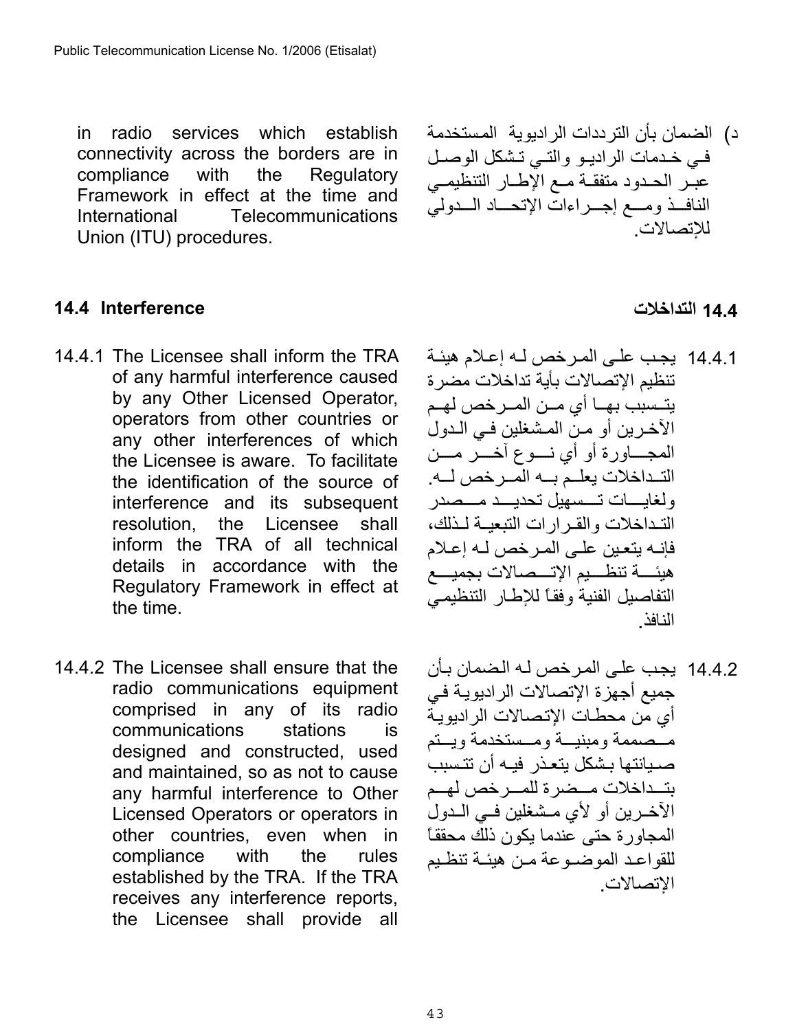in radio services which establish connectivity across the borders are in compliance with the Regulatory Framework in effect at the time and International Telecommunications Union (ITU) procedures.

د) الضمان بأن الترددات الراديوية المستخدمة في خدمات الراديو والتي تشكل الوصل عبر الحدود متفقة مع الإطار التنظيمي النافذ ومع إجراءات الإتحاد الدولي للإتصالات.

### 14.4 Interference

### 14.4 التداخلات

14.4.1 The Licensee shall inform the TRA of any harmful interference caused by any Other Licensed Operator, operators from other countries or any other interferences of which the Licensee is aware. To facilitate the identification of the source of interference and its subsequent resolution, the Licensee shall inform the TRA of all technical details in accordance with the Regulatory Framework in effect at the time.

14.4.1 يجب على المرخص له إعلام هيئة تنظيم الإتصالات بأية تداخلات مضرة يتسبب بها أي من المرخص لهم الآخرين أو من المشغلين في الدول المجاورة أو أي نوع آخر من التداخلات يعلم به المرخص له. ولغايات تسهيل تحديد مصدر التداخلات والقرارات التبعية لذلك، فإنه يتعين على المرخص له إعلام هيئة تنظيم الإتصالات بجميع التفاصيل الفنية وفقاً للإطار التنظيمي النافذ.

14.4.2 The Licensee shall ensure that the radio communications equipment comprised in any of its radio communications stations is designed and constructed, used and maintained, so as not to cause any harmful interference to Other Licensed Operators or operators in other countries, even when in compliance with the rules established by the TRA. If the TRA receives any interference reports, the Licensee shall provide all

14.4.2 يجب على المرخص له الضمان بأن جميع أجهزة الإتصالات الراديوية في أي من محطات الإتصالات الراديوية مصممة ومبنية ومستخدمة ويتم صيانتها بشكل يتعذر فيه أن تتسبب بتداخلات مضرة للمرخص لهم الآخرين أو لأي مشغلين في الدول المجاورة حتى عندما يكون ذلك محققاً للقواعد الموضوعة من هيئة تنظيم الإتصالات.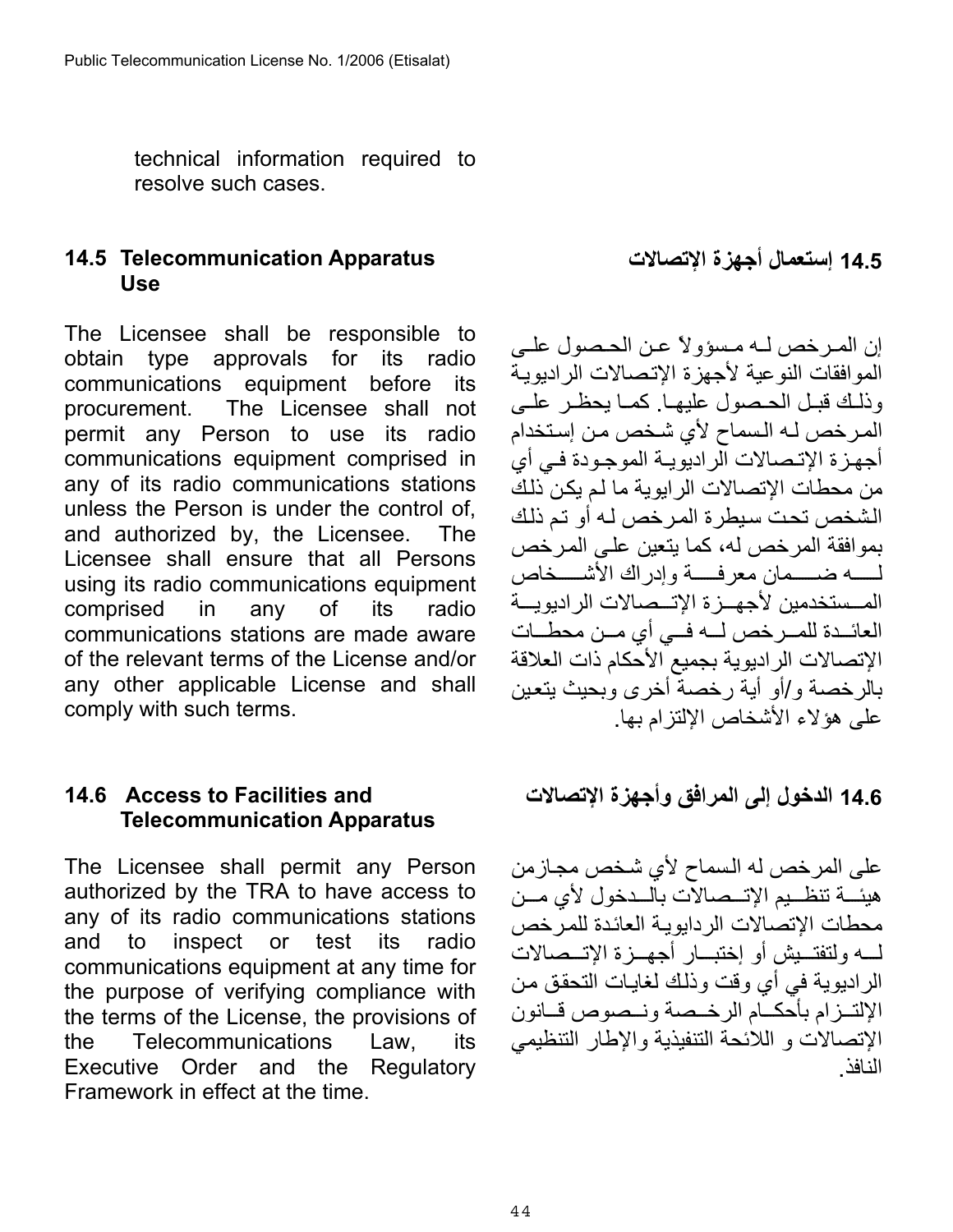technical information required to resolve such cases.

### 14.5 Telecommunication Apparatus Use

The Licensee shall be responsible to obtain type approvals for its radio communications equipment before its procurement. The Licensee shall not permit any Person to use its radio communications equipment comprised in any of its radio communications stations unless the Person is under the control of, and authorized by, the Licensee. The Licensee shall ensure that all Persons using its radio communications equipment comprised in any of its radio communications stations are made aware of the relevant terms of the License and/or any other applicable License and shall comply with such terms.

### 14.5 إستعمال أجهزة الإتصالات

إن المرخص له مسؤولاً عن الحصول على الموافقات النوعية لأجهزة الإتصالات الراديوية وذلك قبل الحصول عليها. كما يحظر على المرخص له السماح لأي شخص من إستخدام أجهزة الإتصالات الراديوية الموجودة في أي من محطات الإتصالات الرايوية ما لم يكن ذلك الشخص تحت سيطرة المرخص له أو تم ذلك بموافقة المرخص له، كما يتعين على المرخص له ضمان معرفة وإدراك الأشخاص المستخدمين لأجهزة الإتصالات الراديوية العائدة للمرخص له في أي من محطات الإتصالات الراديوية بجميع الأحكام ذات العلاقة بالرخصة و/أو أية رخصة أخرى وبحيث يتعين على هؤلاء الأشخاص الإلتزام بها.

### 14.6 Access to Facilities and Telecommunication Apparatus

The Licensee shall permit any Person authorized by the TRA to have access to any of its radio communications stations and to inspect or test its radio communications equipment at any time for the purpose of verifying compliance with the terms of the License, the provisions of the Telecommunications Law, its Executive Order and the Regulatory Framework in effect at the time.

### 14.6 الدخول إلى المرافق وأجهزة الإتصالات

على المرخص له السماح لأي شخص مجازمن هيئة تنظيم الإتصالات بالدخول لأي من محطات الإتصالات الردايوية العائدة للمرخص له ولتفتيش أو إختبار أجهزة الإتصالات الراديوية في أي وقت وذلك لغايات التحقق من الإلتزام بأحكام الرخصة ونصوص قانون الإتصالات و اللائحة التنفيذية والإطار التنظيمي النافذ.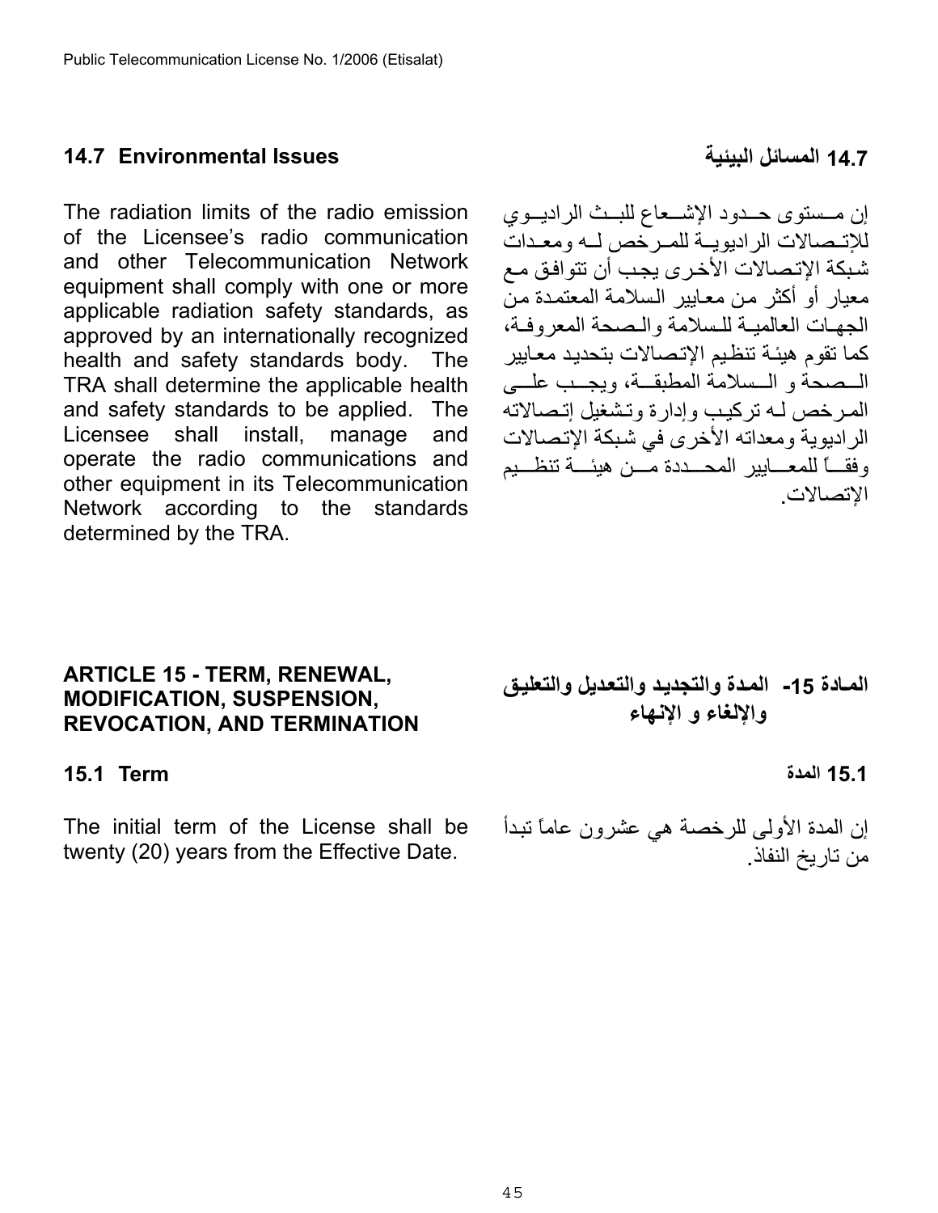### 14.7 Environmental Issues

The radiation limits of the radio emission of the Licensee's radio communication and other Telecommunication Network equipment shall comply with one or more applicable radiation safety standards, as approved by an internationally recognized health and safety standards body. The TRA shall determine the applicable health and safety standards to be applied. The Licensee shall install, manage and operate the radio communications and other equipment in its Telecommunication Network according to the standards determined by the TRA.

### 14.7 المسائل البيئية

إن مستوى حدود الإشعاع للبث الراديوي للإتصالات الراديوية للمرخص له ومعدات شبكة الإتصالات الأخرى يجب أن تتوافق مع معيار أو أكثر من معايير السلامة المعتمدة من الجهات العالمية للسلامة والصحة المعروفة، كما تقوم هيئة تنظيم الإتصالات بتحديد معايير الصحة و السلامة المطبقة، ويجب على المرخص له تركيب وإدارة وتشغيل إتصالاته الراديوية ومعداته الأخرى في شبكة الإتصالات وفقاً للمعايير المحددة من هيئة تنظيم الإتصالات.

## ARTICLE 15 - TERM, RENEWAL, MODIFICATION, SUSPENSION, REVOCATION, AND TERMINATION

## المادة 15- المدة والتجديد والتعديل والتعليق والإلغاء و الإنهاء

### 15.1 Term

The initial term of the License shall be twenty (20) years from the Effective Date.

### 15.1 المدة

إن المدة الأولى للرخصة هي عشرون عاماً تبدأ من تاريخ النفاذ.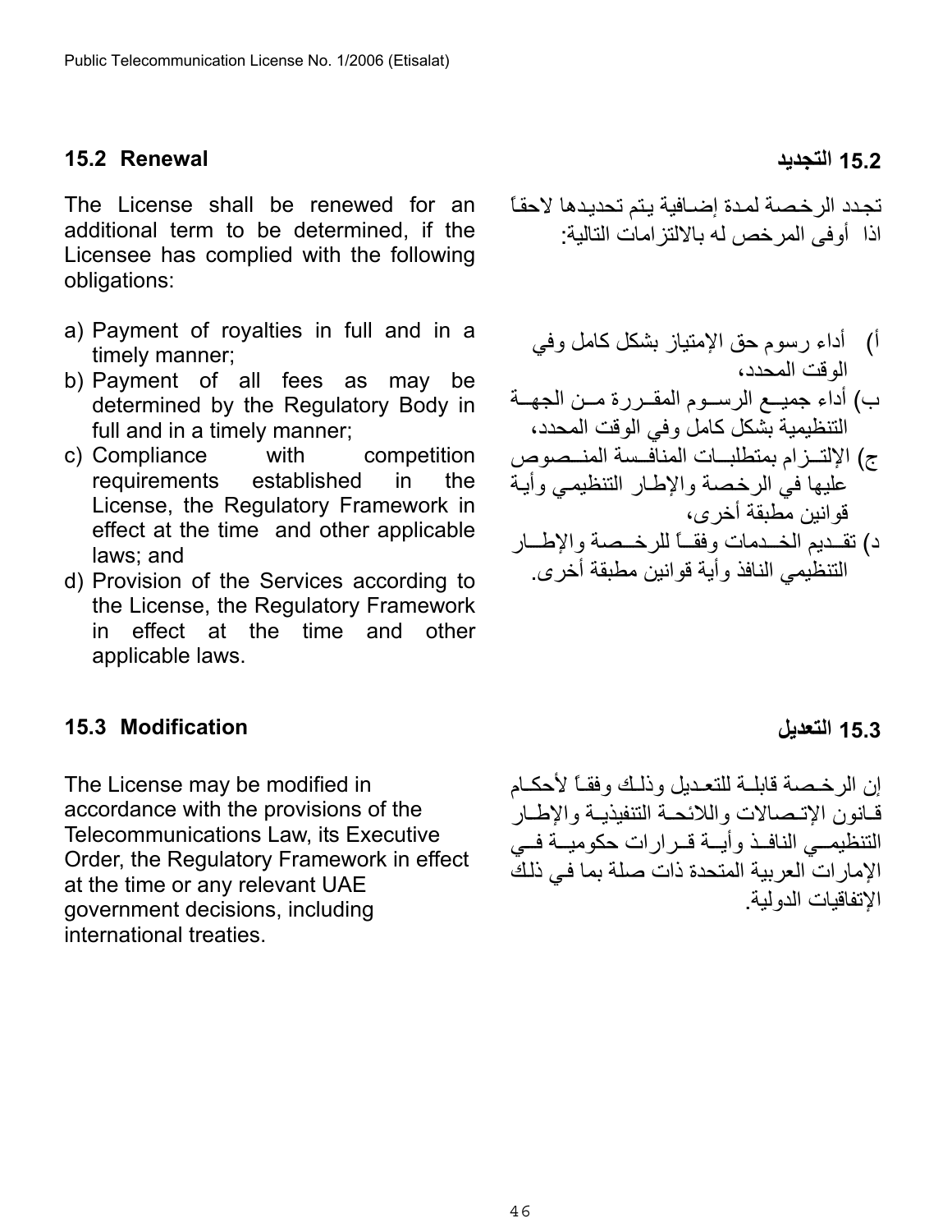### 15.2 Renewal

The License shall be renewed for an additional term to be determined, if the Licensee has complied with the following obligations:

a) Payment of royalties in full and in a timely manner;
b) Payment of all fees as may be determined by the Regulatory Body in full and in a timely manner;
c) Compliance with competition requirements established in the License, the Regulatory Framework in effect at the time and other applicable laws; and
d) Provision of the Services according to the License, the Regulatory Framework in effect at the time and other applicable laws.

### 15.2 التجديد

تجدد الرخصة لمدة إضافية يتم تحديدها لاحقاً اذا أوفى المرخص له بالالتزامات التالية:

أ) أداء رسوم حق الإمتياز بشكل كامل وفي الوقت المحدد،
ب) أداء جميع الرسوم المقررة من الجهة التنظيمية بشكل كامل وفي الوقت المحدد،
ج) الإلتزام بمتطلبات المنافسة المنصوص عليها في الرخصة والإطار التنظيمي وأية قوانين مطبقة أخرى،
د) تقديم الخدمات وفقاً للرخصة والإطار التنظيمي النافذ وأية قوانين مطبقة أخرى.

### 15.3 Modification

The License may be modified in accordance with the provisions of the Telecommunications Law, its Executive Order, the Regulatory Framework in effect at the time or any relevant UAE government decisions, including international treaties.

### 15.3 التعديل

إن الرخصة قابلة للتعديل وذلك وفقاً لأحكام قانون الإتصالات واللائحة التنفيذية والإطار التنظيمي النافذ وأية قرارات حكومية في الإمارات العربية المتحدة ذات صلة بما في ذلك الإتفاقيات الدولية.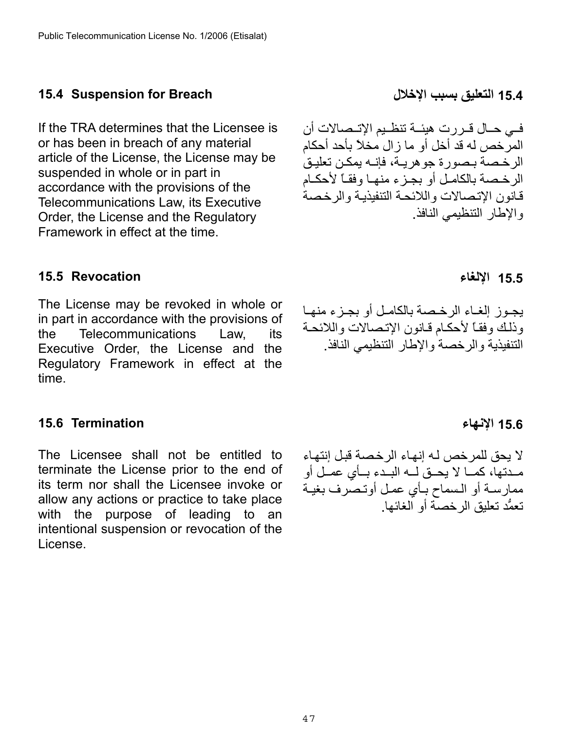### 15.4 Suspension for Breach

If the TRA determines that the Licensee is or has been in breach of any material article of the License, the License may be suspended in whole or in part in accordance with the provisions of the Telecommunications Law, its Executive Order, the License and the Regulatory Framework in effect at the time.

### 15.4 التعليق بسبب الإخلال

فـي حـال قـررت هيئـة تنظـيم الإتـصالات أن المرخص له قد أخل أو ما زال مخلاً بأحد أحكام الرخـصة بـصورة جوهريـة، فإنـه يمكـن تعليـق الرخـصة بالكامـل أو بجـزء منهـا وفقـاً لأحكـام قـانون الإتـصالات واللائحـة التنفيذيـة والرخـصة والإطار التنظيمي النافذ.

### 15.5 Revocation

The License may be revoked in whole or in part in accordance with the provisions of the Telecommunications Law, its Executive Order, the License and the Regulatory Framework in effect at the time.

### 15.5 الإلغاء

يجـوز إلغـاء الرخـصة بالكامـل أو بجـزء منهـا وذلـك وفقـاً لأحكـام قـانون الإتـصالات واللائحـة التنفيذية والرخصة والإطار التنظيمي النافذ.

### 15.6 Termination

The Licensee shall not be entitled to terminate the License prior to the end of its term nor shall the Licensee invoke or allow any actions or practice to take place with the purpose of leading to an intentional suspension or revocation of the License.

### 15.6 الإنـهاء

لا يحق للمرخص لـه إنهاء الرخصة قبل إنتهاء مـدتها، كمـا لا يحـق لـه البـدء بـأي عمـل أو ممارسـة أو الـسماح بـأي عمل أوتـصرف بغيـة تعمُّد تعليق الرخصة أو الغائها.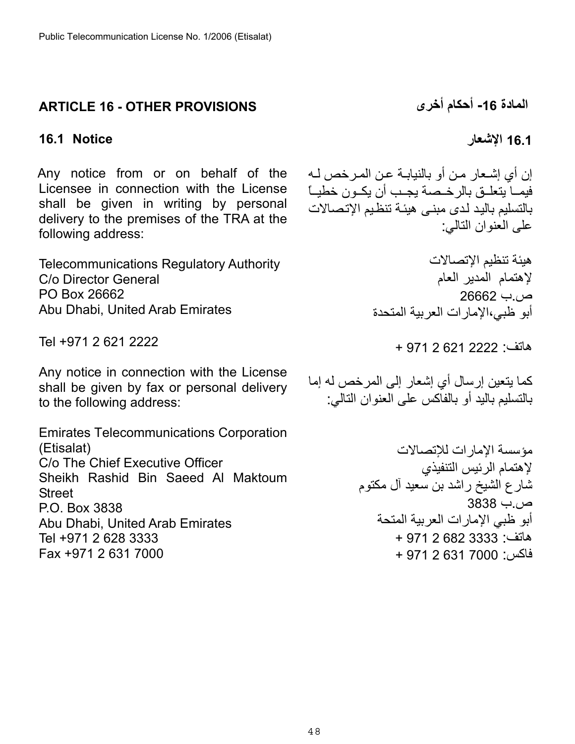## ARTICLE 16 - OTHER PROVISIONS

## المادة 16- أحكام أخرى

### 16.1 Notice

Any notice from or on behalf of the Licensee in connection with the License shall be given in writing by personal delivery to the premises of the TRA at the following address:

Telecommunications Regulatory Authority
C/o Director General
PO Box 26662
Abu Dhabi, United Arab Emirates

Tel +971 2 621 2222

Any notice in connection with the License shall be given by fax or personal delivery to the following address:

Emirates Telecommunications Corporation (Etisalat)
C/o The Chief Executive Officer
Sheikh Rashid Bin Saeed Al Maktoum Street
P.O. Box 3838
Abu Dhabi, United Arab Emirates
Tel +971 2 628 3333
Fax +971 2 631 7000

### 16.1 الإشعار

إن أي إشعار من أو بالنيابة عن المرخص لـه فيما يتعلق بالرخصة يجب أن يكون خطياً بالتسليم باليد لدى مبنى هيئة تنظيم الإتصالات على العنوان التالي:

هيئة تنظيم الإتصالات
لإهتمام المدير العام
ص.ب 26662
أبو ظبي،الإمارات العربية المتحدة

هاتف: 2222 621 2 971 +

كما يتعين إرسال أي إشعار إلى المرخص له إما بالتسليم باليد أو بالفاكس على العنوان التالي:

مؤسسة الإمارات للإتصالات
لإهتمام الرئيس التنفيذي
شارع الشيخ راشد بن سعيد آل مكتوم
ص.ب 3838
أبو ظبي الإمارات العربية المتحة
هاتف: 3333 682 2 971 +
فاكس: 7000 631 2 971 +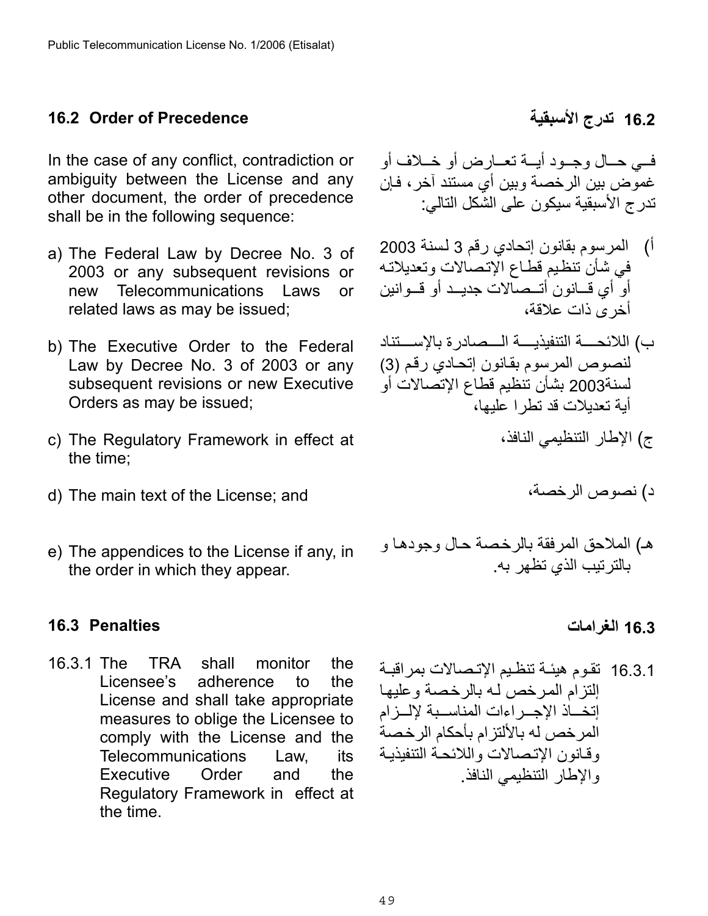## 16.2 Order of Precedence

In the case of any conflict, contradiction or ambiguity between the License and any other document, the order of precedence shall be in the following sequence:

a) The Federal Law by Decree No. 3 of 2003 or any subsequent revisions or new Telecommunications Laws or related laws as may be issued;

b) The Executive Order to the Federal Law by Decree No. 3 of 2003 or any subsequent revisions or new Executive Orders as may be issued;

c) The Regulatory Framework in effect at the time;

d) The main text of the License; and

e) The appendices to the License if any, in the order in which they appear.

## 16.2 تدرج الأسبقية

في حال وجود أية تعارض أو خلاف أو غموض بين الرخصة وبين أي مستند آخر، فإن تدرج الأسبقية سيكون على الشكل التالي:

أ) المرسوم بقانون إتحادي رقم 3 لسنة 2003 في شأن تنظيم قطاع الإتصالات وتعديلاته أو أي قانون أتصالات جديد أو قوانين أخرى ذات علاقة،

ب) اللائحة التنفيذية الصادرة بالإستناد لنصوص المرسوم بقانون إتحادي رقم (3) لسنة2003 بشأن تنظيم قطاع الإتصالات أو أية تعديلات قد تطرا عليها،

ج) الإطار التنظيمي النافذ،

د) نصوص الرخصة،

هـ) الملاحق المرفقة بالرخصة حال وجودها و بالترتيب الذي تظهر به.

## 16.3 Penalties

16.3.1 The TRA shall monitor the Licensee's adherence to the License and shall take appropriate measures to oblige the Licensee to comply with the License and the Telecommunications Law, its Executive Order and the Regulatory Framework in effect at the time.

## 16.3 الغرامات

16.3.1 تقوم هيئة تنظيم الإتصالات بمراقبة إلتزام المرخص له بالرخصة وعليها إتخاذ الإجراءات المناسبة لإلزام المرخص له بالألتزام بأحكام الرخصة وقانون الإتصالات واللائحة التنفيذية والإطار التنظيمي النافذ.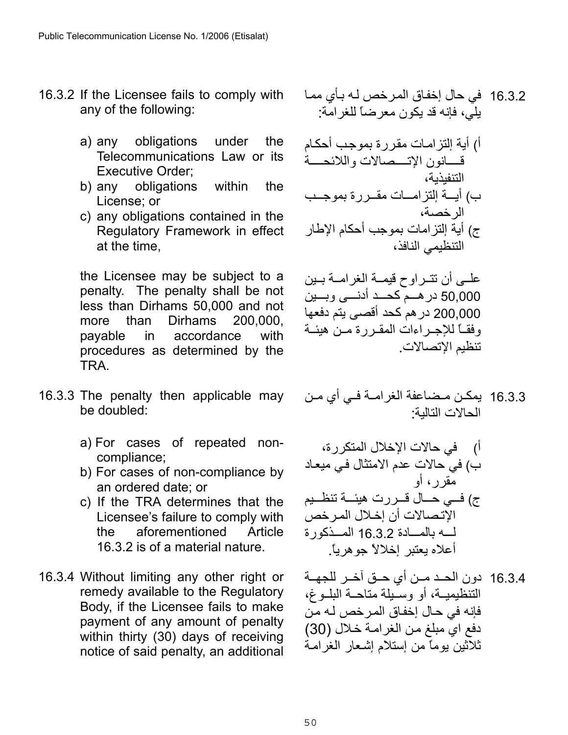16.3.2 If the Licensee fails to comply with any of the following:

a) any obligations under the Telecommunications Law or its Executive Order;
b) any obligations within the License; or
c) any obligations contained in the Regulatory Framework in effect at the time,

the Licensee may be subject to a penalty. The penalty shall be not less than Dirhams 50,000 and not more than Dirhams 200,000, payable in accordance with procedures as determined by the TRA.

16.3.2 في حال إخفاق المرخص له بأي مما يلي، فإنه قد يكون معرضاً للغرامة:

أ) أية إلتزامات مقررة بموجب أحكام قانون الإتصالات واللائحة التنفيذية،
ب) أية إلتزامات مقررة بموجب الرخصة،
ج) أية إلتزامات بموجب أحكام الإطار التنظيمي النافذ،

على أن تتراوح قيمة الغرامة بين 50,000 درهم كحد أدنى وبين 200,000 درهم كحد أقصى يتم دفعها وفقاً للإجراءات المقررة من هيئة تنظيم الإتصالات.

16.3.3 The penalty then applicable may be doubled:

a) For cases of repeated non-compliance;
b) For cases of non-compliance by an ordered date; or
c) If the TRA determines that the Licensee's failure to comply with the aforementioned Article 16.3.2 is of a material nature.

16.3.3 يمكن مضاعفة الغرامة في أي من الحالات التالية:

أ) في حالات الإخلال المتكررة،
ب) في حالات عدم الامتثال في ميعاد مقرر، أو
ج) في حال قررت هيئة تنظيم الإتصالات أن إخلال المرخص له بالمادة 16.3.2 المذكورة أعلاه يعتبر إخلالاً جوهرياً.

16.3.4 Without limiting any other right or remedy available to the Regulatory Body, if the Licensee fails to make payment of any amount of penalty within thirty (30) days of receiving notice of said penalty, an additional

16.3.4 دون الحد من أي حق آخر للجهة التنظيمية، أو وسيلة متاحة البلوغ، فإنه في حال إخفاق المرخص له من دفع اي مبلغ من الغرامة خلال (30) ثلاثين يوماً من إستلام إشعار الغرامة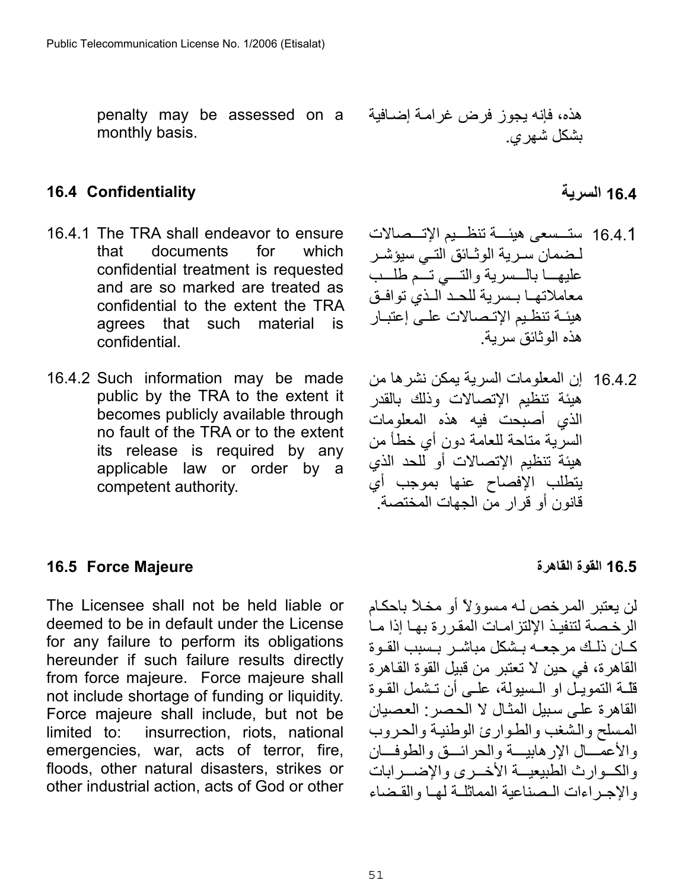penalty may be assessed on a monthly basis.

هذه، فإنه يجوز فرض غرامة إضافية بشكل شهري.

## 16.4 Confidentiality

## 16.4 السرية

16.4.1 The TRA shall endeavor to ensure that documents for which confidential treatment is requested and are so marked are treated as confidential to the extent the TRA agrees that such material is confidential.

16.4.1 ستسعى هيئة تنظيم الإتصالات لضمان سرية الوثائق التي سيؤشر عليها بالسرية والتي تم طلب معاملاتها بسرية للحد الذي توافق هيئة تنظيم الإتصالات على إعتبار هذه الوثائق سرية.

16.4.2 Such information may be made public by the TRA to the extent it becomes publicly available through no fault of the TRA or to the extent its release is required by any applicable law or order by a competent authority.

16.4.2 إن المعلومات السرية يمكن نشرها من هيئة تنظيم الإتصالات وذلك بالقدر الذي أصبحت فيه هذه المعلومات السرية متاحة للعامة دون أي خطأ من هيئة تنظيم الإتصالات أو للحد الذي يتطلب الإفصاح عنها بموجب أي قانون أو قرار من الجهات المختصة.

## 16.5 Force Majeure

## 16.5 القوة القاهرة

The Licensee shall not be held liable or deemed to be in default under the License for any failure to perform its obligations hereunder if such failure results directly from force majeure. Force majeure shall not include shortage of funding or liquidity. Force majeure shall include, but not be limited to: insurrection, riots, national emergencies, war, acts of terror, fire, floods, other natural disasters, strikes or other industrial action, acts of God or other

لن يعتبر المرخص له مسؤولاً أو مخلاً باحكام الرخصة لتنفيذ الإلتزامات المقررة بها إذا ما كان ذلك مرجعه بشكل مباشر بسبب القوة القاهرة، في حين لا تعتبر من قبيل القوة القاهرة قلة التمويل او السيولة، على أن تشمل القوة القاهرة على سبيل المثال لا الحصر: العصيان المسلح والشغب والطوارئ الوطنية والحروب والأعمال الإرهابية والحرائق والطوفان والكوارث الطبيعية الأخرى والإضرابات والإجراءات الصناعية المماثلة لها والقضاء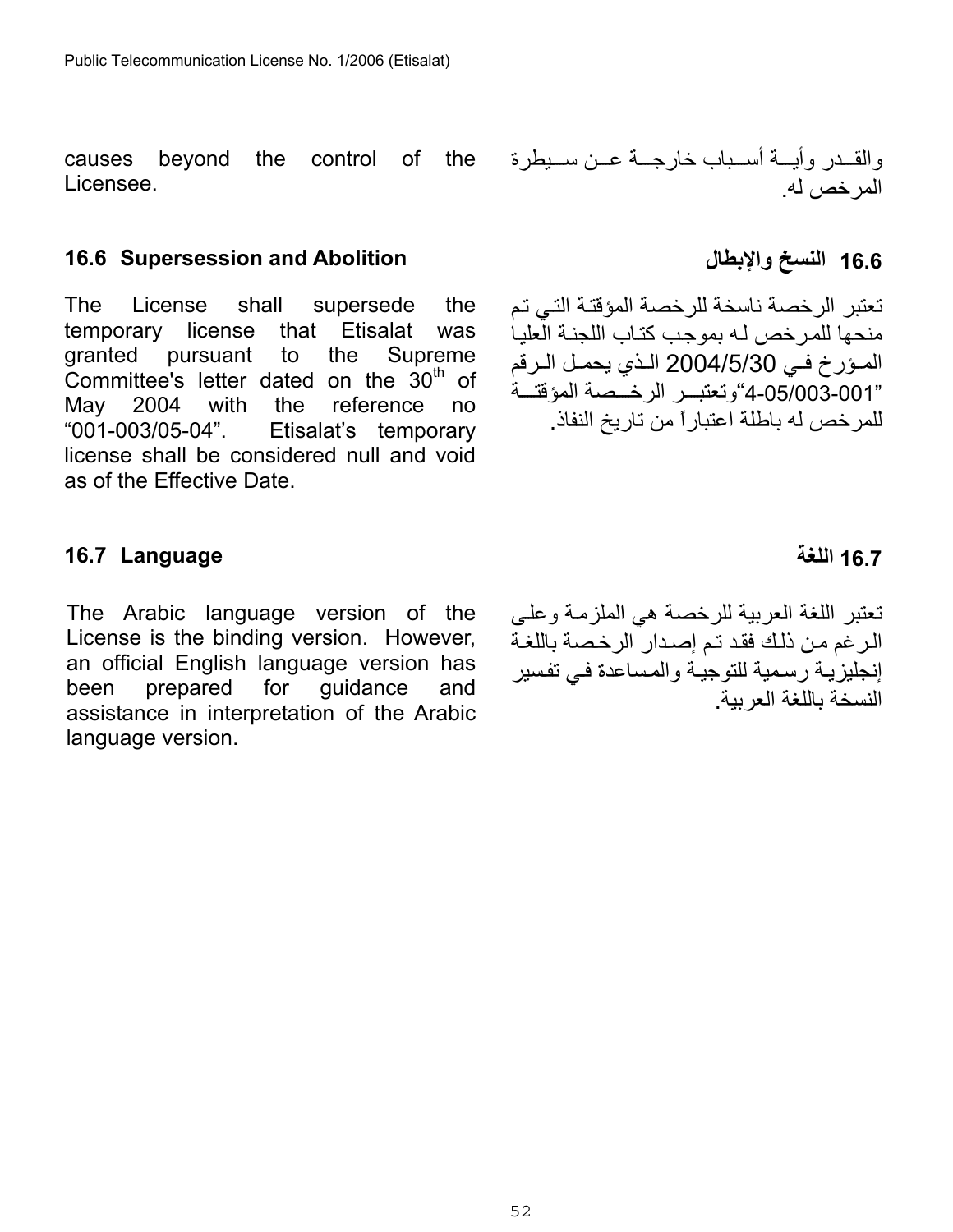causes beyond the control of the Licensee.

والقدر وأية أسباب خارجة عن سيطرة المرخص له.

### 16.6 Supersession and Abolition

### 16.6 النسخ والإبطال

The License shall supersede the temporary license that Etisalat was granted pursuant to the Supreme Committee's letter dated on the 30th of May 2004 with the reference no "001-003/05-04". Etisalat's temporary license shall be considered null and void as of the Effective Date.

تعتبر الرخصة ناسخة للرخصة المؤقتة التي تم منحها للمرخص له بموجب كتاب اللجنة العليا المؤرخ في 2004/5/30 الذي يحمل الرقم "4-05/003-001"وتعتبر الرخصة المؤقتة للمرخص له باطلة اعتباراً من تاريخ النفاذ.

### 16.7 Language

### 16.7 اللغة

The Arabic language version of the License is the binding version. However, an official English language version has been prepared for guidance and assistance in interpretation of the Arabic language version.

تعتبر اللغة العربية للرخصة هي الملزمة وعلى الرغم من ذلك فقد تم إصدار الرخصة باللغة إنجليزية رسمية للتوجية والمساعدة في تفسير النسخة باللغة العربية.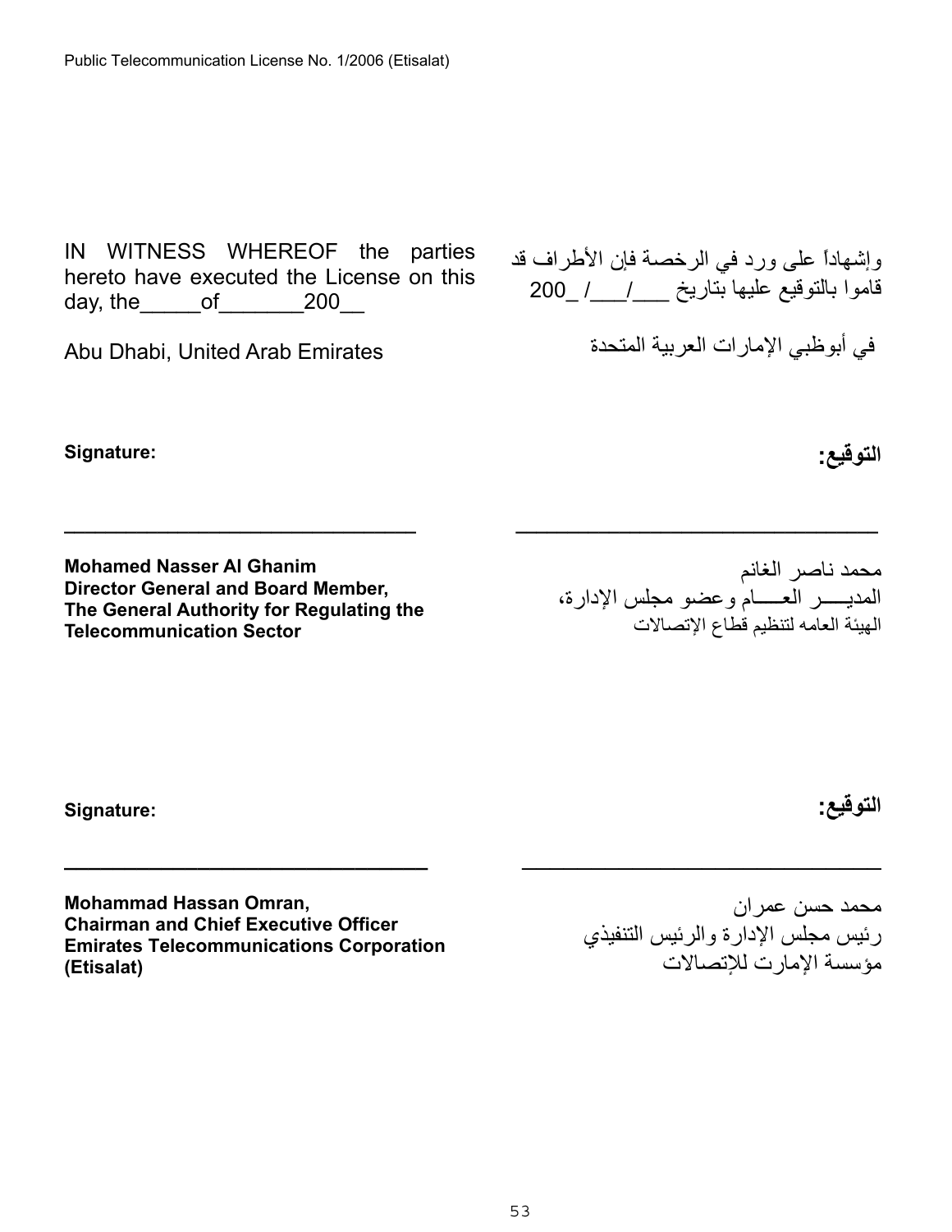IN WITNESS WHEREOF the parties hereto have executed the License on this day, the_____of_______200__

وإشهاداً على ورد في الرخصة فإن الأطراف قد قاموا بالتوقيع عليها بتاريخ ___/___/_200

Abu Dhabi, United Arab Emirates

في أبوظبي الإمارات العربية المتحدة

**Signature:**

**التوقيع:**

________________________________ ________________________________

**Mohamed Nasser Al Ghanim**
**Director General and Board Member,**
**The General Authority for Regulating the Telecommunication Sector**

محمد ناصر الغانم
المديـــــر العـــــام وعضو مجلس الإدارة،
الهيئة العامه لتنظيم قطاع الإتصالات

**Signature:**

**التوقيع:**

________________________________ ________________________________

**Mohammad Hassan Omran,**
**Chairman and Chief Executive Officer**
**Emirates Telecommunications Corporation (Etisalat)**

محمد حسن عمران
رئيس مجلس الإدارة والرئيس التنفيذي
مؤسسة الإمارت للإتصالات